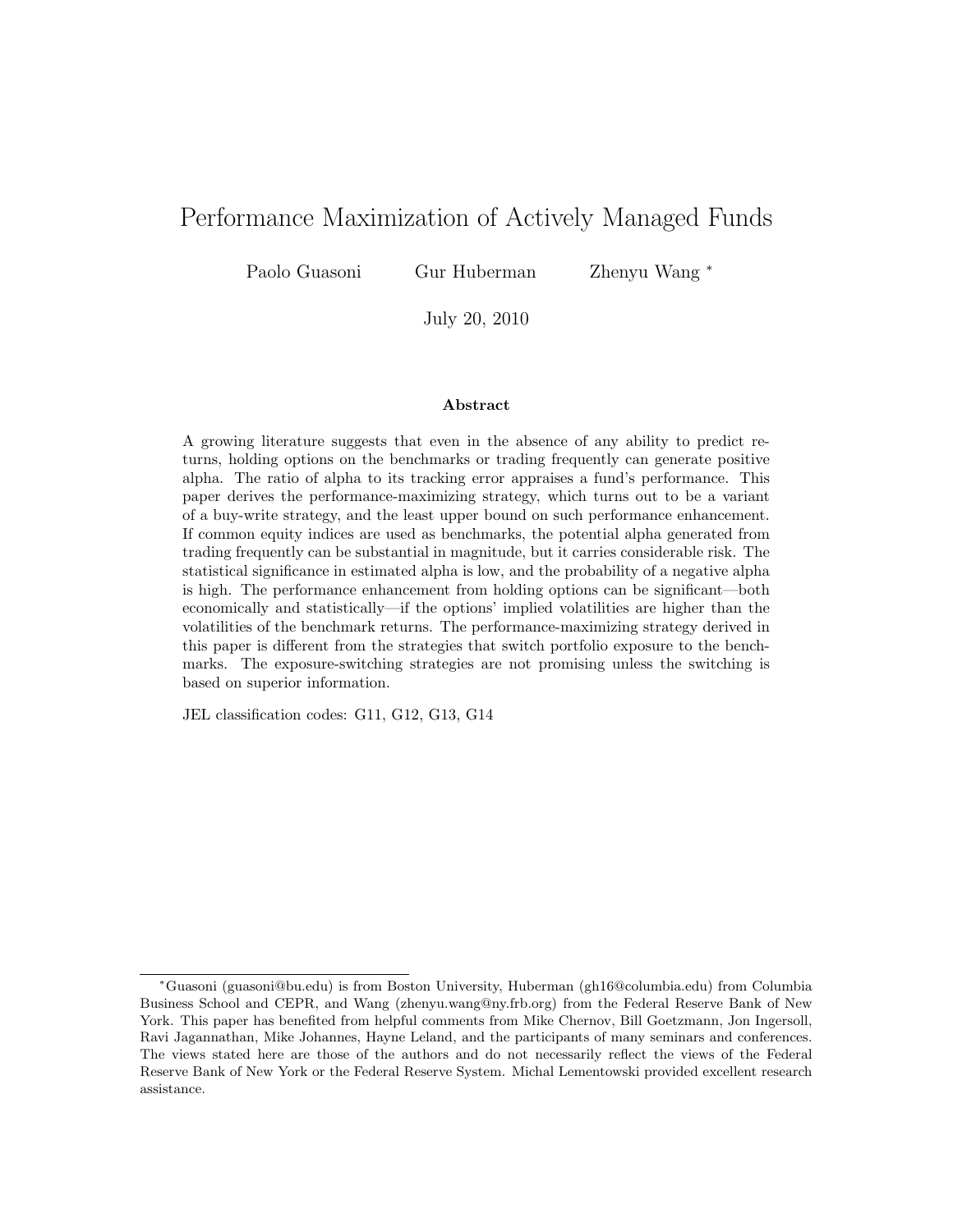# Performance Maximization of Actively Managed Funds

Paolo Guasoni Gur Huberman Zhenyu Wang [*]

July 20, 2010

### Abstract

A growing literature suggests that even in the absence of any ability to predict returns, holding options on the benchmarks or trading frequently can generate positive alpha. The ratio of alpha to its tracking error appraises a fund's performance. This paper derives the performance-maximizing strategy, which turns out to be a variant of a buy-write strategy, and the least upper bound on such performance enhancement. If common equity indices are used as benchmarks, the potential alpha generated from trading frequently can be substantial in magnitude, but it carries considerable risk. The statistical significance in estimated alpha is low, and the probability of a negative alpha is high. The performance enhancement from holding options can be significant—both economically and statistically—if the options' implied volatilities are higher than the volatilities of the benchmark returns. The performance-maximizing strategy derived in this paper is different from the strategies that switch portfolio exposure to the benchmarks. The exposure-switching strategies are not promising unless the switching is based on superior information.

JEL classification codes: G11, G12, G13, G14

[*] Guasoni (guasoni@bu.edu) is from Boston University, Huberman (gh16@columbia.edu) from Columbia Business School and CEPR, and Wang (zhenyu.wang@ny.frb.org) from the Federal Reserve Bank of New York. This paper has benefited from helpful comments from Mike Chernov, Bill Goetzmann, Jon Ingersoll, Ravi Jagannathan, Mike Johannes, Hayne Leland, and the participants of many seminars and conferences. The views stated here are those of the authors and do not necessarily reflect the views of the Federal Reserve Bank of New York or the Federal Reserve System. Michal Lementowski provided excellent research assistance.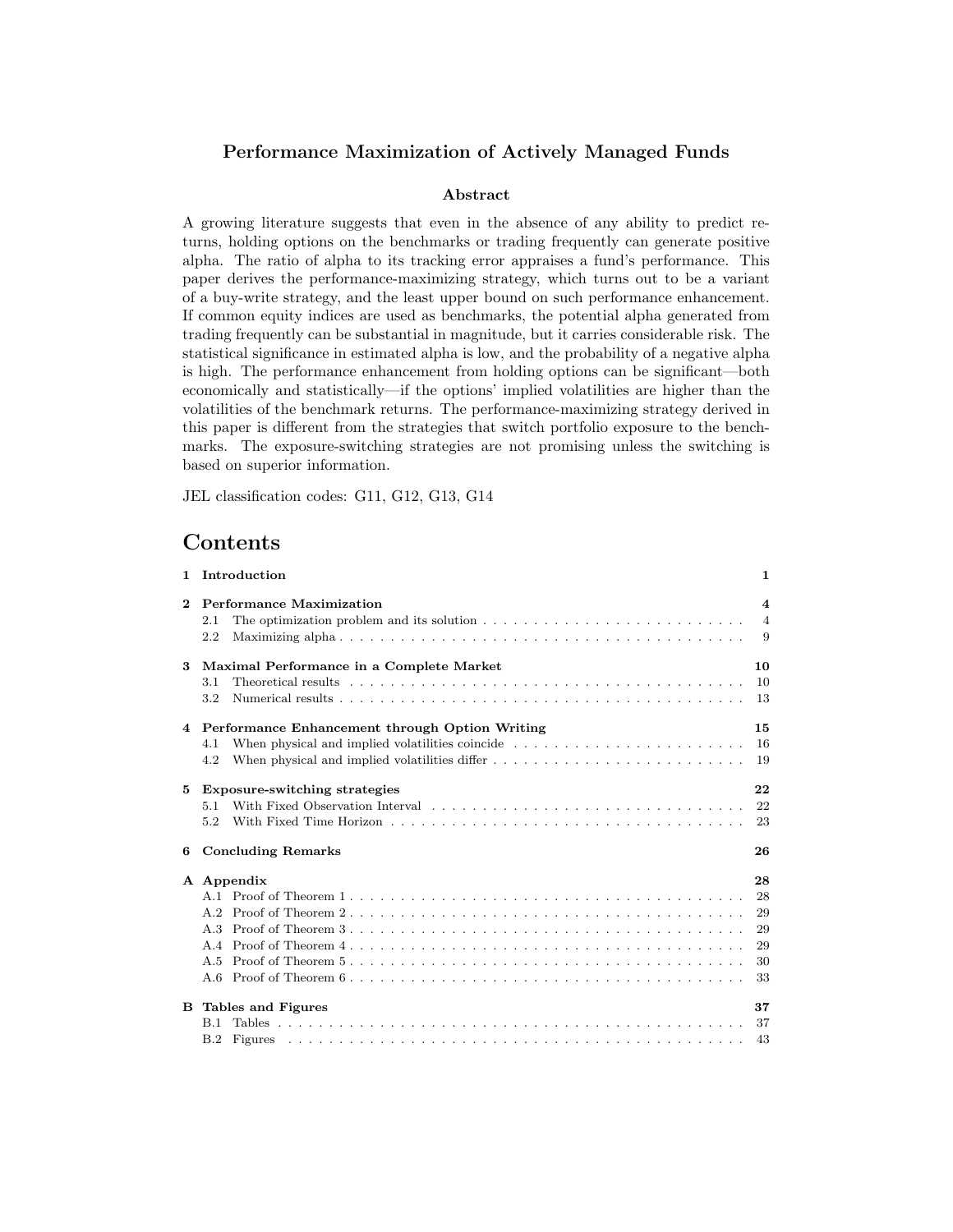## Performance Maximization of Actively Managed Funds

### Abstract

A growing literature suggests that even in the absence of any ability to predict returns, holding options on the benchmarks or trading frequently can generate positive alpha. The ratio of alpha to its tracking error appraises a fund's performance. This paper derives the performance-maximizing strategy, which turns out to be a variant of a buy-write strategy, and the least upper bound on such performance enhancement. If common equity indices are used as benchmarks, the potential alpha generated from trading frequently can be substantial in magnitude, but it carries considerable risk. The statistical significance in estimated alpha is low, and the probability of a negative alpha is high. The performance enhancement from holding options can be significant—both economically and statistically—if the options' implied volatilities are higher than the volatilities of the benchmark returns. The performance-maximizing strategy derived in this paper is different from the strategies that switch portfolio exposure to the benchmarks. The exposure-switching strategies are not promising unless the switching is based on superior information.

JEL classification codes: G11, G12, G13, G14

# Contents

| | | |
|---|---|---|
| **1** | **Introduction** | **1** |
| **2** | **Performance Maximization** | **4** |
| 2.1 | The optimization problem and its solution | 4 |
| 2.2 | Maximizing alpha | 9 |
| **3** | **Maximal Performance in a Complete Market** | **10** |
| 3.1 | Theoretical results | 10 |
| 3.2 | Numerical results | 13 |
| **4** | **Performance Enhancement through Option Writing** | **15** |
| 4.1 | When physical and implied volatilities coincide | 16 |
| 4.2 | When physical and implied volatilities differ | 19 |
| **5** | **Exposure-switching strategies** | **22** |
| 5.1 | With Fixed Observation Interval | 22 |
| 5.2 | With Fixed Time Horizon | 23 |
| **6** | **Concluding Remarks** | **26** |
| **A** | **Appendix** | **28** |
| A.1 | Proof of Theorem 1 | 28 |
| A.2 | Proof of Theorem 2 | 29 |
| A.3 | Proof of Theorem 3 | 29 |
| A.4 | Proof of Theorem 4 | 29 |
| A.5 | Proof of Theorem 5 | 30 |
| A.6 | Proof of Theorem 6 | 33 |
| **B** | **Tables and Figures** | **37** |
| B.1 | Tables | 37 |
| B.2 | Figures | 43 |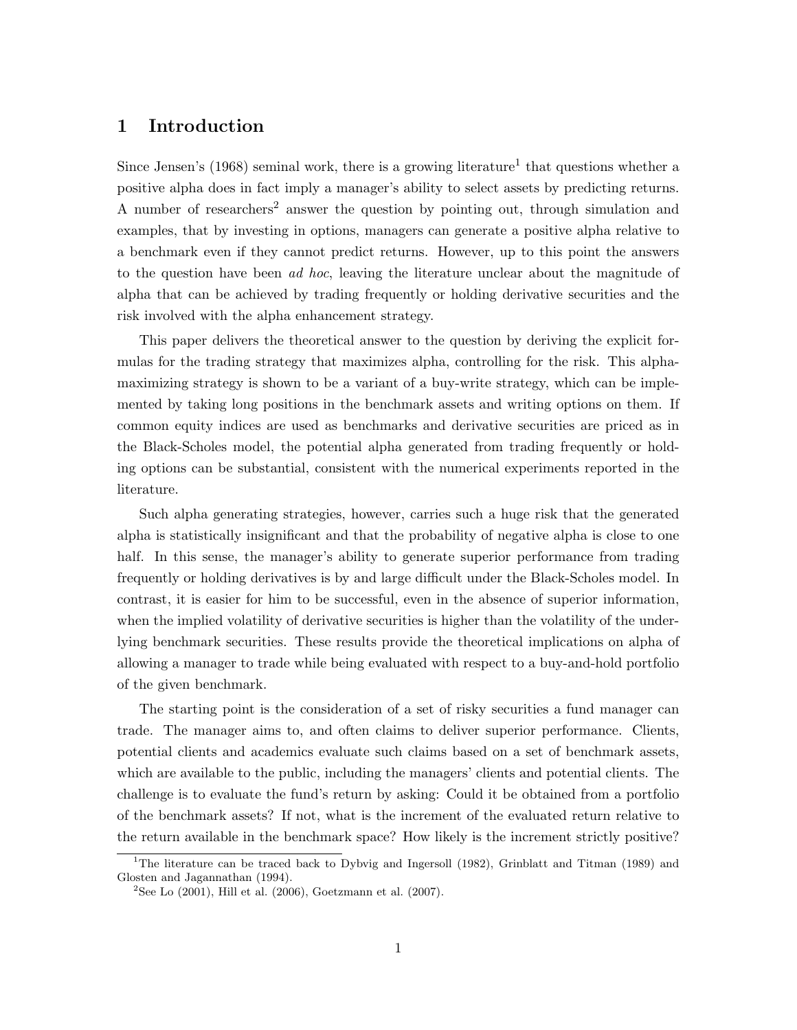# 1 Introduction

Since Jensen's (1968) seminal work, there is a growing literature[1] that questions whether a positive alpha does in fact imply a manager's ability to select assets by predicting returns. A number of researchers[2] answer the question by pointing out, through simulation and examples, that by investing in options, managers can generate a positive alpha relative to a benchmark even if they cannot predict returns. However, up to this point the answers to the question have been *ad hoc*, leaving the literature unclear about the magnitude of alpha that can be achieved by trading frequently or holding derivative securities and the risk involved with the alpha enhancement strategy.

This paper delivers the theoretical answer to the question by deriving the explicit formulas for the trading strategy that maximizes alpha, controlling for the risk. This alpha-maximizing strategy is shown to be a variant of a buy-write strategy, which can be implemented by taking long positions in the benchmark assets and writing options on them. If common equity indices are used as benchmarks and derivative securities are priced as in the Black-Scholes model, the potential alpha generated from trading frequently or holding options can be substantial, consistent with the numerical experiments reported in the literature.

Such alpha generating strategies, however, carries such a huge risk that the generated alpha is statistically insignificant and that the probability of negative alpha is close to one half. In this sense, the manager's ability to generate superior performance from trading frequently or holding derivatives is by and large difficult under the Black-Scholes model. In contrast, it is easier for him to be successful, even in the absence of superior information, when the implied volatility of derivative securities is higher than the volatility of the underlying benchmark securities. These results provide the theoretical implications on alpha of allowing a manager to trade while being evaluated with respect to a buy-and-hold portfolio of the given benchmark.

The starting point is the consideration of a set of risky securities a fund manager can trade. The manager aims to, and often claims to deliver superior performance. Clients, potential clients and academics evaluate such claims based on a set of benchmark assets, which are available to the public, including the managers' clients and potential clients. The challenge is to evaluate the fund's return by asking: Could it be obtained from a portfolio of the benchmark assets? If not, what is the increment of the evaluated return relative to the return available in the benchmark space? How likely is the increment strictly positive?

[1] The literature can be traced back to Dybvig and Ingersoll (1982), Grinblatt and Titman (1989) and Glosten and Jagannathan (1994).

[2] See Lo (2001), Hill et al. (2006), Goetzmann et al. (2007).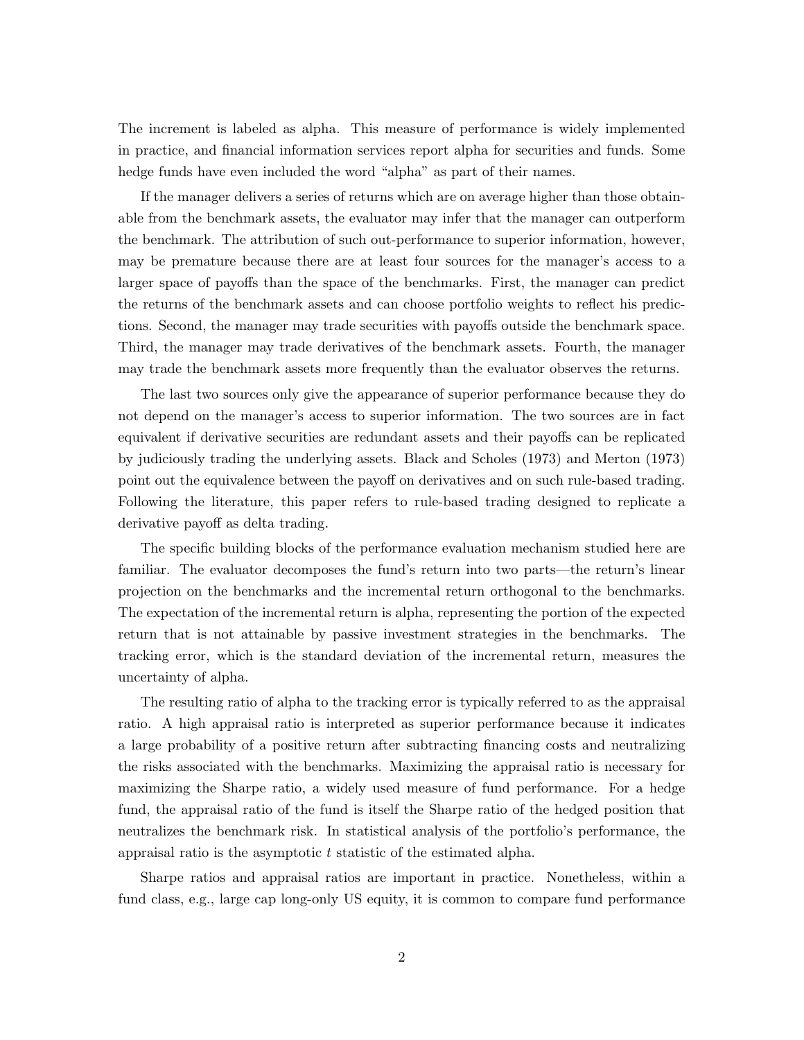The increment is labeled as alpha. This measure of performance is widely implemented in practice, and financial information services report alpha for securities and funds. Some hedge funds have even included the word "alpha" as part of their names.

If the manager delivers a series of returns which are on average higher than those obtainable from the benchmark assets, the evaluator may infer that the manager can outperform the benchmark. The attribution of such out-performance to superior information, however, may be premature because there are at least four sources for the manager's access to a larger space of payoffs than the space of the benchmarks. First, the manager can predict the returns of the benchmark assets and can choose portfolio weights to reflect his predictions. Second, the manager may trade securities with payoffs outside the benchmark space. Third, the manager may trade derivatives of the benchmark assets. Fourth, the manager may trade the benchmark assets more frequently than the evaluator observes the returns.

The last two sources only give the appearance of superior performance because they do not depend on the manager's access to superior information. The two sources are in fact equivalent if derivative securities are redundant assets and their payoffs can be replicated by judiciously trading the underlying assets. Black and Scholes (1973) and Merton (1973) point out the equivalence between the payoff on derivatives and on such rule-based trading. Following the literature, this paper refers to rule-based trading designed to replicate a derivative payoff as delta trading.

The specific building blocks of the performance evaluation mechanism studied here are familiar. The evaluator decomposes the fund's return into two parts—the return's linear projection on the benchmarks and the incremental return orthogonal to the benchmarks. The expectation of the incremental return is alpha, representing the portion of the expected return that is not attainable by passive investment strategies in the benchmarks. The tracking error, which is the standard deviation of the incremental return, measures the uncertainty of alpha.

The resulting ratio of alpha to the tracking error is typically referred to as the appraisal ratio. A high appraisal ratio is interpreted as superior performance because it indicates a large probability of a positive return after subtracting financing costs and neutralizing the risks associated with the benchmarks. Maximizing the appraisal ratio is necessary for maximizing the Sharpe ratio, a widely used measure of fund performance. For a hedge fund, the appraisal ratio of the fund is itself the Sharpe ratio of the hedged position that neutralizes the benchmark risk. In statistical analysis of the portfolio's performance, the appraisal ratio is the asymptotic $t$ statistic of the estimated alpha.

Sharpe ratios and appraisal ratios are important in practice. Nonetheless, within a fund class, e.g., large cap long-only US equity, it is common to compare fund performance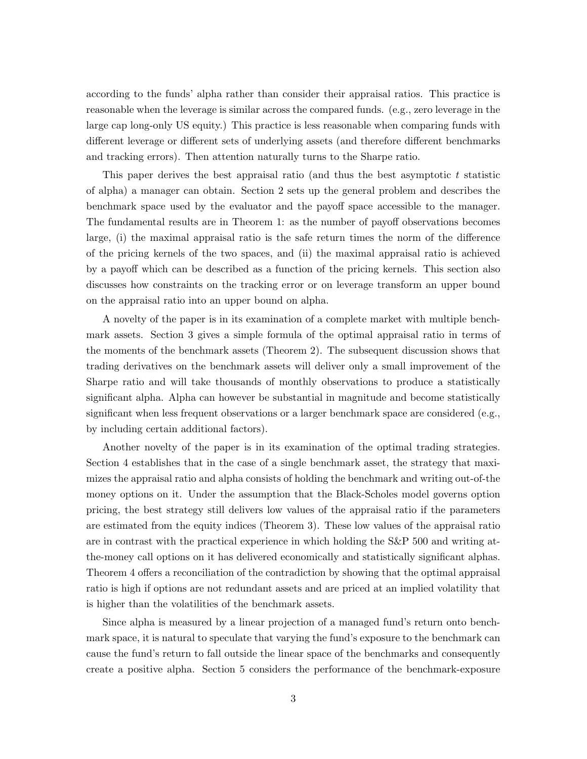according to the funds' alpha rather than consider their appraisal ratios. This practice is reasonable when the leverage is similar across the compared funds. (e.g., zero leverage in the large cap long-only US equity.) This practice is less reasonable when comparing funds with different leverage or different sets of underlying assets (and therefore different benchmarks and tracking errors). Then attention naturally turns to the Sharpe ratio.

This paper derives the best appraisal ratio (and thus the best asymptotic $t$ statistic of alpha) a manager can obtain. Section 2 sets up the general problem and describes the benchmark space used by the evaluator and the payoff space accessible to the manager. The fundamental results are in Theorem 1: as the number of payoff observations becomes large, (i) the maximal appraisal ratio is the safe return times the norm of the difference of the pricing kernels of the two spaces, and (ii) the maximal appraisal ratio is achieved by a payoff which can be described as a function of the pricing kernels. This section also discusses how constraints on the tracking error or on leverage transform an upper bound on the appraisal ratio into an upper bound on alpha.

A novelty of the paper is in its examination of a complete market with multiple benchmark assets. Section 3 gives a simple formula of the optimal appraisal ratio in terms of the moments of the benchmark assets (Theorem 2). The subsequent discussion shows that trading derivatives on the benchmark assets will deliver only a small improvement of the Sharpe ratio and will take thousands of monthly observations to produce a statistically significant alpha. Alpha can however be substantial in magnitude and become statistically significant when less frequent observations or a larger benchmark space are considered (e.g., by including certain additional factors).

Another novelty of the paper is in its examination of the optimal trading strategies. Section 4 establishes that in the case of a single benchmark asset, the strategy that maximizes the appraisal ratio and alpha consists of holding the benchmark and writing out-of-the money options on it. Under the assumption that the Black-Scholes model governs option pricing, the best strategy still delivers low values of the appraisal ratio if the parameters are estimated from the equity indices (Theorem 3). These low values of the appraisal ratio are in contrast with the practical experience in which holding the S&P 500 and writing at-the-money call options on it has delivered economically and statistically significant alphas. Theorem 4 offers a reconciliation of the contradiction by showing that the optimal appraisal ratio is high if options are not redundant assets and are priced at an implied volatility that is higher than the volatilities of the benchmark assets.

Since alpha is measured by a linear projection of a managed fund's return onto benchmark space, it is natural to speculate that varying the fund's exposure to the benchmark can cause the fund's return to fall outside the linear space of the benchmarks and consequently create a positive alpha. Section 5 considers the performance of the benchmark-exposure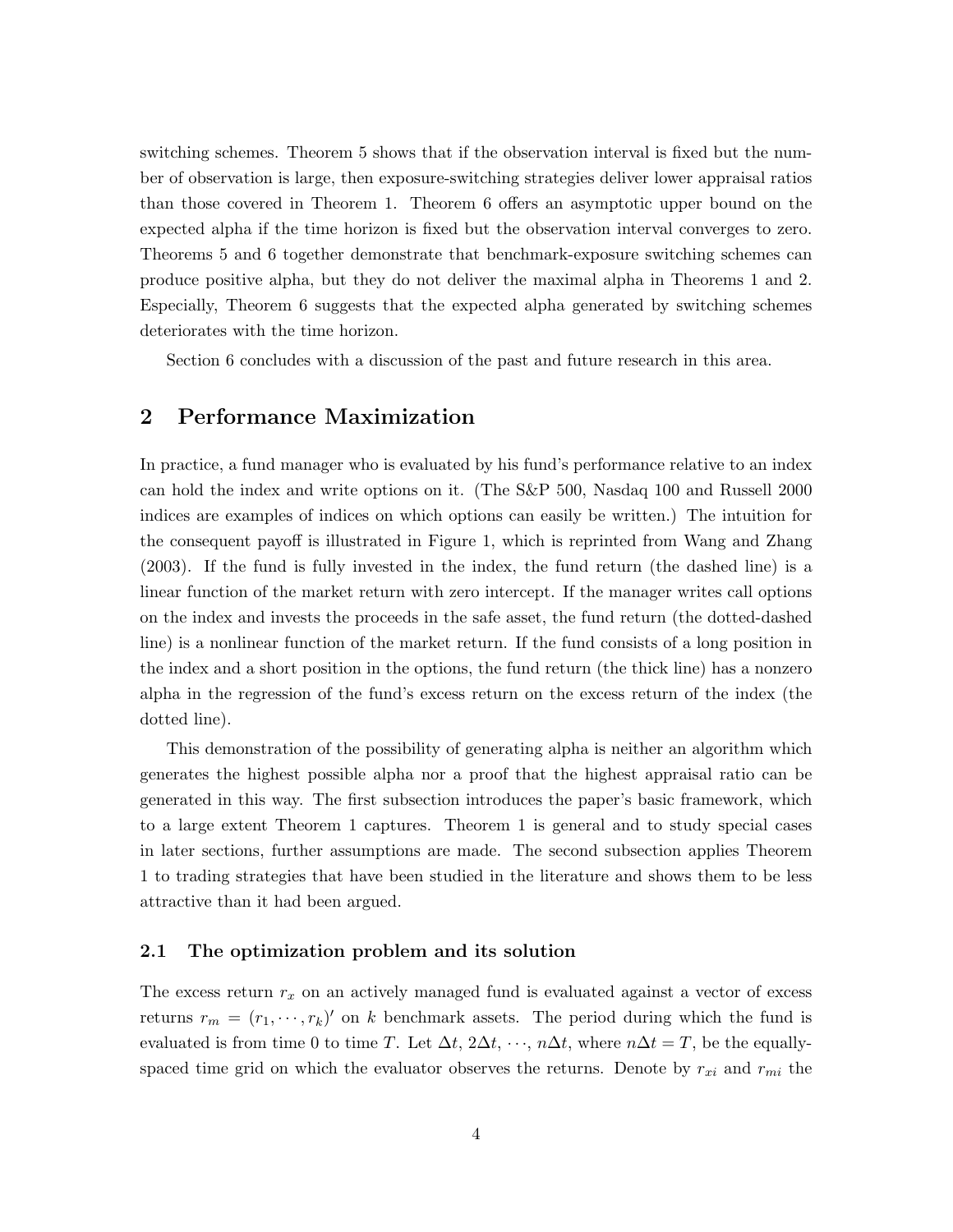switching schemes. Theorem 5 shows that if the observation interval is fixed but the number of observation is large, then exposure-switching strategies deliver lower appraisal ratios than those covered in Theorem 1. Theorem 6 offers an asymptotic upper bound on the expected alpha if the time horizon is fixed but the observation interval converges to zero. Theorems 5 and 6 together demonstrate that benchmark-exposure switching schemes can produce positive alpha, but they do not deliver the maximal alpha in Theorems 1 and 2. Especially, Theorem 6 suggests that the expected alpha generated by switching schemes deteriorates with the time horizon.

Section 6 concludes with a discussion of the past and future research in this area.

## 2 Performance Maximization

In practice, a fund manager who is evaluated by his fund's performance relative to an index can hold the index and write options on it. (The S&P 500, Nasdaq 100 and Russell 2000 indices are examples of indices on which options can easily be written.) The intuition for the consequent payoff is illustrated in Figure 1, which is reprinted from Wang and Zhang (2003). If the fund is fully invested in the index, the fund return (the dashed line) is a linear function of the market return with zero intercept. If the manager writes call options on the index and invests the proceeds in the safe asset, the fund return (the dotted-dashed line) is a nonlinear function of the market return. If the fund consists of a long position in the index and a short position in the options, the fund return (the thick line) has a nonzero alpha in the regression of the fund's excess return on the excess return of the index (the dotted line).

This demonstration of the possibility of generating alpha is neither an algorithm which generates the highest possible alpha nor a proof that the highest appraisal ratio can be generated in this way. The first subsection introduces the paper's basic framework, which to a large extent Theorem 1 captures. Theorem 1 is general and to study special cases in later sections, further assumptions are made. The second subsection applies Theorem 1 to trading strategies that have been studied in the literature and shows them to be less attractive than it had been argued.

### 2.1 The optimization problem and its solution

The excess return $r_x$ on an actively managed fund is evaluated against a vector of excess returns $r_m = (r_1, \cdots, r_k)'$ on $k$ benchmark assets. The period during which the fund is evaluated is from time 0 to time $T$. Let $\Delta t$, $2\Delta t$, $\cdots$, $n\Delta t$, where $n\Delta t = T$, be the equally-spaced time grid on which the evaluator observes the returns. Denote by $r_{xi}$ and $r_{mi}$ the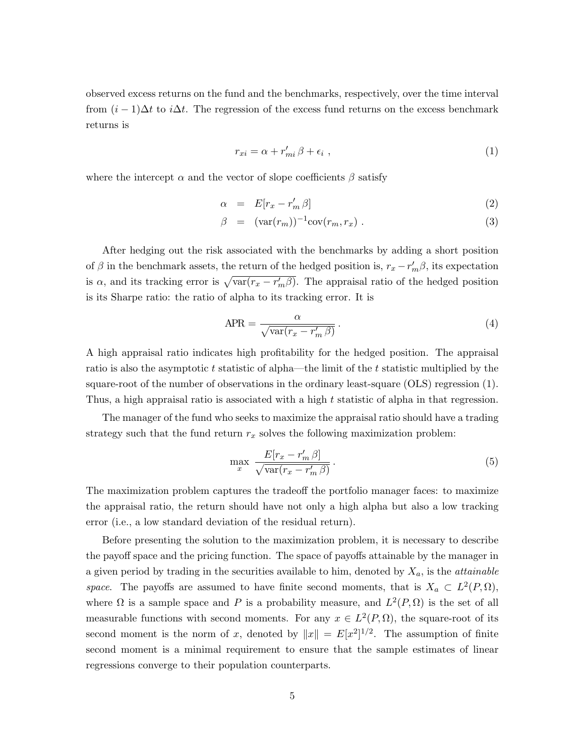observed excess returns on the fund and the benchmarks, respectively, over the time interval from $(i-1)\Delta t$ to $i\Delta t$. The regression of the excess fund returns on the excess benchmark returns is

$$r_{xi} = \alpha + r'_{mi}\,\beta + \epsilon_i \ , \tag{1}$$

where the intercept $\alpha$ and the vector of slope coefficients $\beta$ satisfy

$$\alpha = E[r_x - r'_m\,\beta] \tag{2}$$

$$\beta = (\text{var}(r_m))^{-1}\text{cov}(r_m, r_x) \ . \tag{3}$$

After hedging out the risk associated with the benchmarks by adding a short position of $\beta$ in the benchmark assets, the return of the hedged position is, $r_x - r'_m\beta$, its expectation is $\alpha$, and its tracking error is $\sqrt{\text{var}(r_x - r'_m\beta)}$. The appraisal ratio of the hedged position is its Sharpe ratio: the ratio of alpha to its tracking error. It is

$$\text{APR} = \frac{\alpha}{\sqrt{\text{var}(r_x - r'_m\,\beta)}} \ . \tag{4}$$

A high appraisal ratio indicates high profitability for the hedged position. The appraisal ratio is also the asymptotic $t$ statistic of alpha—the limit of the $t$ statistic multiplied by the square-root of the number of observations in the ordinary least-square (OLS) regression (1). Thus, a high appraisal ratio is associated with a high $t$ statistic of alpha in that regression.

The manager of the fund who seeks to maximize the appraisal ratio should have a trading strategy such that the fund return $r_x$ solves the following maximization problem:

$$\max_x \ \frac{E[r_x - r'_m\,\beta]}{\sqrt{\text{var}(r_x - r'_m\,\beta)}} \ . \tag{5}$$

The maximization problem captures the tradeoff the portfolio manager faces: to maximize the appraisal ratio, the return should have not only a high alpha but also a low tracking error (i.e., a low standard deviation of the residual return).

Before presenting the solution to the maximization problem, it is necessary to describe the payoff space and the pricing function. The space of payoffs attainable by the manager in a given period by trading in the securities available to him, denoted by $X_a$, is the *attainable space*. The payoffs are assumed to have finite second moments, that is $X_a \subset L^2(P,\Omega)$, where $\Omega$ is a sample space and $P$ is a probability measure, and $L^2(P,\Omega)$ is the set of all measurable functions with second moments. For any $x \in L^2(P,\Omega)$, the square-root of its second moment is the norm of $x$, denoted by $\|x\| = E[x^2]^{1/2}$. The assumption of finite second moment is a minimal requirement to ensure that the sample estimates of linear regressions converge to their population counterparts.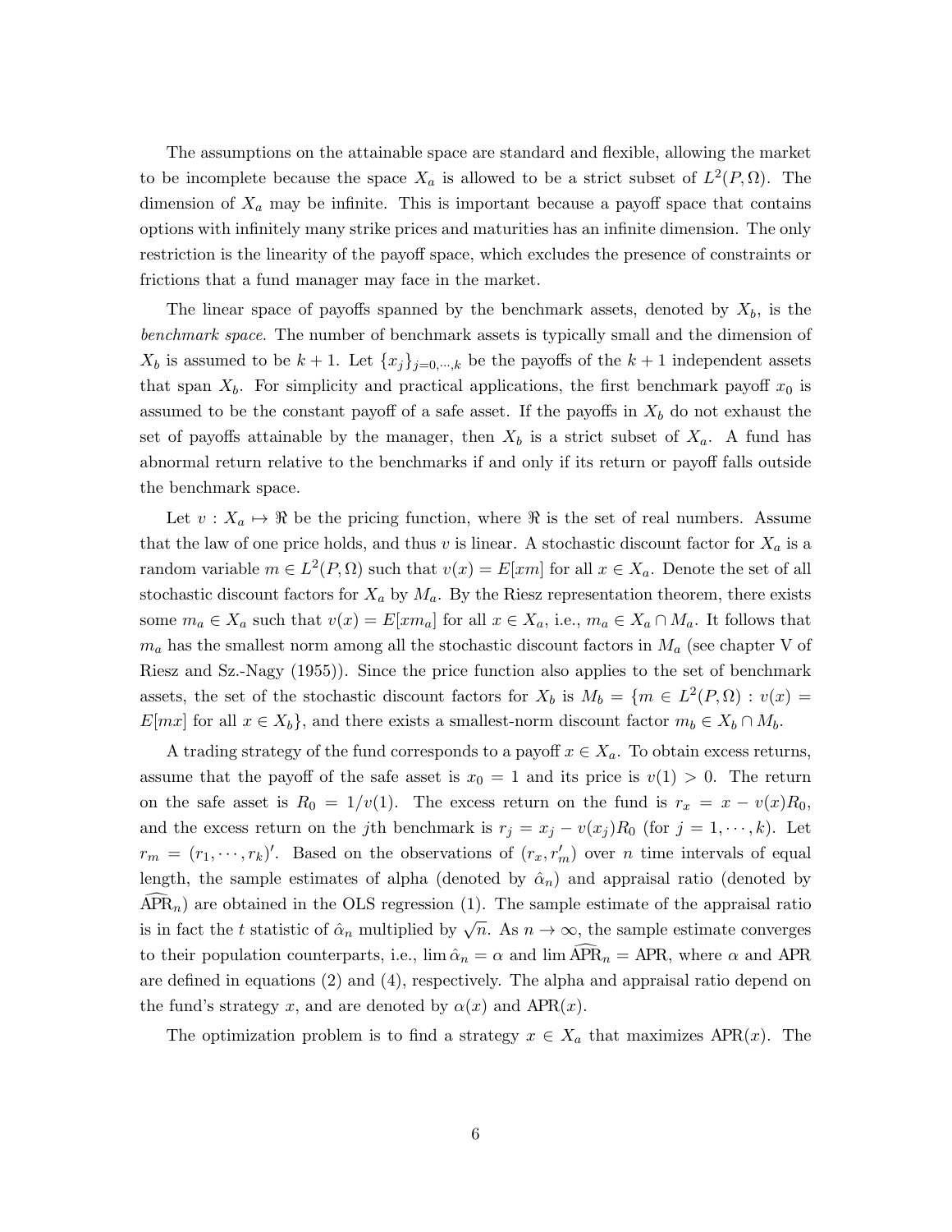The assumptions on the attainable space are standard and flexible, allowing the market to be incomplete because the space $X_a$ is allowed to be a strict subset of $L^2(P, \Omega)$. The dimension of $X_a$ may be infinite. This is important because a payoff space that contains options with infinitely many strike prices and maturities has an infinite dimension. The only restriction is the linearity of the payoff space, which excludes the presence of constraints or frictions that a fund manager may face in the market.

The linear space of payoffs spanned by the benchmark assets, denoted by $X_b$, is the *benchmark space*. The number of benchmark assets is typically small and the dimension of $X_b$ is assumed to be $k+1$. Let $\{x_j\}_{j=0,\cdots,k}$ be the payoffs of the $k+1$ independent assets that span $X_b$. For simplicity and practical applications, the first benchmark payoff $x_0$ is assumed to be the constant payoff of a safe asset. If the payoffs in $X_b$ do not exhaust the set of payoffs attainable by the manager, then $X_b$ is a strict subset of $X_a$. A fund has abnormal return relative to the benchmarks if and only if its return or payoff falls outside the benchmark space.

Let $v : X_a \mapsto \Re$ be the pricing function, where $\Re$ is the set of real numbers. Assume that the law of one price holds, and thus $v$ is linear. A stochastic discount factor for $X_a$ is a random variable $m \in L^2(P, \Omega)$ such that $v(x) = E[xm]$ for all $x \in X_a$. Denote the set of all stochastic discount factors for $X_a$ by $M_a$. By the Riesz representation theorem, there exists some $m_a \in X_a$ such that $v(x) = E[xm_a]$ for all $x \in X_a$, i.e., $m_a \in X_a \cap M_a$. It follows that $m_a$ has the smallest norm among all the stochastic discount factors in $M_a$ (see chapter V of Riesz and Sz.-Nagy (1955)). Since the price function also applies to the set of benchmark assets, the set of the stochastic discount factors for $X_b$ is $M_b = \{m \in L^2(P, \Omega) : v(x) = E[mx]$ for all $x \in X_b\}$, and there exists a smallest-norm discount factor $m_b \in X_b \cap M_b$.

A trading strategy of the fund corresponds to a payoff $x \in X_a$. To obtain excess returns, assume that the payoff of the safe asset is $x_0 = 1$ and its price is $v(1) > 0$. The return on the safe asset is $R_0 = 1/v(1)$. The excess return on the fund is $r_x = x - v(x)R_0$, and the excess return on the $j$th benchmark is $r_j = x_j - v(x_j)R_0$ (for $j = 1, \cdots, k$). Let $r_m = (r_1, \cdots, r_k)'$. Based on the observations of $(r_x, r_m')$ over $n$ time intervals of equal length, the sample estimates of alpha (denoted by $\hat{\alpha}_n$) and appraisal ratio (denoted by $\widehat{\text{APR}}_n$) are obtained in the OLS regression (1). The sample estimate of the appraisal ratio is in fact the $t$ statistic of $\hat{\alpha}_n$ multiplied by $\sqrt{n}$. As $n \to \infty$, the sample estimate converges to their population counterparts, i.e., $\lim \hat{\alpha}_n = \alpha$ and $\lim \widehat{\text{APR}}_n = \text{APR}$, where $\alpha$ and APR are defined in equations (2) and (4), respectively. The alpha and appraisal ratio depend on the fund's strategy $x$, and are denoted by $\alpha(x)$ and $\text{APR}(x)$.

The optimization problem is to find a strategy $x \in X_a$ that maximizes $\text{APR}(x)$. The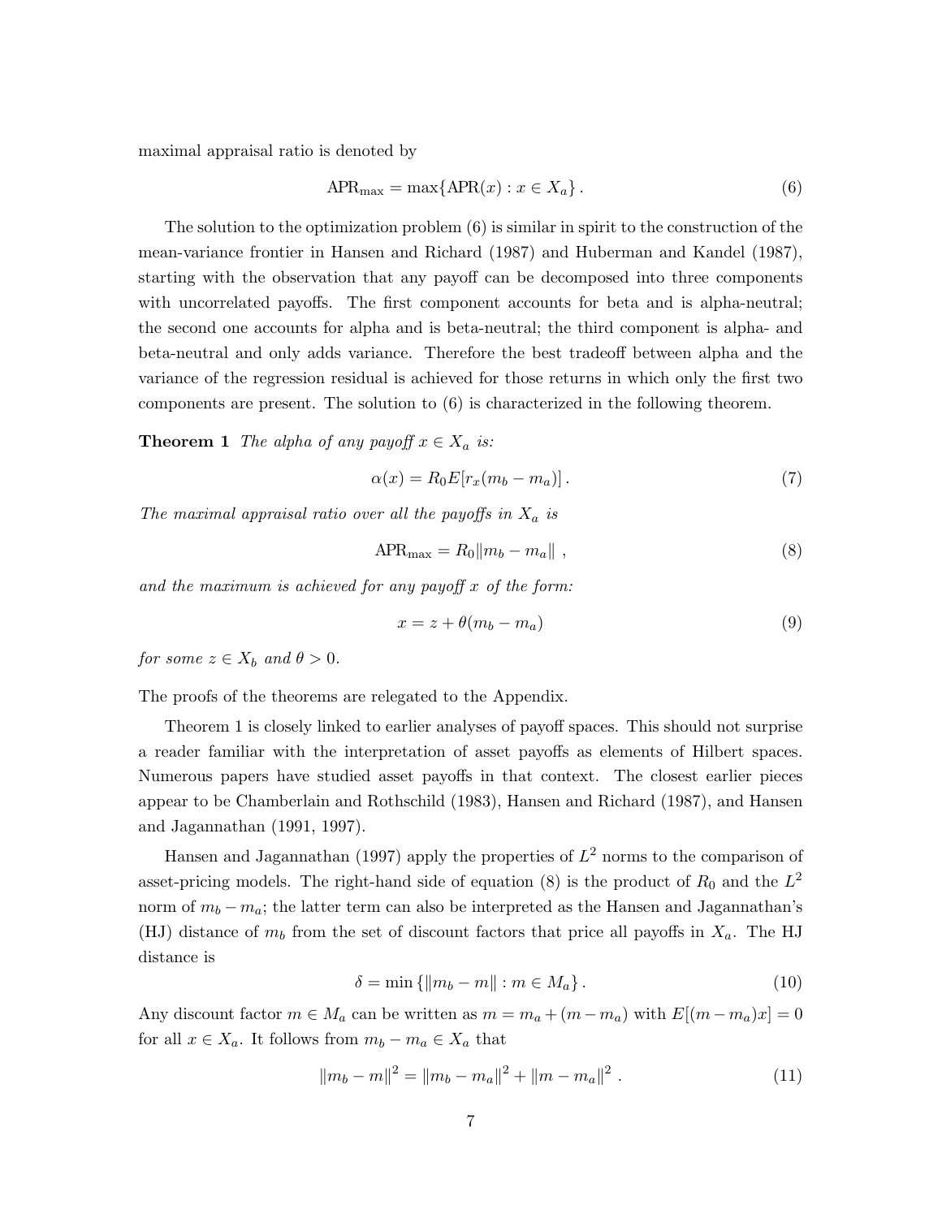maximal appraisal ratio is denoted by

$$\text{APR}_{\max} = \max\{\text{APR}(x) : x \in X_a\} \,. \tag{6}$$

The solution to the optimization problem (6) is similar in spirit to the construction of the mean-variance frontier in Hansen and Richard (1987) and Huberman and Kandel (1987), starting with the observation that any payoff can be decomposed into three components with uncorrelated payoffs. The first component accounts for beta and is alpha-neutral; the second one accounts for alpha and is beta-neutral; the third component is alpha- and beta-neutral and only adds variance. Therefore the best tradeoff between alpha and the variance of the regression residual is achieved for those returns in which only the first two components are present. The solution to (6) is characterized in the following theorem.

**Theorem 1** *The alpha of any payoff $x \in X_a$ is:*

$$\alpha(x) = R_0 E[r_x(m_b - m_a)] \,. \tag{7}$$

*The maximal appraisal ratio over all the payoffs in $X_a$ is*

$$\text{APR}_{\max} = R_0 \|m_b - m_a\| \;, \tag{8}$$

*and the maximum is achieved for any payoff $x$ of the form:*

$$x = z + \theta(m_b - m_a) \tag{9}$$

*for some $z \in X_b$ and $\theta > 0$.*

The proofs of the theorems are relegated to the Appendix.

Theorem 1 is closely linked to earlier analyses of payoff spaces. This should not surprise a reader familiar with the interpretation of asset payoffs as elements of Hilbert spaces. Numerous papers have studied asset payoffs in that context. The closest earlier pieces appear to be Chamberlain and Rothschild (1983), Hansen and Richard (1987), and Hansen and Jagannathan (1991, 1997).

Hansen and Jagannathan (1997) apply the properties of $L^2$ norms to the comparison of asset-pricing models. The right-hand side of equation (8) is the product of $R_0$ and the $L^2$ norm of $m_b - m_a$; the latter term can also be interpreted as the Hansen and Jagannathan's (HJ) distance of $m_b$ from the set of discount factors that price all payoffs in $X_a$. The HJ distance is

$$\delta = \min\{\|m_b - m\| : m \in M_a\} \,. \tag{10}$$

Any discount factor $m \in M_a$ can be written as $m = m_a + (m - m_a)$ with $E[(m - m_a)x] = 0$ for all $x \in X_a$. It follows from $m_b - m_a \in X_a$ that

$$\|m_b - m\|^2 = \|m_b - m_a\|^2 + \|m - m_a\|^2 \,. \tag{11}$$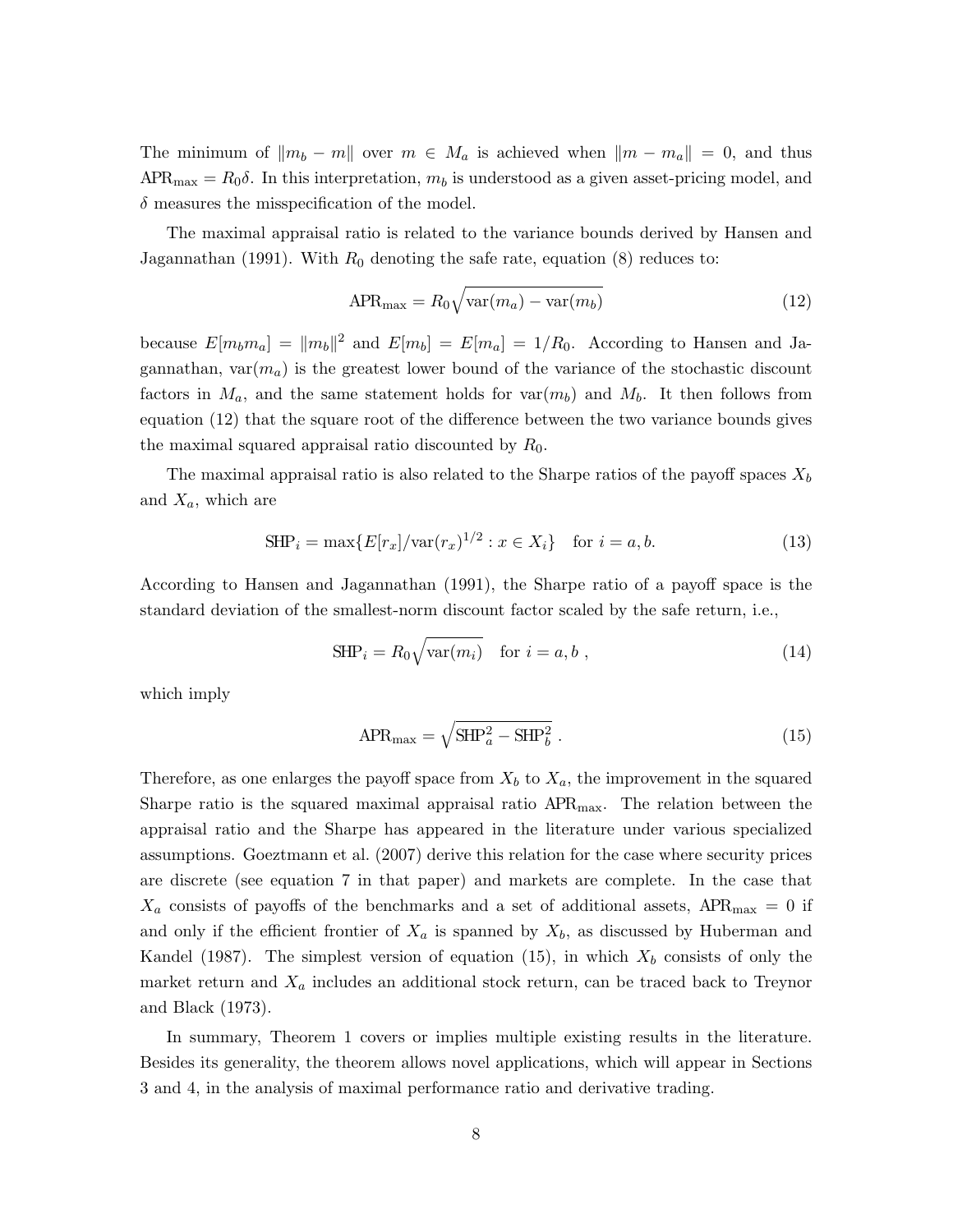The minimum of $\|m_b - m\|$ over $m \in M_a$ is achieved when $\|m - m_a\| = 0$, and thus $\text{APR}_{\max} = R_0\delta$. In this interpretation, $m_b$ is understood as a given asset-pricing model, and $\delta$ measures the misspecification of the model.

The maximal appraisal ratio is related to the variance bounds derived by Hansen and Jagannathan (1991). With $R_0$ denoting the safe rate, equation (8) reduces to:

$$\text{APR}_{\max} = R_0\sqrt{\text{var}(m_a) - \text{var}(m_b)} \tag{12}$$

because $E[m_b m_a] = \|m_b\|^2$ and $E[m_b] = E[m_a] = 1/R_0$. According to Hansen and Jagannathan, $\text{var}(m_a)$ is the greatest lower bound of the variance of the stochastic discount factors in $M_a$, and the same statement holds for $\text{var}(m_b)$ and $M_b$. It then follows from equation (12) that the square root of the difference between the two variance bounds gives the maximal squared appraisal ratio discounted by $R_0$.

The maximal appraisal ratio is also related to the Sharpe ratios of the payoff spaces $X_b$ and $X_a$, which are

$$\text{SHP}_i = \max\{E[r_x]/\text{var}(r_x)^{1/2} : x \in X_i\} \quad \text{for } i = a, b. \tag{13}$$

According to Hansen and Jagannathan (1991), the Sharpe ratio of a payoff space is the standard deviation of the smallest-norm discount factor scaled by the safe return, i.e.,

$$\text{SHP}_i = R_0\sqrt{\text{var}(m_i)} \quad \text{for } i = a, b\ , \tag{14}$$

which imply

$$\text{APR}_{\max} = \sqrt{\text{SHP}_a^2 - \text{SHP}_b^2}\ . \tag{15}$$

Therefore, as one enlarges the payoff space from $X_b$ to $X_a$, the improvement in the squared Sharpe ratio is the squared maximal appraisal ratio $\text{APR}_{\max}$. The relation between the appraisal ratio and the Sharpe has appeared in the literature under various specialized assumptions. Goeztmann et al. (2007) derive this relation for the case where security prices are discrete (see equation 7 in that paper) and markets are complete. In the case that $X_a$ consists of payoffs of the benchmarks and a set of additional assets, $\text{APR}_{\max} = 0$ if and only if the efficient frontier of $X_a$ is spanned by $X_b$, as discussed by Huberman and Kandel (1987). The simplest version of equation (15), in which $X_b$ consists of only the market return and $X_a$ includes an additional stock return, can be traced back to Treynor and Black (1973).

In summary, Theorem 1 covers or implies multiple existing results in the literature. Besides its generality, the theorem allows novel applications, which will appear in Sections 3 and 4, in the analysis of maximal performance ratio and derivative trading.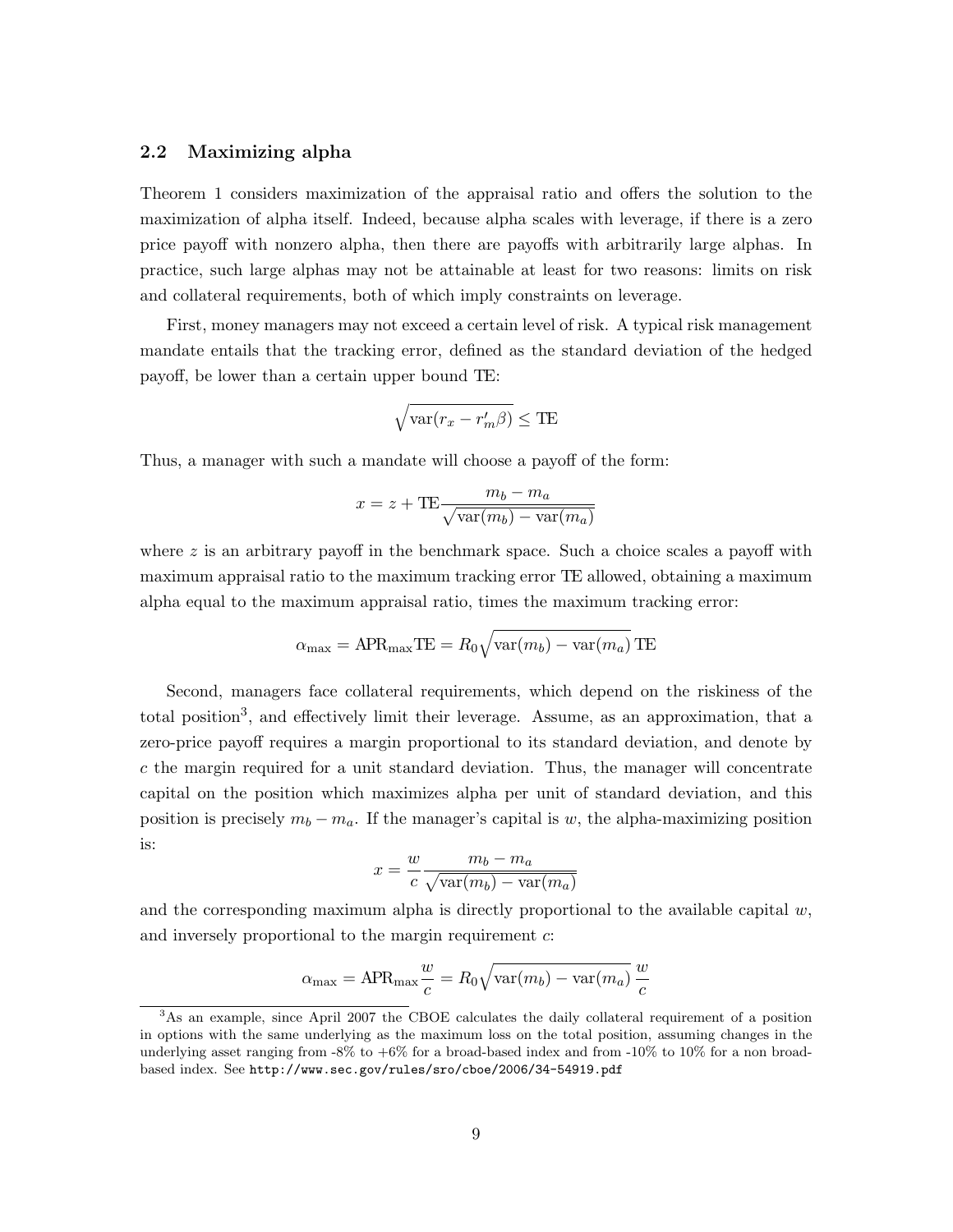### 2.2 Maximizing alpha

Theorem 1 considers maximization of the appraisal ratio and offers the solution to the maximization of alpha itself. Indeed, because alpha scales with leverage, if there is a zero price payoff with nonzero alpha, then there are payoffs with arbitrarily large alphas. In practice, such large alphas may not be attainable at least for two reasons: limits on risk and collateral requirements, both of which imply constraints on leverage.

First, money managers may not exceed a certain level of risk. A typical risk management mandate entails that the tracking error, defined as the standard deviation of the hedged payoff, be lower than a certain upper bound TE:

$$\sqrt{\mathrm{var}(r_x - r_m'\beta)} \leq \mathrm{TE}$$

Thus, a manager with such a mandate will choose a payoff of the form:

$$x = z + \mathrm{TE}\frac{m_b - m_a}{\sqrt{\mathrm{var}(m_b) - \mathrm{var}(m_a)}}$$

where $z$ is an arbitrary payoff in the benchmark space. Such a choice scales a payoff with maximum appraisal ratio to the maximum tracking error TE allowed, obtaining a maximum alpha equal to the maximum appraisal ratio, times the maximum tracking error:

$$\alpha_{\max} = \mathrm{APR}_{\max}\mathrm{TE} = R_0\sqrt{\mathrm{var}(m_b) - \mathrm{var}(m_a)}\,\mathrm{TE}$$

Second, managers face collateral requirements, which depend on the riskiness of the total position[3], and effectively limit their leverage. Assume, as an approximation, that a zero-price payoff requires a margin proportional to its standard deviation, and denote by $c$ the margin required for a unit standard deviation. Thus, the manager will concentrate capital on the position which maximizes alpha per unit of standard deviation, and this position is precisely $m_b - m_a$. If the manager's capital is $w$, the alpha-maximizing position is:

$$x = \frac{w}{c}\frac{m_b - m_a}{\sqrt{\mathrm{var}(m_b) - \mathrm{var}(m_a)}}$$

and the corresponding maximum alpha is directly proportional to the available capital $w$, and inversely proportional to the margin requirement $c$:

$$\alpha_{\max} = \mathrm{APR}_{\max}\frac{w}{c} = R_0\sqrt{\mathrm{var}(m_b) - \mathrm{var}(m_a)}\,\frac{w}{c}$$

[3]As an example, since April 2007 the CBOE calculates the daily collateral requirement of a position in options with the same underlying as the maximum loss on the total position, assuming changes in the underlying asset ranging from -8% to +6% for a broad-based index and from -10% to 10% for a non broad-based index. See http://www.sec.gov/rules/sro/cboe/2006/34-54919.pdf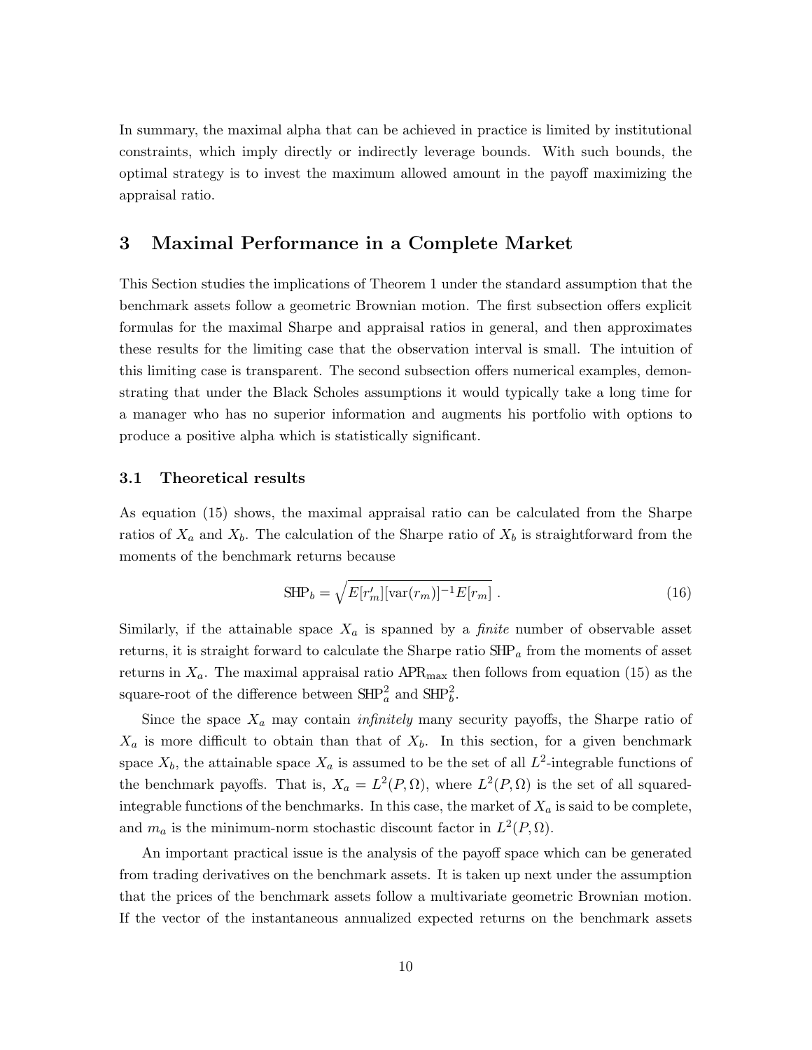In summary, the maximal alpha that can be achieved in practice is limited by institutional constraints, which imply directly or indirectly leverage bounds. With such bounds, the optimal strategy is to invest the maximum allowed amount in the payoff maximizing the appraisal ratio.

## 3 Maximal Performance in a Complete Market

This Section studies the implications of Theorem 1 under the standard assumption that the benchmark assets follow a geometric Brownian motion. The first subsection offers explicit formulas for the maximal Sharpe and appraisal ratios in general, and then approximates these results for the limiting case that the observation interval is small. The intuition of this limiting case is transparent. The second subsection offers numerical examples, demonstrating that under the Black Scholes assumptions it would typically take a long time for a manager who has no superior information and augments his portfolio with options to produce a positive alpha which is statistically significant.

### 3.1 Theoretical results

As equation (15) shows, the maximal appraisal ratio can be calculated from the Sharpe ratios of $X_a$ and $X_b$. The calculation of the Sharpe ratio of $X_b$ is straightforward from the moments of the benchmark returns because

$$\text{SHP}_b = \sqrt{E[r_m'][\text{var}(r_m)]^{-1}E[r_m]} \; . \tag{16}$$

Similarly, if the attainable space $X_a$ is spanned by a *finite* number of observable asset returns, it is straight forward to calculate the Sharpe ratio $\text{SHP}_a$ from the moments of asset returns in $X_a$. The maximal appraisal ratio $\text{APR}_{\max}$ then follows from equation (15) as the square-root of the difference between $\text{SHP}_a^2$ and $\text{SHP}_b^2$.

Since the space $X_a$ may contain *infinitely* many security payoffs, the Sharpe ratio of $X_a$ is more difficult to obtain than that of $X_b$. In this section, for a given benchmark space $X_b$, the attainable space $X_a$ is assumed to be the set of all $L^2$-integrable functions of the benchmark payoffs. That is, $X_a = L^2(P, \Omega)$, where $L^2(P, \Omega)$ is the set of all squared-integrable functions of the benchmarks. In this case, the market of $X_a$ is said to be complete, and $m_a$ is the minimum-norm stochastic discount factor in $L^2(P, \Omega)$.

An important practical issue is the analysis of the payoff space which can be generated from trading derivatives on the benchmark assets. It is taken up next under the assumption that the prices of the benchmark assets follow a multivariate geometric Brownian motion. If the vector of the instantaneous annualized expected returns on the benchmark assets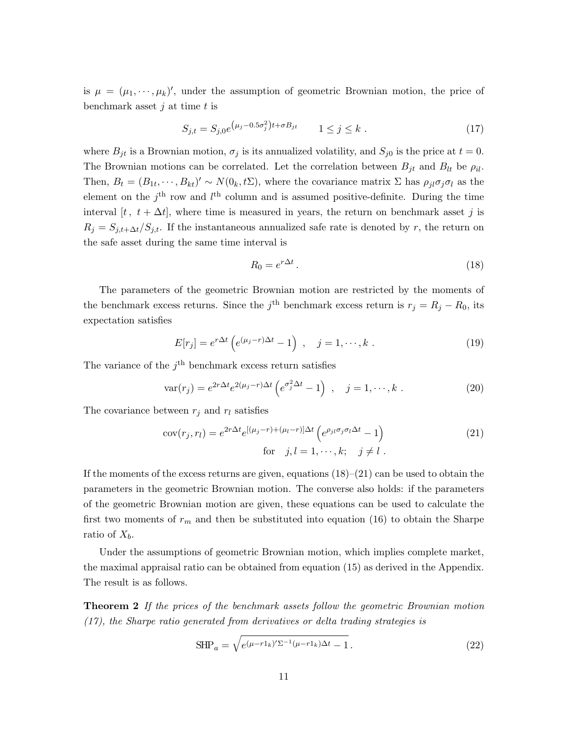is $\mu = (\mu_1, \cdots, \mu_k)'$, under the assumption of geometric Brownian motion, the price of benchmark asset $j$ at time $t$ is

$$S_{j,t} = S_{j,0} e^{\left(\mu_j - 0.5\sigma_j^2\right)t + \sigma B_{jt}} \qquad 1 \leq j \leq k \; . \tag{17}$$

where $B_{jt}$ is a Brownian motion, $\sigma_j$ is its annualized volatility, and $S_{j0}$ is the price at $t = 0$. The Brownian motions can be correlated. Let the correlation between $B_{jt}$ and $B_{lt}$ be $\rho_{il}$. Then, $B_t = (B_{1t}, \cdots, B_{kt})' \sim N(0_k, t\Sigma)$, where the covariance matrix $\Sigma$ has $\rho_{jl}\sigma_j\sigma_l$ as the element on the $j^{\text{th}}$ row and $l^{\text{th}}$ column and is assumed positive-definite. During the time interval $[t\, , \; t + \Delta t]$, where time is measured in years, the return on benchmark asset $j$ is $R_j = S_{j,t+\Delta t}/S_{j,t}$. If the instantaneous annualized safe rate is denoted by $r$, the return on the safe asset during the same time interval is

$$R_0 = e^{r\Delta t} \, . \tag{18}$$

The parameters of the geometric Brownian motion are restricted by the moments of the benchmark excess returns. Since the $j^{\text{th}}$ benchmark excess return is $r_j = R_j - R_0$, its expectation satisfies

$$E[r_j] = e^{r\Delta t}\left(e^{(\mu_j - r)\Delta t} - 1\right) \; , \quad j = 1, \cdots, k \; . \tag{19}$$

The variance of the $j^{\text{th}}$ benchmark excess return satisfies

$$\text{var}(r_j) = e^{2r\Delta t} e^{2(\mu_j - r)\Delta t}\left(e^{\sigma_j^2 \Delta t} - 1\right) \; , \quad j = 1, \cdots, k \; . \tag{20}$$

The covariance between $r_j$ and $r_l$ satisfies

$$\text{cov}(r_j, r_l) = e^{2r\Delta t} e^{[(\mu_j - r) + (\mu_l - r)]\Delta t}\left(e^{\rho_{jl}\sigma_j\sigma_l\Delta t} - 1\right) \qquad \text{for} \quad j, l = 1, \cdots, k; \quad j \neq l \; . \tag{21}$$

If the moments of the excess returns are given, equations (18)–(21) can be used to obtain the parameters in the geometric Brownian motion. The converse also holds: if the parameters of the geometric Brownian motion are given, these equations can be used to calculate the first two moments of $r_m$ and then be substituted into equation (16) to obtain the Sharpe ratio of $X_b$.

Under the assumptions of geometric Brownian motion, which implies complete market, the maximal appraisal ratio can be obtained from equation (15) as derived in the Appendix. The result is as follows.

**Theorem 2** *If the prices of the benchmark assets follow the geometric Brownian motion (17), the Sharpe ratio generated from derivatives or delta trading strategies is*

$$\text{SHP}_a = \sqrt{e^{(\mu - r1_k)'\Sigma^{-1}(\mu - r1_k)\Delta t} - 1} \, . \tag{22}$$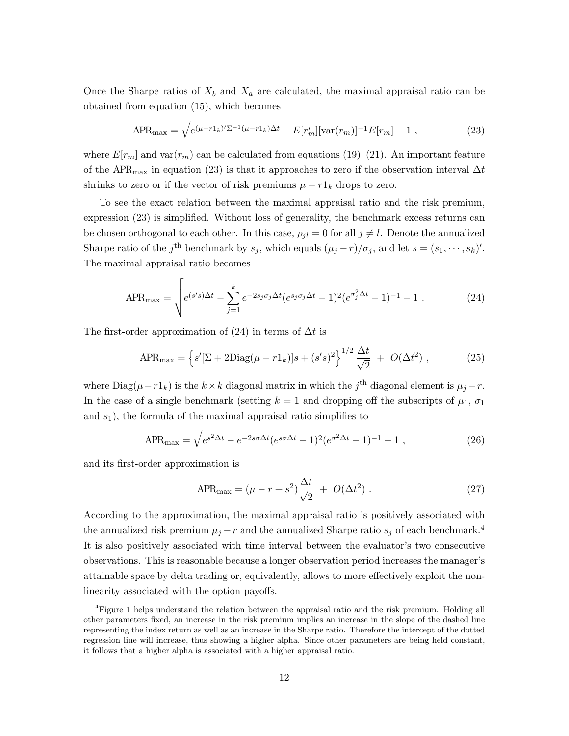Once the Sharpe ratios of $X_b$ and $X_a$ are calculated, the maximal appraisal ratio can be obtained from equation (15), which becomes

$$\text{APR}_{\max} = \sqrt{e^{(\mu - r1_k)'\Sigma^{-1}(\mu - r1_k)\Delta t} - E[r_m'][\text{var}(r_m)]^{-1}E[r_m] - 1}\ , \tag{23}$$

where $E[r_m]$ and $\text{var}(r_m)$ can be calculated from equations (19)–(21). An important feature of the $\text{APR}_{\max}$ in equation (23) is that it approaches to zero if the observation interval $\Delta t$ shrinks to zero or if the vector of risk premiums $\mu - r1_k$ drops to zero.

To see the exact relation between the maximal appraisal ratio and the risk premium, expression (23) is simplified. Without loss of generality, the benchmark excess returns can be chosen orthogonal to each other. In this case, $\rho_{jl} = 0$ for all $j \neq l$. Denote the annualized Sharpe ratio of the $j^{\text{th}}$ benchmark by $s_j$, which equals $(\mu_j - r)/\sigma_j$, and let $s = (s_1, \cdots, s_k)'$. The maximal appraisal ratio becomes

$$\text{APR}_{\max} = \sqrt{e^{(s's)\Delta t} - \sum_{j=1}^{k} e^{-2s_j\sigma_j\Delta t}(e^{s_j\sigma_j\Delta t} - 1)^2(e^{\sigma_j^2\Delta t} - 1)^{-1} - 1}\ . \tag{24}$$

The first-order approximation of (24) in terms of $\Delta t$ is

$$\text{APR}_{\max} = \left\{s'[\Sigma + 2\text{Diag}(\mu - r1_k)]s + (s's)^2\right\}^{1/2} \frac{\Delta t}{\sqrt{2}} \ + \ O(\Delta t^2)\ , \tag{25}$$

where $\text{Diag}(\mu - r1_k)$ is the $k \times k$ diagonal matrix in which the $j^{\text{th}}$ diagonal element is $\mu_j - r$. In the case of a single benchmark (setting $k = 1$ and dropping off the subscripts of $\mu_1$, $\sigma_1$ and $s_1$), the formula of the maximal appraisal ratio simplifies to

$$\text{APR}_{\max} = \sqrt{e^{s^2\Delta t} - e^{-2s\sigma\Delta t}(e^{s\sigma\Delta t} - 1)^2(e^{\sigma^2\Delta t} - 1)^{-1} - 1}\ , \tag{26}$$

and its first-order approximation is

$$\text{APR}_{\max} = (\mu - r + s^2)\frac{\Delta t}{\sqrt{2}} \ + \ O(\Delta t^2)\ . \tag{27}$$

According to the approximation, the maximal appraisal ratio is positively associated with the annualized risk premium $\mu_j - r$ and the annualized Sharpe ratio $s_j$ of each benchmark.[4] It is also positively associated with time interval between the evaluator's two consecutive observations. This is reasonable because a longer observation period increases the manager's attainable space by delta trading or, equivalently, allows to more effectively exploit the non-linearity associated with the option payoffs.

[4] Figure 1 helps understand the relation between the appraisal ratio and the risk premium. Holding all other parameters fixed, an increase in the risk premium implies an increase in the slope of the dashed line representing the index return as well as an increase in the Sharpe ratio. Therefore the intercept of the dotted regression line will increase, thus showing a higher alpha. Since other parameters are being held constant, it follows that a higher alpha is associated with a higher appraisal ratio.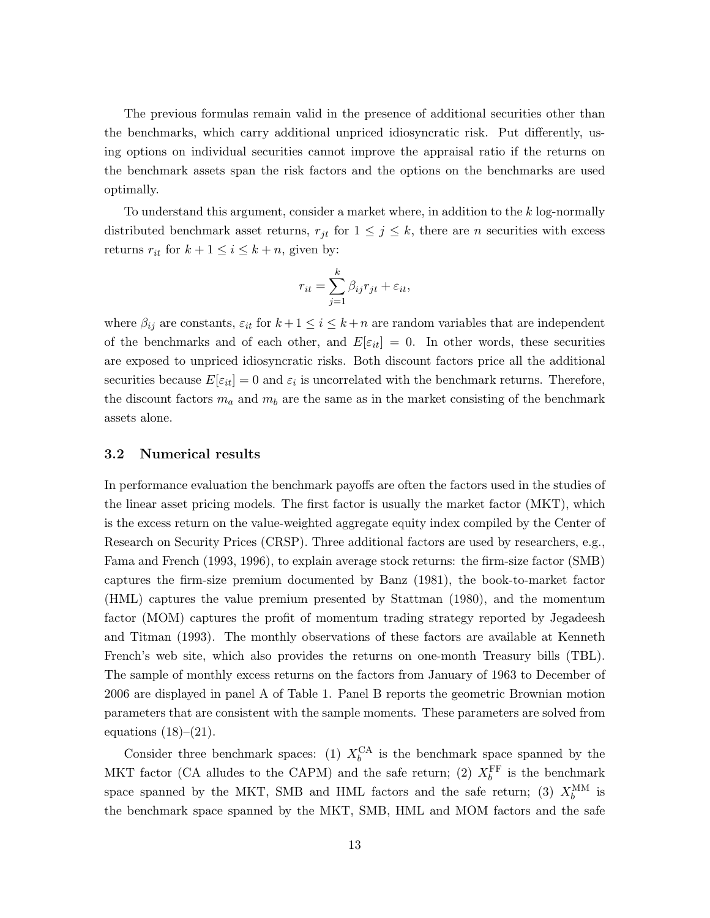The previous formulas remain valid in the presence of additional securities other than the benchmarks, which carry additional unpriced idiosyncratic risk. Put differently, using options on individual securities cannot improve the appraisal ratio if the returns on the benchmark assets span the risk factors and the options on the benchmarks are used optimally.

To understand this argument, consider a market where, in addition to the $k$ log-normally distributed benchmark asset returns, $r_{jt}$ for $1 \leq j \leq k$, there are $n$ securities with excess returns $r_{it}$ for $k+1 \leq i \leq k+n$, given by:

$$r_{it} = \sum_{j=1}^{k} \beta_{ij} r_{jt} + \varepsilon_{it},$$

where $\beta_{ij}$ are constants, $\varepsilon_{it}$ for $k+1 \leq i \leq k+n$ are random variables that are independent of the benchmarks and of each other, and $E[\varepsilon_{it}] = 0$. In other words, these securities are exposed to unpriced idiosyncratic risks. Both discount factors price all the additional securities because $E[\varepsilon_{it}] = 0$ and $\varepsilon_i$ is uncorrelated with the benchmark returns. Therefore, the discount factors $m_a$ and $m_b$ are the same as in the market consisting of the benchmark assets alone.

### 3.2 Numerical results

In performance evaluation the benchmark payoffs are often the factors used in the studies of the linear asset pricing models. The first factor is usually the market factor (MKT), which is the excess return on the value-weighted aggregate equity index compiled by the Center of Research on Security Prices (CRSP). Three additional factors are used by researchers, e.g., Fama and French (1993, 1996), to explain average stock returns: the firm-size factor (SMB) captures the firm-size premium documented by Banz (1981), the book-to-market factor (HML) captures the value premium presented by Stattman (1980), and the momentum factor (MOM) captures the profit of momentum trading strategy reported by Jegadeesh and Titman (1993). The monthly observations of these factors are available at Kenneth French's web site, which also provides the returns on one-month Treasury bills (TBL). The sample of monthly excess returns on the factors from January of 1963 to December of 2006 are displayed in panel A of Table 1. Panel B reports the geometric Brownian motion parameters that are consistent with the sample moments. These parameters are solved from equations (18)–(21).

Consider three benchmark spaces: (1) $X_b^{\text{CA}}$ is the benchmark space spanned by the MKT factor (CA alludes to the CAPM) and the safe return; (2) $X_b^{\text{FF}}$ is the benchmark space spanned by the MKT, SMB and HML factors and the safe return; (3) $X_b^{\text{MM}}$ is the benchmark space spanned by the MKT, SMB, HML and MOM factors and the safe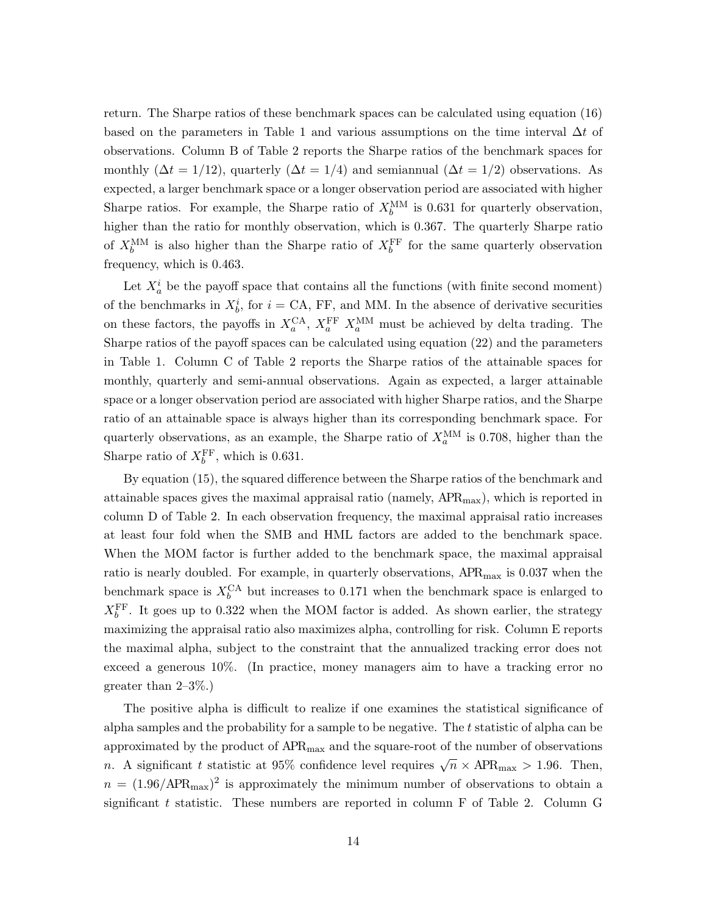return. The Sharpe ratios of these benchmark spaces can be calculated using equation (16) based on the parameters in Table 1 and various assumptions on the time interval $\Delta t$ of observations. Column B of Table 2 reports the Sharpe ratios of the benchmark spaces for monthly ($\Delta t = 1/12$), quarterly ($\Delta t = 1/4$) and semiannual ($\Delta t = 1/2$) observations. As expected, a larger benchmark space or a longer observation period are associated with higher Sharpe ratios. For example, the Sharpe ratio of $X_b^{\text{MM}}$ is 0.631 for quarterly observation, higher than the ratio for monthly observation, which is 0.367. The quarterly Sharpe ratio of $X_b^{\text{MM}}$ is also higher than the Sharpe ratio of $X_b^{\text{FF}}$ for the same quarterly observation frequency, which is 0.463.

Let $X_a^i$ be the payoff space that contains all the functions (with finite second moment) of the benchmarks in $X_b^i$, for $i = \text{CA}$, FF, and MM. In the absence of derivative securities on these factors, the payoffs in $X_a^{\text{CA}}$, $X_a^{\text{FF}}$ $X_a^{\text{MM}}$ must be achieved by delta trading. The Sharpe ratios of the payoff spaces can be calculated using equation (22) and the parameters in Table 1. Column C of Table 2 reports the Sharpe ratios of the attainable spaces for monthly, quarterly and semi-annual observations. Again as expected, a larger attainable space or a longer observation period are associated with higher Sharpe ratios, and the Sharpe ratio of an attainable space is always higher than its corresponding benchmark space. For quarterly observations, as an example, the Sharpe ratio of $X_a^{\text{MM}}$ is 0.708, higher than the Sharpe ratio of $X_b^{\text{FF}}$, which is 0.631.

By equation (15), the squared difference between the Sharpe ratios of the benchmark and attainable spaces gives the maximal appraisal ratio (namely, $\text{APR}_{\max}$), which is reported in column D of Table 2. In each observation frequency, the maximal appraisal ratio increases at least four fold when the SMB and HML factors are added to the benchmark space. When the MOM factor is further added to the benchmark space, the maximal appraisal ratio is nearly doubled. For example, in quarterly observations, $\text{APR}_{\max}$ is 0.037 when the benchmark space is $X_b^{\text{CA}}$ but increases to 0.171 when the benchmark space is enlarged to $X_b^{\text{FF}}$. It goes up to 0.322 when the MOM factor is added. As shown earlier, the strategy maximizing the appraisal ratio also maximizes alpha, controlling for risk. Column E reports the maximal alpha, subject to the constraint that the annualized tracking error does not exceed a generous 10%. (In practice, money managers aim to have a tracking error no greater than 2–3%.)

The positive alpha is difficult to realize if one examines the statistical significance of alpha samples and the probability for a sample to be negative. The $t$ statistic of alpha can be approximated by the product of $\text{APR}_{\max}$ and the square-root of the number of observations $n$. A significant $t$ statistic at 95% confidence level requires $\sqrt{n} \times \text{APR}_{\max} > 1.96$. Then, $n = (1.96/\text{APR}_{\max})^2$ is approximately the minimum number of observations to obtain a significant $t$ statistic. These numbers are reported in column F of Table 2. Column G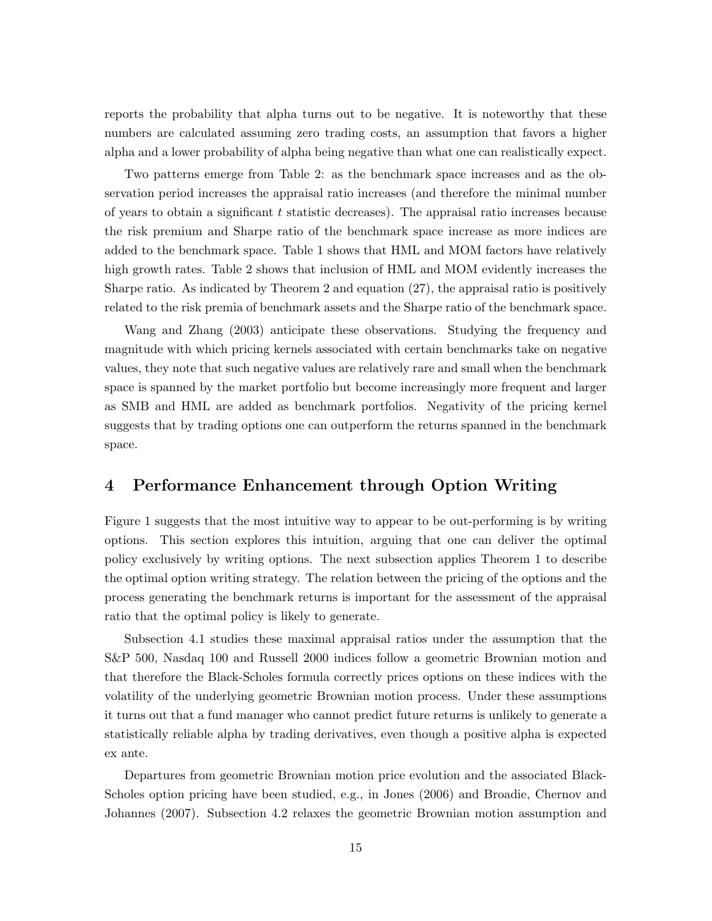reports the probability that alpha turns out to be negative. It is noteworthy that these numbers are calculated assuming zero trading costs, an assumption that favors a higher alpha and a lower probability of alpha being negative than what one can realistically expect.

Two patterns emerge from Table 2: as the benchmark space increases and as the observation period increases the appraisal ratio increases (and therefore the minimal number of years to obtain a significant $t$ statistic decreases). The appraisal ratio increases because the risk premium and Sharpe ratio of the benchmark space increase as more indices are added to the benchmark space. Table 1 shows that HML and MOM factors have relatively high growth rates. Table 2 shows that inclusion of HML and MOM evidently increases the Sharpe ratio. As indicated by Theorem 2 and equation (27), the appraisal ratio is positively related to the risk premia of benchmark assets and the Sharpe ratio of the benchmark space.

Wang and Zhang (2003) anticipate these observations. Studying the frequency and magnitude with which pricing kernels associated with certain benchmarks take on negative values, they note that such negative values are relatively rare and small when the benchmark space is spanned by the market portfolio but become increasingly more frequent and larger as SMB and HML are added as benchmark portfolios. Negativity of the pricing kernel suggests that by trading options one can outperform the returns spanned in the benchmark space.

# 4 Performance Enhancement through Option Writing

Figure 1 suggests that the most intuitive way to appear to be out-performing is by writing options. This section explores this intuition, arguing that one can deliver the optimal policy exclusively by writing options. The next subsection applies Theorem 1 to describe the optimal option writing strategy. The relation between the pricing of the options and the process generating the benchmark returns is important for the assessment of the appraisal ratio that the optimal policy is likely to generate.

Subsection 4.1 studies these maximal appraisal ratios under the assumption that the S&P 500, Nasdaq 100 and Russell 2000 indices follow a geometric Brownian motion and that therefore the Black-Scholes formula correctly prices options on these indices with the volatility of the underlying geometric Brownian motion process. Under these assumptions it turns out that a fund manager who cannot predict future returns is unlikely to generate a statistically reliable alpha by trading derivatives, even though a positive alpha is expected ex ante.

Departures from geometric Brownian motion price evolution and the associated Black-Scholes option pricing have been studied, e.g., in Jones (2006) and Broadie, Chernov and Johannes (2007). Subsection 4.2 relaxes the geometric Brownian motion assumption and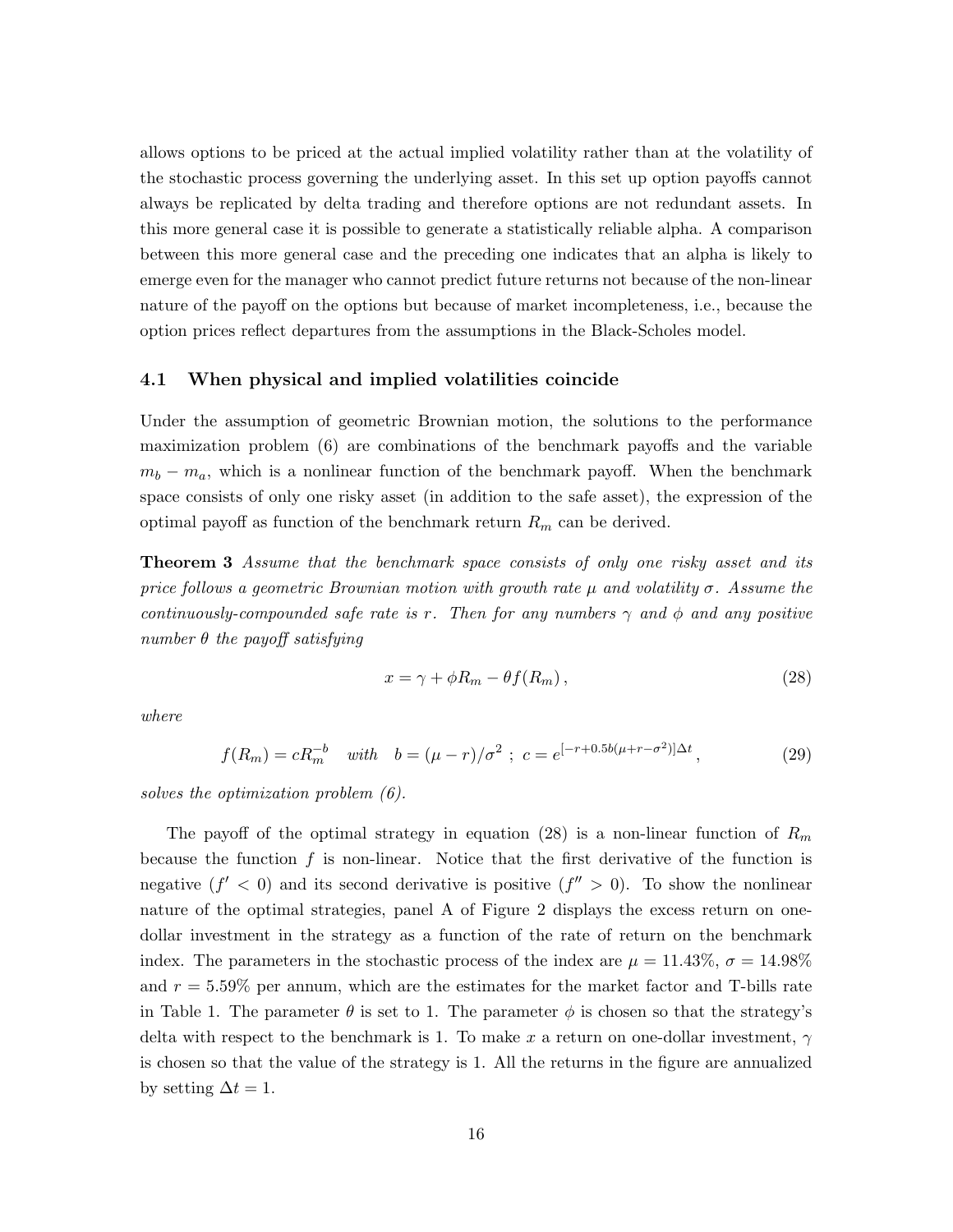allows options to be priced at the actual implied volatility rather than at the volatility of the stochastic process governing the underlying asset. In this set up option payoffs cannot always be replicated by delta trading and therefore options are not redundant assets. In this more general case it is possible to generate a statistically reliable alpha. A comparison between this more general case and the preceding one indicates that an alpha is likely to emerge even for the manager who cannot predict future returns not because of the non-linear nature of the payoff on the options but because of market incompleteness, i.e., because the option prices reflect departures from the assumptions in the Black-Scholes model.

### 4.1 When physical and implied volatilities coincide

Under the assumption of geometric Brownian motion, the solutions to the performance maximization problem (6) are combinations of the benchmark payoffs and the variable $m_b - m_a$, which is a nonlinear function of the benchmark payoff. When the benchmark space consists of only one risky asset (in addition to the safe asset), the expression of the optimal payoff as function of the benchmark return $R_m$ can be derived.

**Theorem 3** *Assume that the benchmark space consists of only one risky asset and its price follows a geometric Brownian motion with growth rate $\mu$ and volatility $\sigma$. Assume the continuously-compounded safe rate is $r$. Then for any numbers $\gamma$ and $\phi$ and any positive number $\theta$ the payoff satisfying*

$$x = \gamma + \phi R_m - \theta f(R_m)\,, \tag{28}$$

*where*

$$f(R_m) = cR_m^{-b} \quad \text{with} \quad b = (\mu - r)/\sigma^2 \ ; \ c = e^{[-r+0.5b(\mu+r-\sigma^2)]\Delta t}\,, \tag{29}$$

*solves the optimization problem (6).*

The payoff of the optimal strategy in equation (28) is a non-linear function of $R_m$ because the function $f$ is non-linear. Notice that the first derivative of the function is negative ($f' < 0$) and its second derivative is positive ($f'' > 0$). To show the nonlinear nature of the optimal strategies, panel A of Figure 2 displays the excess return on one-dollar investment in the strategy as a function of the rate of return on the benchmark index. The parameters in the stochastic process of the index are $\mu = 11.43\%$, $\sigma = 14.98\%$ and $r = 5.59\%$ per annum, which are the estimates for the market factor and T-bills rate in Table 1. The parameter $\theta$ is set to 1. The parameter $\phi$ is chosen so that the strategy's delta with respect to the benchmark is 1. To make $x$ a return on one-dollar investment, $\gamma$ is chosen so that the value of the strategy is 1. All the returns in the figure are annualized by setting $\Delta t = 1$.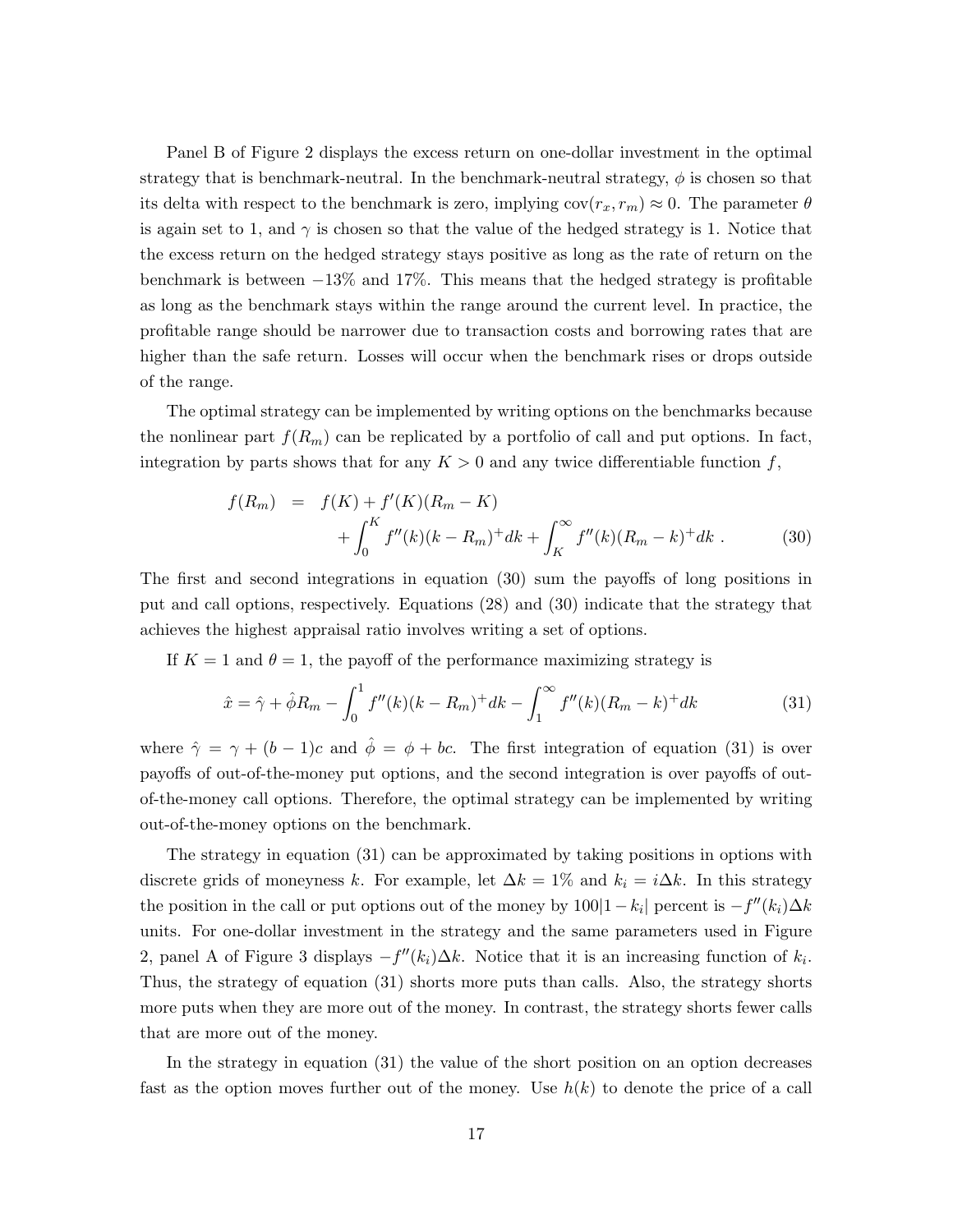Panel B of Figure 2 displays the excess return on one-dollar investment in the optimal strategy that is benchmark-neutral. In the benchmark-neutral strategy, $\phi$ is chosen so that its delta with respect to the benchmark is zero, implying $\text{cov}(r_x, r_m) \approx 0$. The parameter $\theta$ is again set to 1, and $\gamma$ is chosen so that the value of the hedged strategy is 1. Notice that the excess return on the hedged strategy stays positive as long as the rate of return on the benchmark is between $-13\%$ and $17\%$. This means that the hedged strategy is profitable as long as the benchmark stays within the range around the current level. In practice, the profitable range should be narrower due to transaction costs and borrowing rates that are higher than the safe return. Losses will occur when the benchmark rises or drops outside of the range.

The optimal strategy can be implemented by writing options on the benchmarks because the nonlinear part $f(R_m)$ can be replicated by a portfolio of call and put options. In fact, integration by parts shows that for any $K > 0$ and any twice differentiable function $f$,

$$
\begin{aligned}
f(R_m) \;\; = \;\; & f(K) + f'(K)(R_m - K) \\
& + \int_0^K f''(k)(k - R_m)^+ dk + \int_K^\infty f''(k)(R_m - k)^+ dk \; . \qquad (30)
\end{aligned}
$$

The first and second integrations in equation (30) sum the payoffs of long positions in put and call options, respectively. Equations (28) and (30) indicate that the strategy that achieves the highest appraisal ratio involves writing a set of options.

If $K = 1$ and $\theta = 1$, the payoff of the performance maximizing strategy is

$$
\hat{x} = \hat{\gamma} + \hat{\phi} R_m - \int_0^1 f''(k)(k - R_m)^+ dk - \int_1^\infty f''(k)(R_m - k)^+ dk \qquad (31)
$$

where $\hat{\gamma} = \gamma + (b-1)c$ and $\hat{\phi} = \phi + bc$. The first integration of equation (31) is over payoffs of out-of-the-money put options, and the second integration is over payoffs of out-of-the-money call options. Therefore, the optimal strategy can be implemented by writing out-of-the-money options on the benchmark.

The strategy in equation (31) can be approximated by taking positions in options with discrete grids of moneyness $k$. For example, let $\Delta k = 1\%$ and $k_i = i\Delta k$. In this strategy the position in the call or put options out of the money by $100|1 - k_i|$ percent is $-f''(k_i)\Delta k$ units. For one-dollar investment in the strategy and the same parameters used in Figure 2, panel A of Figure 3 displays $-f''(k_i)\Delta k$. Notice that it is an increasing function of $k_i$. Thus, the strategy of equation (31) shorts more puts than calls. Also, the strategy shorts more puts when they are more out of the money. In contrast, the strategy shorts fewer calls that are more out of the money.

In the strategy in equation (31) the value of the short position on an option decreases fast as the option moves further out of the money. Use $h(k)$ to denote the price of a call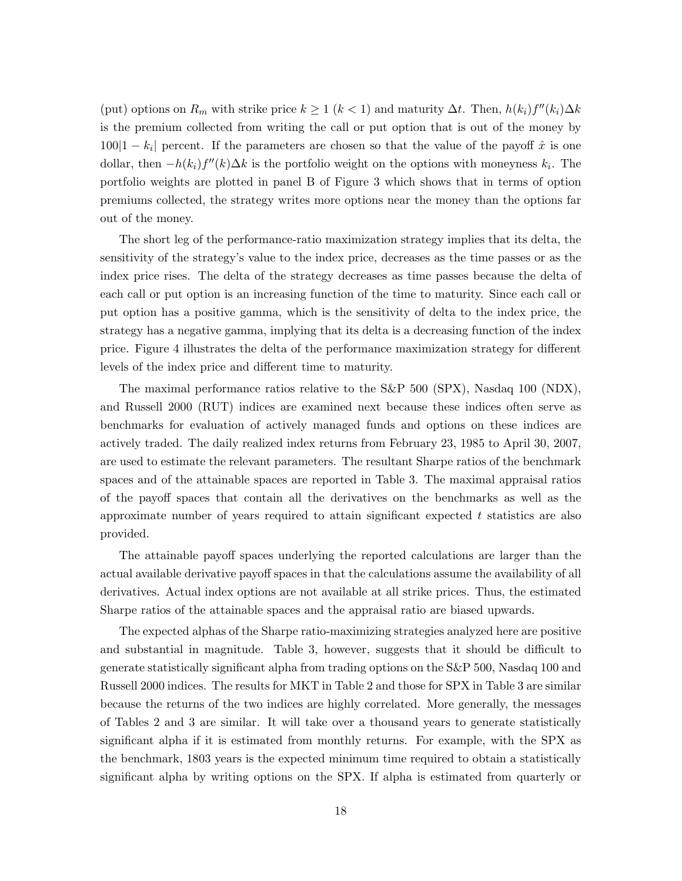(put) options on $R_m$ with strike price $k \geq 1$ ($k < 1$) and maturity $\Delta t$. Then, $h(k_i)f''(k_i)\Delta k$ is the premium collected from writing the call or put option that is out of the money by $100|1 - k_i|$ percent. If the parameters are chosen so that the value of the payoff $\hat{x}$ is one dollar, then $-h(k_i)f''(k)\Delta k$ is the portfolio weight on the options with moneyness $k_i$. The portfolio weights are plotted in panel B of Figure 3 which shows that in terms of option premiums collected, the strategy writes more options near the money than the options far out of the money.

The short leg of the performance-ratio maximization strategy implies that its delta, the sensitivity of the strategy's value to the index price, decreases as the time passes or as the index price rises. The delta of the strategy decreases as time passes because the delta of each call or put option is an increasing function of the time to maturity. Since each call or put option has a positive gamma, which is the sensitivity of delta to the index price, the strategy has a negative gamma, implying that its delta is a decreasing function of the index price. Figure 4 illustrates the delta of the performance maximization strategy for different levels of the index price and different time to maturity.

The maximal performance ratios relative to the S&P 500 (SPX), Nasdaq 100 (NDX), and Russell 2000 (RUT) indices are examined next because these indices often serve as benchmarks for evaluation of actively managed funds and options on these indices are actively traded. The daily realized index returns from February 23, 1985 to April 30, 2007, are used to estimate the relevant parameters. The resultant Sharpe ratios of the benchmark spaces and of the attainable spaces are reported in Table 3. The maximal appraisal ratios of the payoff spaces that contain all the derivatives on the benchmarks as well as the approximate number of years required to attain significant expected $t$ statistics are also provided.

The attainable payoff spaces underlying the reported calculations are larger than the actual available derivative payoff spaces in that the calculations assume the availability of all derivatives. Actual index options are not available at all strike prices. Thus, the estimated Sharpe ratios of the attainable spaces and the appraisal ratio are biased upwards.

The expected alphas of the Sharpe ratio-maximizing strategies analyzed here are positive and substantial in magnitude. Table 3, however, suggests that it should be difficult to generate statistically significant alpha from trading options on the S&P 500, Nasdaq 100 and Russell 2000 indices. The results for MKT in Table 2 and those for SPX in Table 3 are similar because the returns of the two indices are highly correlated. More generally, the messages of Tables 2 and 3 are similar. It will take over a thousand years to generate statistically significant alpha if it is estimated from monthly returns. For example, with the SPX as the benchmark, 1803 years is the expected minimum time required to obtain a statistically significant alpha by writing options on the SPX. If alpha is estimated from quarterly or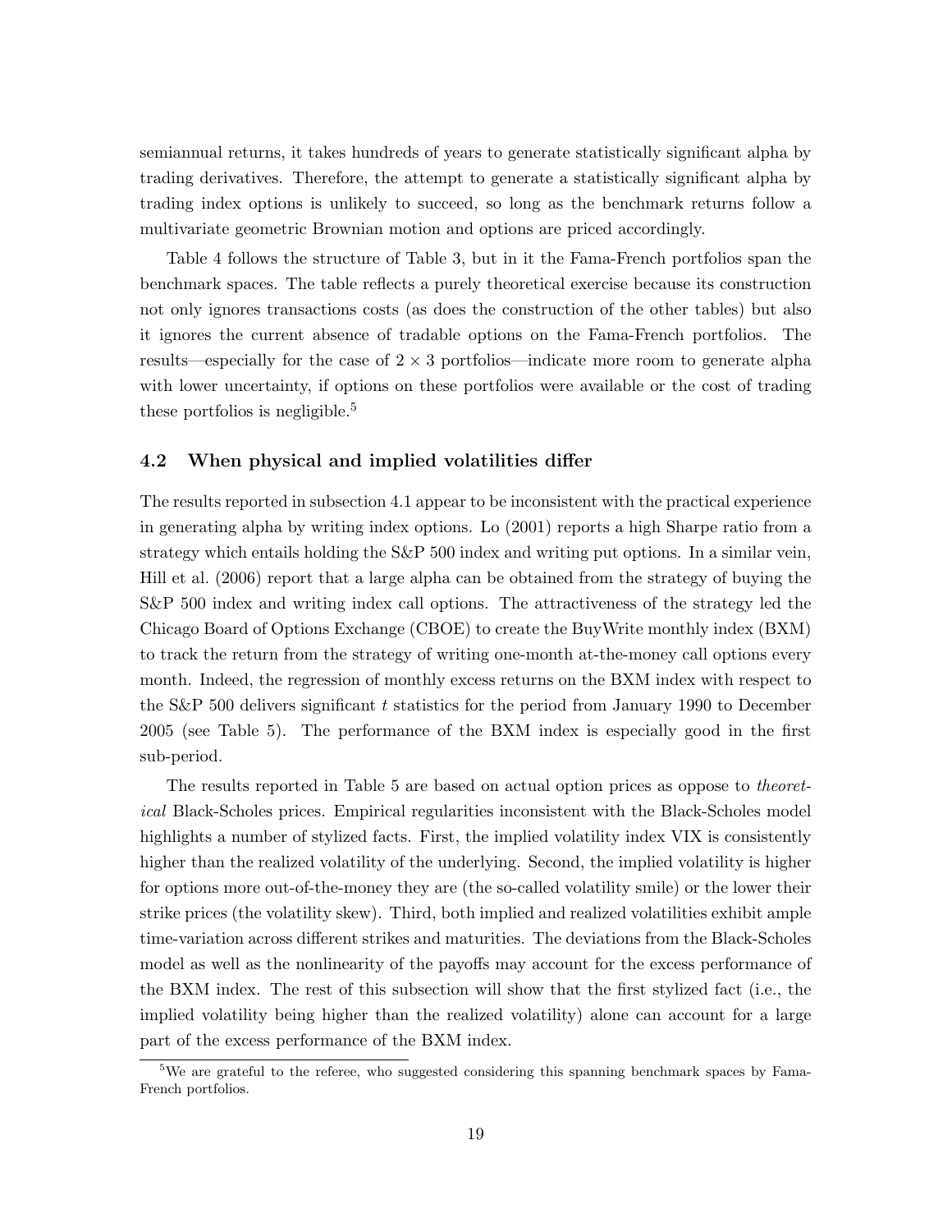semiannual returns, it takes hundreds of years to generate statistically significant alpha by trading derivatives. Therefore, the attempt to generate a statistically significant alpha by trading index options is unlikely to succeed, so long as the benchmark returns follow a multivariate geometric Brownian motion and options are priced accordingly.

Table 4 follows the structure of Table 3, but in it the Fama-French portfolios span the benchmark spaces. The table reflects a purely theoretical exercise because its construction not only ignores transactions costs (as does the construction of the other tables) but also it ignores the current absence of tradable options on the Fama-French portfolios. The results—especially for the case of $2 \times 3$ portfolios—indicate more room to generate alpha with lower uncertainty, if options on these portfolios were available or the cost of trading these portfolios is negligible.[5]

### 4.2 When physical and implied volatilities differ

The results reported in subsection 4.1 appear to be inconsistent with the practical experience in generating alpha by writing index options. Lo (2001) reports a high Sharpe ratio from a strategy which entails holding the S&P 500 index and writing put options. In a similar vein, Hill et al. (2006) report that a large alpha can be obtained from the strategy of buying the S&P 500 index and writing index call options. The attractiveness of the strategy led the Chicago Board of Options Exchange (CBOE) to create the BuyWrite monthly index (BXM) to track the return from the strategy of writing one-month at-the-money call options every month. Indeed, the regression of monthly excess returns on the BXM index with respect to the S&P 500 delivers significant $t$ statistics for the period from January 1990 to December 2005 (see Table 5). The performance of the BXM index is especially good in the first sub-period.

The results reported in Table 5 are based on actual option prices as oppose to *theoretical* Black-Scholes prices. Empirical regularities inconsistent with the Black-Scholes model highlights a number of stylized facts. First, the implied volatility index VIX is consistently higher than the realized volatility of the underlying. Second, the implied volatility is higher for options more out-of-the-money they are (the so-called volatility smile) or the lower their strike prices (the volatility skew). Third, both implied and realized volatilities exhibit ample time-variation across different strikes and maturities. The deviations from the Black-Scholes model as well as the nonlinearity of the payoffs may account for the excess performance of the BXM index. The rest of this subsection will show that the first stylized fact (i.e., the implied volatility being higher than the realized volatility) alone can account for a large part of the excess performance of the BXM index.

[5] We are grateful to the referee, who suggested considering this spanning benchmark spaces by Fama-French portfolios.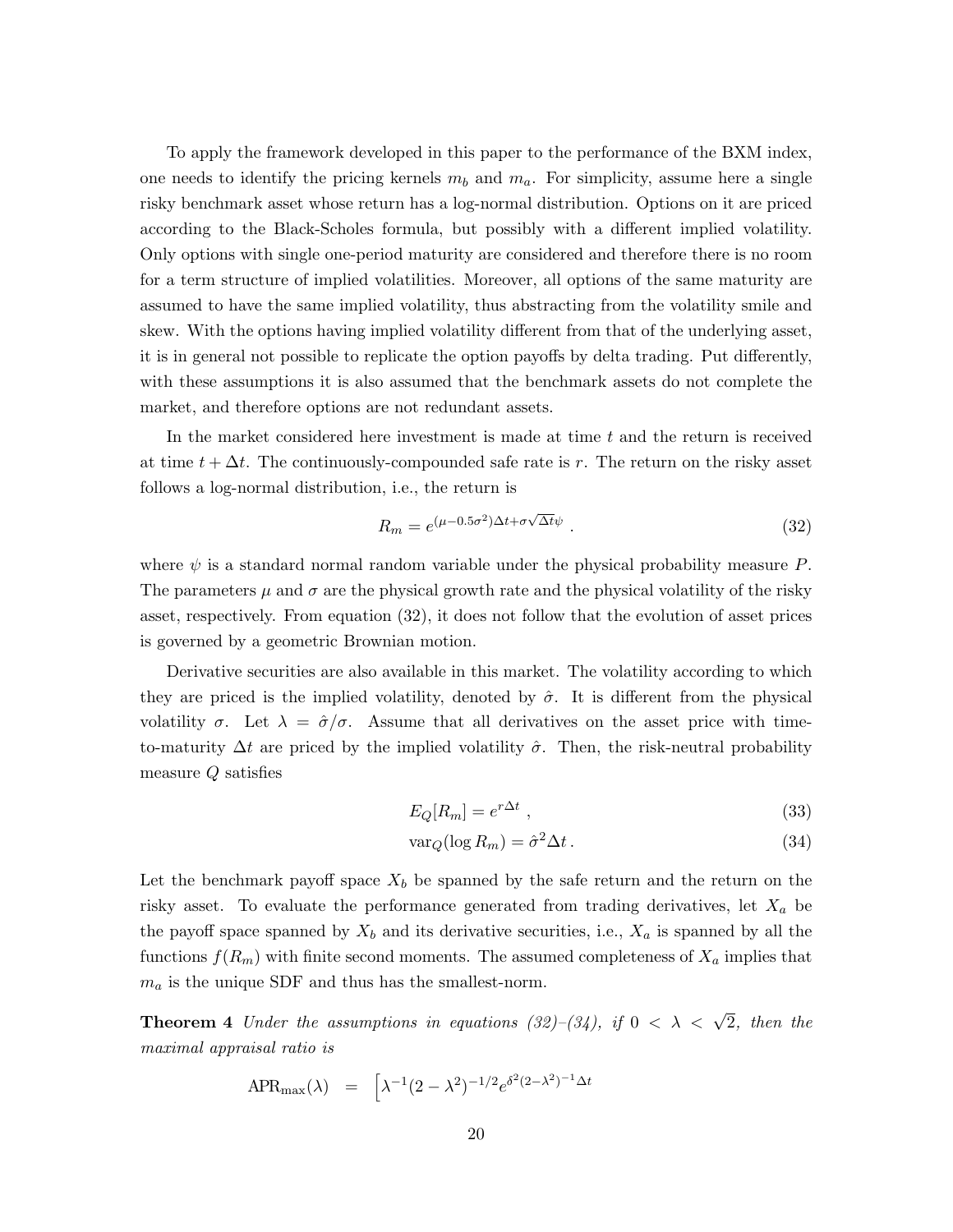To apply the framework developed in this paper to the performance of the BXM index, one needs to identify the pricing kernels $m_b$ and $m_a$. For simplicity, assume here a single risky benchmark asset whose return has a log-normal distribution. Options on it are priced according to the Black-Scholes formula, but possibly with a different implied volatility. Only options with single one-period maturity are considered and therefore there is no room for a term structure of implied volatilities. Moreover, all options of the same maturity are assumed to have the same implied volatility, thus abstracting from the volatility smile and skew. With the options having implied volatility different from that of the underlying asset, it is in general not possible to replicate the option payoffs by delta trading. Put differently, with these assumptions it is also assumed that the benchmark assets do not complete the market, and therefore options are not redundant assets.

In the market considered here investment is made at time $t$ and the return is received at time $t + \Delta t$. The continuously-compounded safe rate is $r$. The return on the risky asset follows a log-normal distribution, i.e., the return is

$$R_m = e^{(\mu - 0.5\sigma^2)\Delta t + \sigma\sqrt{\Delta t}\psi} \; . \tag{32}$$

where $\psi$ is a standard normal random variable under the physical probability measure $P$. The parameters $\mu$ and $\sigma$ are the physical growth rate and the physical volatility of the risky asset, respectively. From equation (32), it does not follow that the evolution of asset prices is governed by a geometric Brownian motion.

Derivative securities are also available in this market. The volatility according to which they are priced is the implied volatility, denoted by $\hat{\sigma}$. It is different from the physical volatility $\sigma$. Let $\lambda = \hat{\sigma}/\sigma$. Assume that all derivatives on the asset price with time-to-maturity $\Delta t$ are priced by the implied volatility $\hat{\sigma}$. Then, the risk-neutral probability measure $Q$ satisfies

$$E_Q[R_m] = e^{r\Delta t} \; , \tag{33}$$

$$\text{var}_Q(\log R_m) = \hat{\sigma}^2 \Delta t \, . \tag{34}$$

Let the benchmark payoff space $X_b$ be spanned by the safe return and the return on the risky asset. To evaluate the performance generated from trading derivatives, let $X_a$ be the payoff space spanned by $X_b$ and its derivative securities, i.e., $X_a$ is spanned by all the functions $f(R_m)$ with finite second moments. The assumed completeness of $X_a$ implies that $m_a$ is the unique SDF and thus has the smallest-norm.

**Theorem 4** *Under the assumptions in equations (32)–(34), if $0 < \lambda < \sqrt{2}$, then the maximal appraisal ratio is*

$$\text{APR}_{\max}(\lambda) \;\; = \;\; \Big[\lambda^{-1}(2-\lambda^2)^{-1/2} e^{\delta^2(2-\lambda^2)^{-1}\Delta t}$$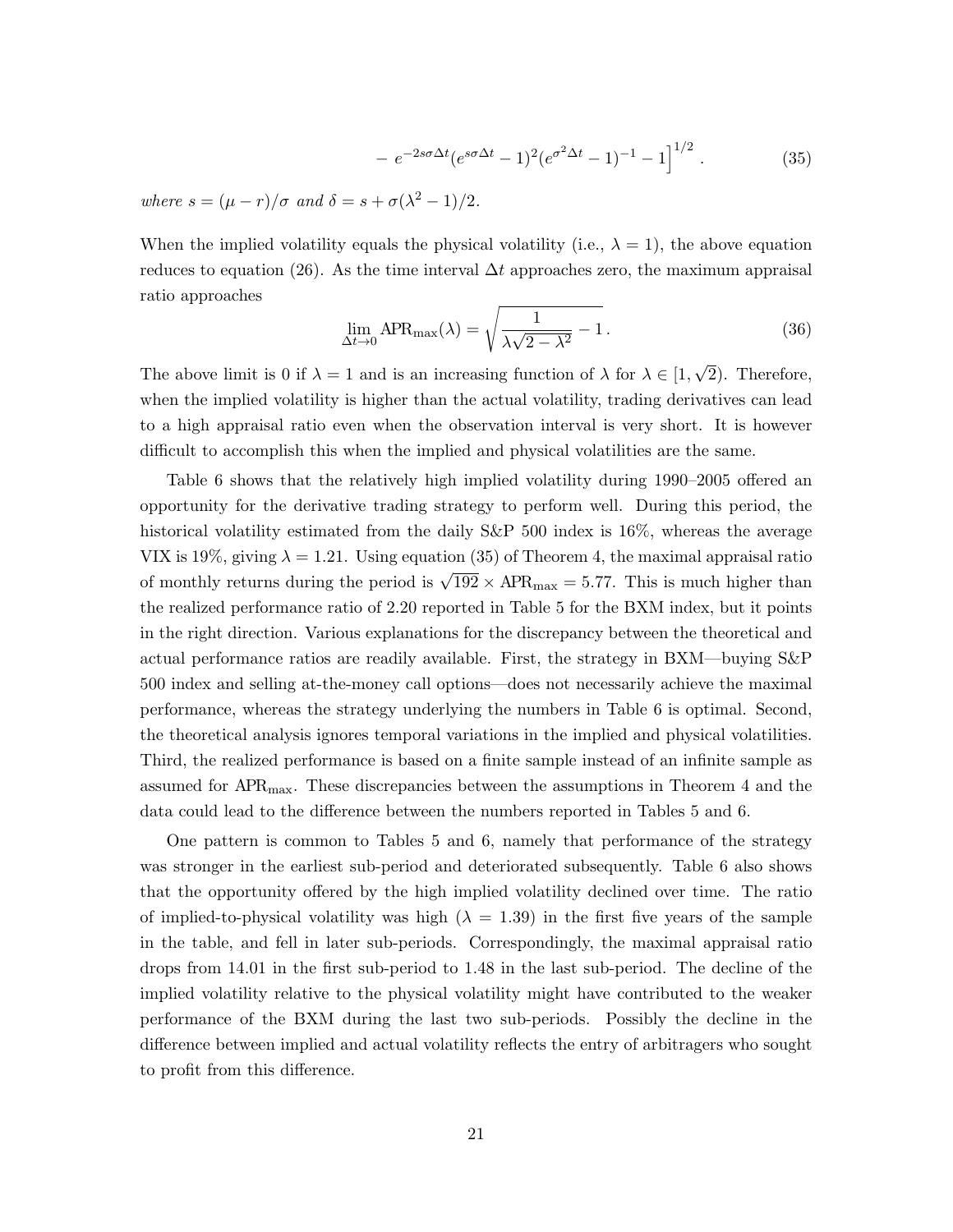$$
- e^{-2s\sigma\Delta t}(e^{s\sigma\Delta t} - 1)^2(e^{\sigma^2\Delta t} - 1)^{-1} - 1\Big]^{1/2} . \tag{35}
$$

*where* $s = (\mu - r)/\sigma$ *and* $\delta = s + \sigma(\lambda^2 - 1)/2$.

When the implied volatility equals the physical volatility (i.e., $\lambda = 1$), the above equation reduces to equation (26). As the time interval $\Delta t$ approaches zero, the maximum appraisal ratio approaches

$$
\lim_{\Delta t \to 0} \text{APR}_{\max}(\lambda) = \sqrt{\frac{1}{\lambda\sqrt{2 - \lambda^2}} - 1} \, . \tag{36}
$$

The above limit is 0 if $\lambda = 1$ and is an increasing function of $\lambda$ for $\lambda \in [1, \sqrt{2})$. Therefore, when the implied volatility is higher than the actual volatility, trading derivatives can lead to a high appraisal ratio even when the observation interval is very short. It is however difficult to accomplish this when the implied and physical volatilities are the same.

Table 6 shows that the relatively high implied volatility during 1990–2005 offered an opportunity for the derivative trading strategy to perform well. During this period, the historical volatility estimated from the daily S&P 500 index is 16%, whereas the average VIX is 19%, giving $\lambda = 1.21$. Using equation (35) of Theorem 4, the maximal appraisal ratio of monthly returns during the period is $\sqrt{192} \times \text{APR}_{\max} = 5.77$. This is much higher than the realized performance ratio of 2.20 reported in Table 5 for the BXM index, but it points in the right direction. Various explanations for the discrepancy between the theoretical and actual performance ratios are readily available. First, the strategy in BXM—buying S&P 500 index and selling at-the-money call options—does not necessarily achieve the maximal performance, whereas the strategy underlying the numbers in Table 6 is optimal. Second, the theoretical analysis ignores temporal variations in the implied and physical volatilities. Third, the realized performance is based on a finite sample instead of an infinite sample as assumed for $\text{APR}_{\max}$. These discrepancies between the assumptions in Theorem 4 and the data could lead to the difference between the numbers reported in Tables 5 and 6.

One pattern is common to Tables 5 and 6, namely that performance of the strategy was stronger in the earliest sub-period and deteriorated subsequently. Table 6 also shows that the opportunity offered by the high implied volatility declined over time. The ratio of implied-to-physical volatility was high ($\lambda = 1.39$) in the first five years of the sample in the table, and fell in later sub-periods. Correspondingly, the maximal appraisal ratio drops from 14.01 in the first sub-period to 1.48 in the last sub-period. The decline of the implied volatility relative to the physical volatility might have contributed to the weaker performance of the BXM during the last two sub-periods. Possibly the decline in the difference between implied and actual volatility reflects the entry of arbitragers who sought to profit from this difference.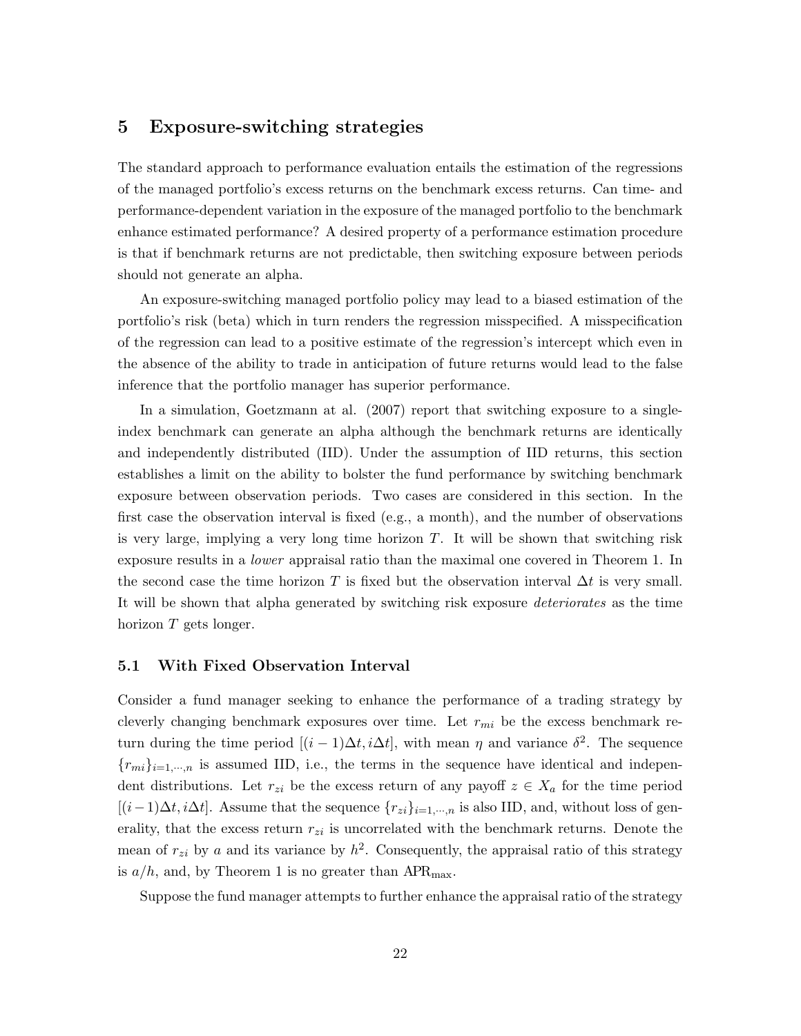# 5 Exposure-switching strategies

The standard approach to performance evaluation entails the estimation of the regressions of the managed portfolio's excess returns on the benchmark excess returns. Can time- and performance-dependent variation in the exposure of the managed portfolio to the benchmark enhance estimated performance? A desired property of a performance estimation procedure is that if benchmark returns are not predictable, then switching exposure between periods should not generate an alpha.

An exposure-switching managed portfolio policy may lead to a biased estimation of the portfolio's risk (beta) which in turn renders the regression misspecified. A misspecification of the regression can lead to a positive estimate of the regression's intercept which even in the absence of the ability to trade in anticipation of future returns would lead to the false inference that the portfolio manager has superior performance.

In a simulation, Goetzmann at al. (2007) report that switching exposure to a single-index benchmark can generate an alpha although the benchmark returns are identically and independently distributed (IID). Under the assumption of IID returns, this section establishes a limit on the ability to bolster the fund performance by switching benchmark exposure between observation periods. Two cases are considered in this section. In the first case the observation interval is fixed (e.g., a month), and the number of observations is very large, implying a very long time horizon $T$. It will be shown that switching risk exposure results in a *lower* appraisal ratio than the maximal one covered in Theorem 1. In the second case the time horizon $T$ is fixed but the observation interval $\Delta t$ is very small. It will be shown that alpha generated by switching risk exposure *deteriorates* as the time horizon $T$ gets longer.

## 5.1 With Fixed Observation Interval

Consider a fund manager seeking to enhance the performance of a trading strategy by cleverly changing benchmark exposures over time. Let $r_{mi}$ be the excess benchmark return during the time period $[(i-1)\Delta t, i\Delta t]$, with mean $\eta$ and variance $\delta^2$. The sequence $\{r_{mi}\}_{i=1,\cdots,n}$ is assumed IID, i.e., the terms in the sequence have identical and independent distributions. Let $r_{zi}$ be the excess return of any payoff $z \in X_a$ for the time period $[(i-1)\Delta t, i\Delta t]$. Assume that the sequence $\{r_{zi}\}_{i=1,\cdots,n}$ is also IID, and, without loss of generality, that the excess return $r_{zi}$ is uncorrelated with the benchmark returns. Denote the mean of $r_{zi}$ by $a$ and its variance by $h^2$. Consequently, the appraisal ratio of this strategy is $a/h$, and, by Theorem 1 is no greater than $\text{APR}_{\max}$.

Suppose the fund manager attempts to further enhance the appraisal ratio of the strategy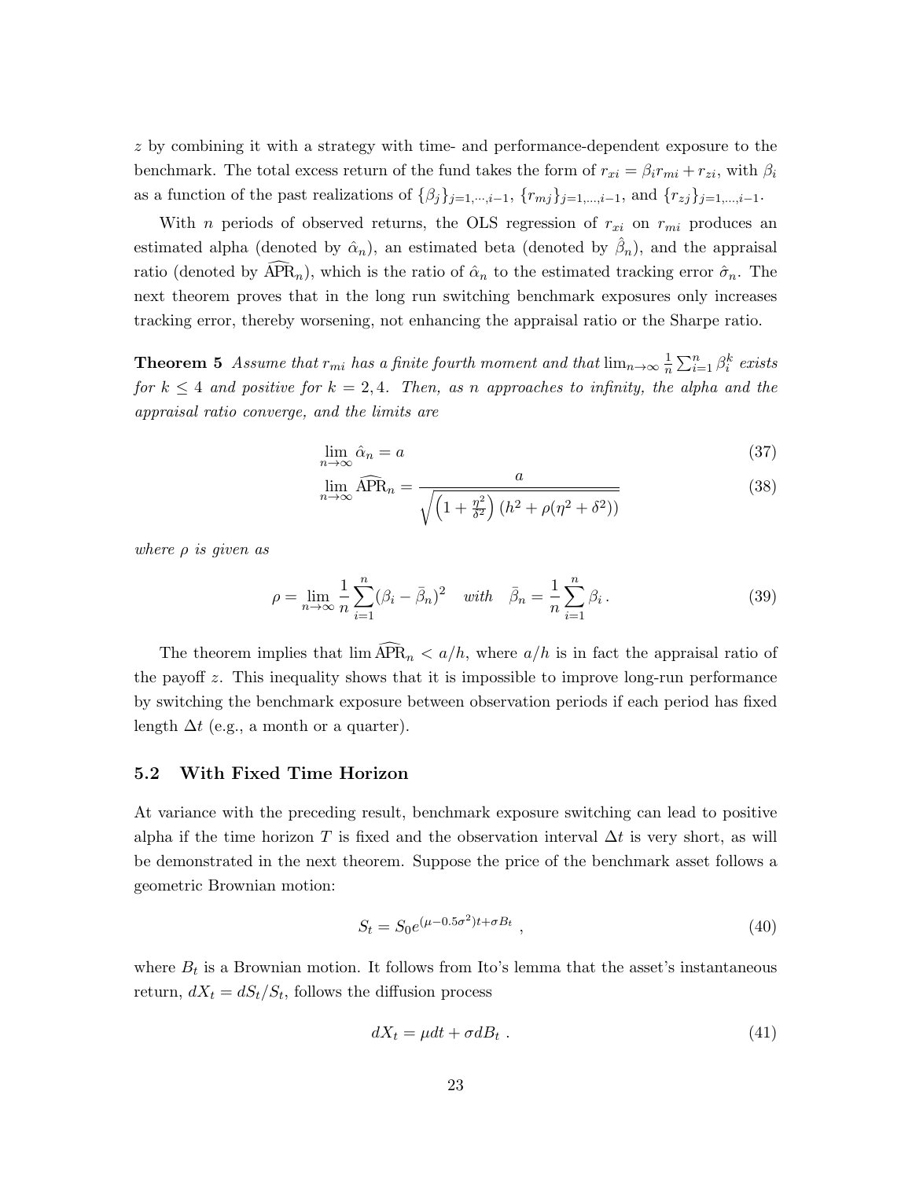$z$ by combining it with a strategy with time- and performance-dependent exposure to the benchmark. The total excess return of the fund takes the form of $r_{xi} = \beta_i r_{mi} + r_{zi}$, with $\beta_i$ as a function of the past realizations of $\{\beta_j\}_{j=1,\cdots,i-1}$, $\{r_{mj}\}_{j=1,\ldots,i-1}$, and $\{r_{zj}\}_{j=1,\ldots,i-1}$.

With $n$ periods of observed returns, the OLS regression of $r_{xi}$ on $r_{mi}$ produces an estimated alpha (denoted by $\hat{\alpha}_n$), an estimated beta (denoted by $\hat{\beta}_n$), and the appraisal ratio (denoted by $\widehat{\mathrm{APR}}_n$), which is the ratio of $\hat{\alpha}_n$ to the estimated tracking error $\hat{\sigma}_n$. The next theorem proves that in the long run switching benchmark exposures only increases tracking error, thereby worsening, not enhancing the appraisal ratio or the Sharpe ratio.

**Theorem 5** *Assume that $r_{mi}$ has a finite fourth moment and that $\lim_{n\to\infty} \frac{1}{n}\sum_{i=1}^{n} \beta_i^k$ exists for $k \le 4$ and positive for $k = 2, 4$. Then, as $n$ approaches to infinity, the alpha and the appraisal ratio converge, and the limits are*

$$\lim_{n\to\infty} \hat{\alpha}_n = a \tag{37}$$

$$\lim_{n\to\infty} \widehat{\mathrm{APR}}_n = \frac{a}{\sqrt{\left(1 + \frac{\eta^2}{\delta^2}\right)\left(h^2 + \rho(\eta^2 + \delta^2)\right)}} \tag{38}$$

*where $\rho$ is given as*

$$\rho = \lim_{n\to\infty} \frac{1}{n}\sum_{i=1}^{n} (\beta_i - \bar{\beta}_n)^2 \quad \textit{with} \quad \bar{\beta}_n = \frac{1}{n}\sum_{i=1}^{n} \beta_i \,. \tag{39}$$

The theorem implies that $\lim \widehat{\mathrm{APR}}_n < a/h$, where $a/h$ is in fact the appraisal ratio of the payoff $z$. This inequality shows that it is impossible to improve long-run performance by switching the benchmark exposure between observation periods if each period has fixed length $\Delta t$ (e.g., a month or a quarter).

### 5.2 With Fixed Time Horizon

At variance with the preceding result, benchmark exposure switching can lead to positive alpha if the time horizon $T$ is fixed and the observation interval $\Delta t$ is very short, as will be demonstrated in the next theorem. Suppose the price of the benchmark asset follows a geometric Brownian motion:

$$S_t = S_0 e^{(\mu - 0.5\sigma^2)t + \sigma B_t} \ , \tag{40}$$

where $B_t$ is a Brownian motion. It follows from Ito's lemma that the asset's instantaneous return, $dX_t = dS_t/S_t$, follows the diffusion process

$$dX_t = \mu dt + \sigma dB_t \ . \tag{41}$$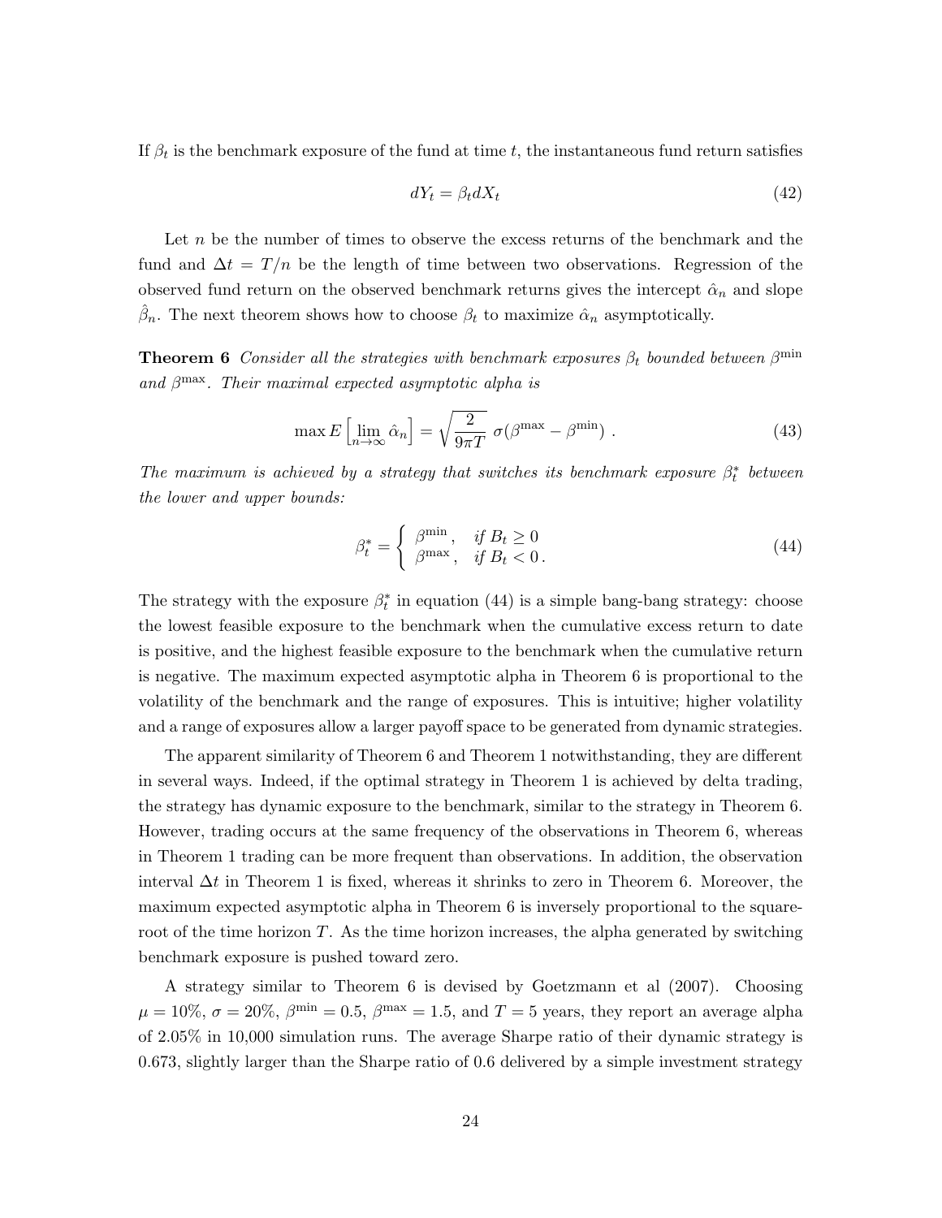If $\beta_t$ is the benchmark exposure of the fund at time $t$, the instantaneous fund return satisfies

$$dY_t = \beta_t dX_t \tag{42}$$

Let $n$ be the number of times to observe the excess returns of the benchmark and the fund and $\Delta t = T/n$ be the length of time between two observations. Regression of the observed fund return on the observed benchmark returns gives the intercept $\hat{\alpha}_n$ and slope $\hat{\beta}_n$. The next theorem shows how to choose $\beta_t$ to maximize $\hat{\alpha}_n$ asymptotically.

**Theorem 6** *Consider all the strategies with benchmark exposures $\beta_t$ bounded between $\beta^{\min}$ and $\beta^{\max}$. Their maximal expected asymptotic alpha is*

$$\max E\left[\lim_{n\to\infty} \hat{\alpha}_n\right] = \sqrt{\frac{2}{9\pi T}}\ \sigma(\beta^{\max} - \beta^{\min})\ . \tag{43}$$

*The maximum is achieved by a strategy that switches its benchmark exposure $\beta_t^*$ between the lower and upper bounds:*

$$\beta_t^* = \begin{cases} \beta^{\min}, & \text{if } B_t \geq 0 \\ \beta^{\max}, & \text{if } B_t < 0\,. \end{cases} \tag{44}$$

The strategy with the exposure $\beta_t^*$ in equation (44) is a simple bang-bang strategy: choose the lowest feasible exposure to the benchmark when the cumulative excess return to date is positive, and the highest feasible exposure to the benchmark when the cumulative return is negative. The maximum expected asymptotic alpha in Theorem 6 is proportional to the volatility of the benchmark and the range of exposures. This is intuitive; higher volatility and a range of exposures allow a larger payoff space to be generated from dynamic strategies.

The apparent similarity of Theorem 6 and Theorem 1 notwithstanding, they are different in several ways. Indeed, if the optimal strategy in Theorem 1 is achieved by delta trading, the strategy has dynamic exposure to the benchmark, similar to the strategy in Theorem 6. However, trading occurs at the same frequency of the observations in Theorem 6, whereas in Theorem 1 trading can be more frequent than observations. In addition, the observation interval $\Delta t$ in Theorem 1 is fixed, whereas it shrinks to zero in Theorem 6. Moreover, the maximum expected asymptotic alpha in Theorem 6 is inversely proportional to the square-root of the time horizon $T$. As the time horizon increases, the alpha generated by switching benchmark exposure is pushed toward zero.

A strategy similar to Theorem 6 is devised by Goetzmann et al (2007). Choosing $\mu = 10\%$, $\sigma = 20\%$, $\beta^{\min} = 0.5$, $\beta^{\max} = 1.5$, and $T = 5$ years, they report an average alpha of 2.05% in 10,000 simulation runs. The average Sharpe ratio of their dynamic strategy is 0.673, slightly larger than the Sharpe ratio of 0.6 delivered by a simple investment strategy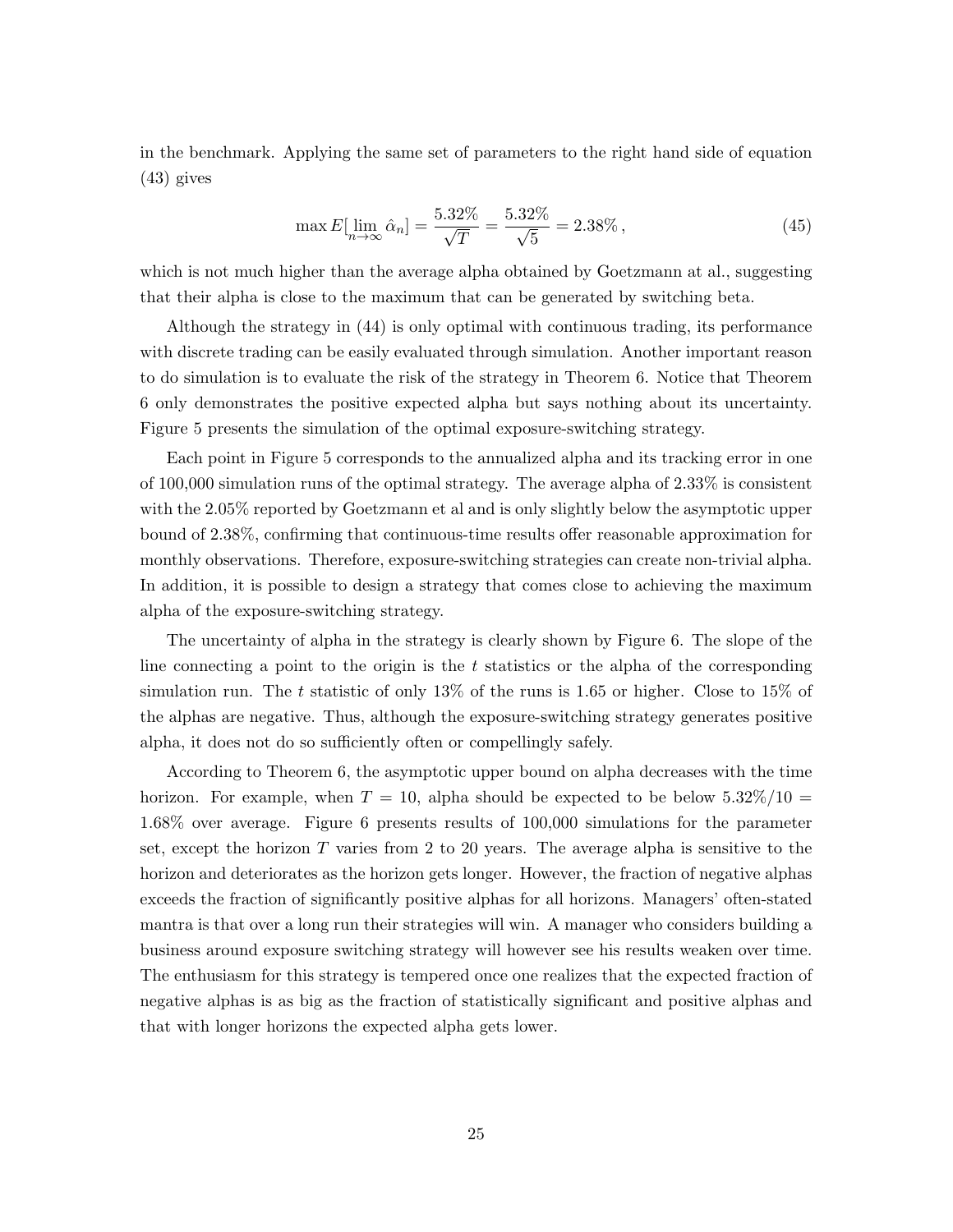in the benchmark. Applying the same set of parameters to the right hand side of equation (43) gives

$$\max E[\lim_{n\to\infty} \hat{\alpha}_n] = \frac{5.32\%}{\sqrt{T}} = \frac{5.32\%}{\sqrt{5}} = 2.38\%\,, \tag{45}$$

which is not much higher than the average alpha obtained by Goetzmann at al., suggesting that their alpha is close to the maximum that can be generated by switching beta.

Although the strategy in (44) is only optimal with continuous trading, its performance with discrete trading can be easily evaluated through simulation. Another important reason to do simulation is to evaluate the risk of the strategy in Theorem 6. Notice that Theorem 6 only demonstrates the positive expected alpha but says nothing about its uncertainty. Figure 5 presents the simulation of the optimal exposure-switching strategy.

Each point in Figure 5 corresponds to the annualized alpha and its tracking error in one of 100,000 simulation runs of the optimal strategy. The average alpha of 2.33% is consistent with the 2.05% reported by Goetzmann et al and is only slightly below the asymptotic upper bound of 2.38%, confirming that continuous-time results offer reasonable approximation for monthly observations. Therefore, exposure-switching strategies can create non-trivial alpha. In addition, it is possible to design a strategy that comes close to achieving the maximum alpha of the exposure-switching strategy.

The uncertainty of alpha in the strategy is clearly shown by Figure 6. The slope of the line connecting a point to the origin is the $t$ statistics or the alpha of the corresponding simulation run. The $t$ statistic of only 13% of the runs is 1.65 or higher. Close to 15% of the alphas are negative. Thus, although the exposure-switching strategy generates positive alpha, it does not do so sufficiently often or compellingly safely.

According to Theorem 6, the asymptotic upper bound on alpha decreases with the time horizon. For example, when $T = 10$, alpha should be expected to be below $5.32\%/10 = 1.68\%$ over average. Figure 6 presents results of 100,000 simulations for the parameter set, except the horizon $T$ varies from 2 to 20 years. The average alpha is sensitive to the horizon and deteriorates as the horizon gets longer. However, the fraction of negative alphas exceeds the fraction of significantly positive alphas for all horizons. Managers' often-stated mantra is that over a long run their strategies will win. A manager who considers building a business around exposure switching strategy will however see his results weaken over time. The enthusiasm for this strategy is tempered once one realizes that the expected fraction of negative alphas is as big as the fraction of statistically significant and positive alphas and that with longer horizons the expected alpha gets lower.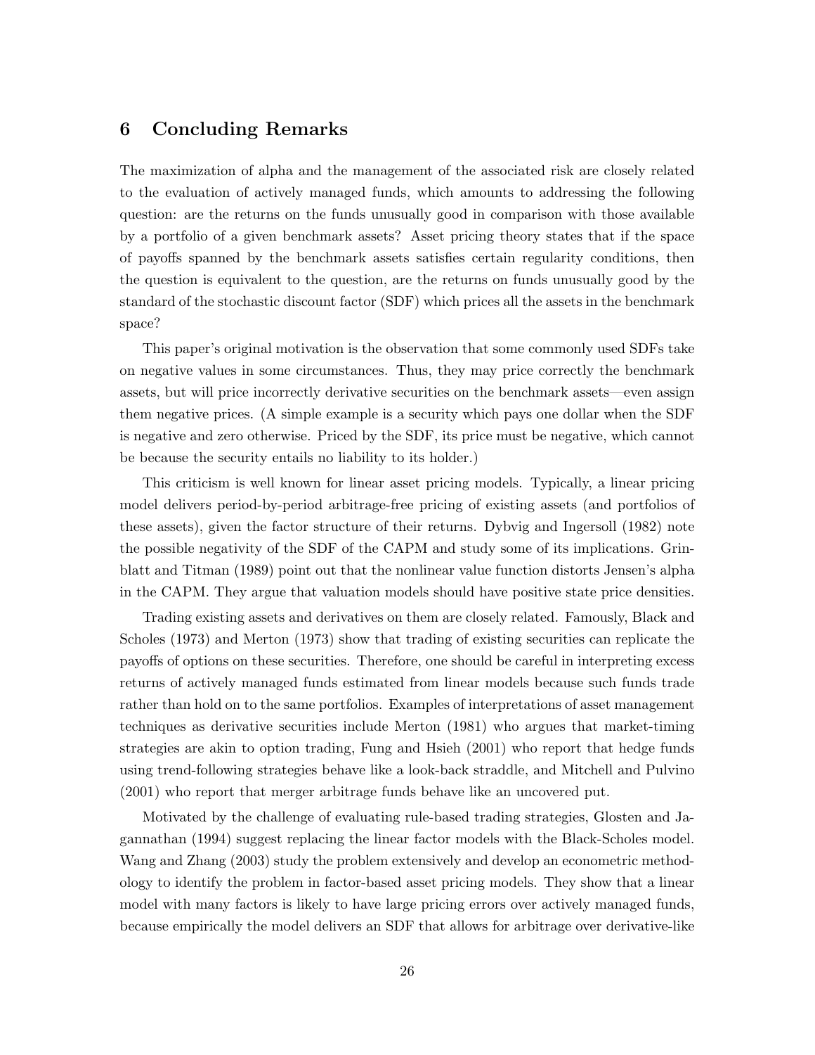# 6 Concluding Remarks

The maximization of alpha and the management of the associated risk are closely related to the evaluation of actively managed funds, which amounts to addressing the following question: are the returns on the funds unusually good in comparison with those available by a portfolio of a given benchmark assets? Asset pricing theory states that if the space of payoffs spanned by the benchmark assets satisfies certain regularity conditions, then the question is equivalent to the question, are the returns on funds unusually good by the standard of the stochastic discount factor (SDF) which prices all the assets in the benchmark space?

This paper's original motivation is the observation that some commonly used SDFs take on negative values in some circumstances. Thus, they may price correctly the benchmark assets, but will price incorrectly derivative securities on the benchmark assets—even assign them negative prices. (A simple example is a security which pays one dollar when the SDF is negative and zero otherwise. Priced by the SDF, its price must be negative, which cannot be because the security entails no liability to its holder.)

This criticism is well known for linear asset pricing models. Typically, a linear pricing model delivers period-by-period arbitrage-free pricing of existing assets (and portfolios of these assets), given the factor structure of their returns. Dybvig and Ingersoll (1982) note the possible negativity of the SDF of the CAPM and study some of its implications. Grinblatt and Titman (1989) point out that the nonlinear value function distorts Jensen's alpha in the CAPM. They argue that valuation models should have positive state price densities.

Trading existing assets and derivatives on them are closely related. Famously, Black and Scholes (1973) and Merton (1973) show that trading of existing securities can replicate the payoffs of options on these securities. Therefore, one should be careful in interpreting excess returns of actively managed funds estimated from linear models because such funds trade rather than hold on to the same portfolios. Examples of interpretations of asset management techniques as derivative securities include Merton (1981) who argues that market-timing strategies are akin to option trading, Fung and Hsieh (2001) who report that hedge funds using trend-following strategies behave like a look-back straddle, and Mitchell and Pulvino (2001) who report that merger arbitrage funds behave like an uncovered put.

Motivated by the challenge of evaluating rule-based trading strategies, Glosten and Jagannathan (1994) suggest replacing the linear factor models with the Black-Scholes model. Wang and Zhang (2003) study the problem extensively and develop an econometric methodology to identify the problem in factor-based asset pricing models. They show that a linear model with many factors is likely to have large pricing errors over actively managed funds, because empirically the model delivers an SDF that allows for arbitrage over derivative-like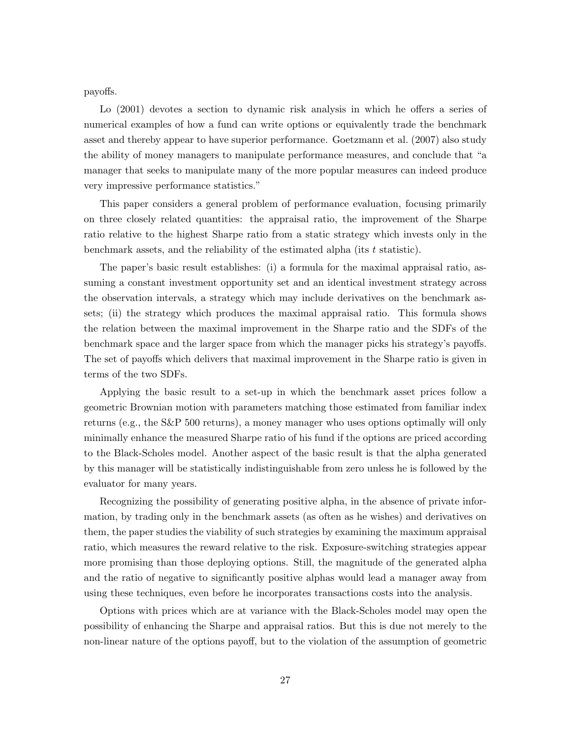payoffs.

Lo (2001) devotes a section to dynamic risk analysis in which he offers a series of numerical examples of how a fund can write options or equivalently trade the benchmark asset and thereby appear to have superior performance. Goetzmann et al. (2007) also study the ability of money managers to manipulate performance measures, and conclude that "a manager that seeks to manipulate many of the more popular measures can indeed produce very impressive performance statistics."

This paper considers a general problem of performance evaluation, focusing primarily on three closely related quantities: the appraisal ratio, the improvement of the Sharpe ratio relative to the highest Sharpe ratio from a static strategy which invests only in the benchmark assets, and the reliability of the estimated alpha (its $t$ statistic).

The paper's basic result establishes: (i) a formula for the maximal appraisal ratio, assuming a constant investment opportunity set and an identical investment strategy across the observation intervals, a strategy which may include derivatives on the benchmark assets; (ii) the strategy which produces the maximal appraisal ratio. This formula shows the relation between the maximal improvement in the Sharpe ratio and the SDFs of the benchmark space and the larger space from which the manager picks his strategy's payoffs. The set of payoffs which delivers that maximal improvement in the Sharpe ratio is given in terms of the two SDFs.

Applying the basic result to a set-up in which the benchmark asset prices follow a geometric Brownian motion with parameters matching those estimated from familiar index returns (e.g., the S&P 500 returns), a money manager who uses options optimally will only minimally enhance the measured Sharpe ratio of his fund if the options are priced according to the Black-Scholes model. Another aspect of the basic result is that the alpha generated by this manager will be statistically indistinguishable from zero unless he is followed by the evaluator for many years.

Recognizing the possibility of generating positive alpha, in the absence of private information, by trading only in the benchmark assets (as often as he wishes) and derivatives on them, the paper studies the viability of such strategies by examining the maximum appraisal ratio, which measures the reward relative to the risk. Exposure-switching strategies appear more promising than those deploying options. Still, the magnitude of the generated alpha and the ratio of negative to significantly positive alphas would lead a manager away from using these techniques, even before he incorporates transactions costs into the analysis.

Options with prices which are at variance with the Black-Scholes model may open the possibility of enhancing the Sharpe and appraisal ratios. But this is due not merely to the non-linear nature of the options payoff, but to the violation of the assumption of geometric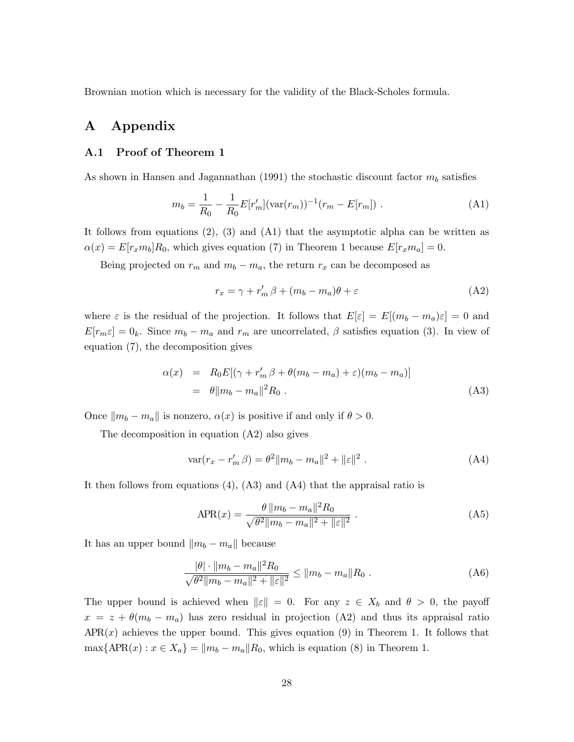Brownian motion which is necessary for the validity of the Black-Scholes formula.

# A Appendix

## A.1 Proof of Theorem 1

As shown in Hansen and Jagannathan (1991) the stochastic discount factor $m_b$ satisfies

$$m_b = \frac{1}{R_0} - \frac{1}{R_0} E[r_m'](\text{var}(r_m))^{-1}(r_m - E[r_m]) \ . \tag{A1}$$

It follows from equations (2), (3) and (A1) that the asymptotic alpha can be written as $\alpha(x) = E[r_x m_b]R_0$, which gives equation (7) in Theorem 1 because $E[r_x m_a] = 0$.

Being projected on $r_m$ and $m_b - m_a$, the return $r_x$ can be decomposed as

$$r_x = \gamma + r_m' \, \beta + (m_b - m_a)\theta + \varepsilon \tag{A2}$$

where $\varepsilon$ is the residual of the projection. It follows that $E[\varepsilon] = E[(m_b - m_a)\varepsilon] = 0$ and $E[r_m \varepsilon] = 0_k$. Since $m_b - m_a$ and $r_m$ are uncorrelated, $\beta$ satisfies equation (3). In view of equation (7), the decomposition gives

$$\begin{aligned} \alpha(x) &= R_0 E[(\gamma + r_m' \, \beta + \theta(m_b - m_a) + \varepsilon)(m_b - m_a)] \\ &= \theta \|m_b - m_a\|^2 R_0 \ . \end{aligned} \tag{A3}$$

Once $\|m_b - m_a\|$ is nonzero, $\alpha(x)$ is positive if and only if $\theta > 0$.

The decomposition in equation (A2) also gives

$$\text{var}(r_x - r_m' \, \beta) = \theta^2 \|m_b - m_a\|^2 + \|\varepsilon\|^2 \ . \tag{A4}$$

It then follows from equations (4), (A3) and (A4) that the appraisal ratio is

$$\text{APR}(x) = \frac{\theta \, \|m_b - m_a\|^2 R_0}{\sqrt{\theta^2 \|m_b - m_a\|^2 + \|\varepsilon\|^2}} \ . \tag{A5}$$

It has an upper bound $\|m_b - m_a\|$ because

$$\frac{|\theta| \cdot \|m_b - m_a\|^2 R_0}{\sqrt{\theta^2 \|m_b - m_a\|^2 + \|\varepsilon\|^2}} \leq \|m_b - m_a\| R_0 \ . \tag{A6}$$

The upper bound is achieved when $\|\varepsilon\| = 0$. For any $z \in X_b$ and $\theta > 0$, the payoff $x = z + \theta(m_b - m_a)$ has zero residual in projection (A2) and thus its appraisal ratio $\text{APR}(x)$ achieves the upper bound. This gives equation (9) in Theorem 1. It follows that $\max\{\text{APR}(x) : x \in X_a\} = \|m_b - m_a\| R_0$, which is equation (8) in Theorem 1.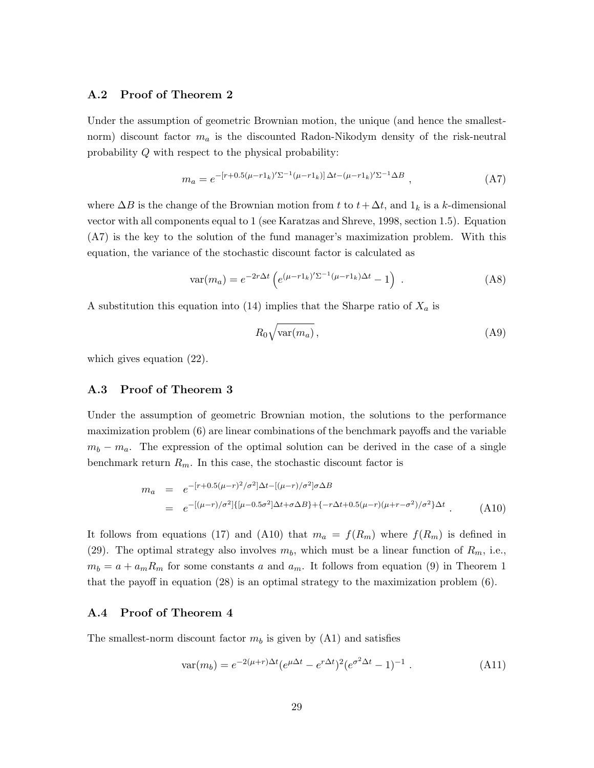### A.2 Proof of Theorem 2

Under the assumption of geometric Brownian motion, the unique (and hence the smallest-norm) discount factor $m_a$ is the discounted Radon-Nikodym density of the risk-neutral probability $Q$ with respect to the physical probability:

$$m_a = e^{-[r+0.5(\mu-r1_k)'\Sigma^{-1}(\mu-r1_k)]\,\Delta t-(\mu-r1_k)'\Sigma^{-1}\Delta B} \ , \tag{A7}$$

where $\Delta B$ is the change of the Brownian motion from $t$ to $t+\Delta t$, and $1_k$ is a $k$-dimensional vector with all components equal to 1 (see Karatzas and Shreve, 1998, section 1.5). Equation (A7) is the key to the solution of the fund manager's maximization problem. With this equation, the variance of the stochastic discount factor is calculated as

$$\text{var}(m_a) = e^{-2r\Delta t}\left(e^{(\mu-r1_k)'\Sigma^{-1}(\mu-r1_k)\Delta t}-1\right) \ . \tag{A8}$$

A substitution this equation into (14) implies that the Sharpe ratio of $X_a$ is

$$R_0\sqrt{\text{var}(m_a)}\,, \tag{A9}$$

which gives equation (22).

### A.3 Proof of Theorem 3

Under the assumption of geometric Brownian motion, the solutions to the performance maximization problem (6) are linear combinations of the benchmark payoffs and the variable $m_b - m_a$. The expression of the optimal solution can be derived in the case of a single benchmark return $R_m$. In this case, the stochastic discount factor is

$$\begin{aligned} m_a &= e^{-[r+0.5(\mu-r)^2/\sigma^2]\Delta t-[(\mu-r)/\sigma^2]\sigma\Delta B} \\ &= e^{-[(\mu-r)/\sigma^2]\{[\mu-0.5\sigma^2]\Delta t+\sigma\Delta B\}+\{-r\Delta t+0.5(\mu-r)(\mu+r-\sigma^2)/\sigma^2\}\Delta t} \ . \end{aligned} \tag{A10}$$

It follows from equations (17) and (A10) that $m_a = f(R_m)$ where $f(R_m)$ is defined in (29). The optimal strategy also involves $m_b$, which must be a linear function of $R_m$, i.e., $m_b = a + a_m R_m$ for some constants $a$ and $a_m$. It follows from equation (9) in Theorem 1 that the payoff in equation (28) is an optimal strategy to the maximization problem (6).

### A.4 Proof of Theorem 4

The smallest-norm discount factor $m_b$ is given by (A1) and satisfies

$$\text{var}(m_b) = e^{-2(\mu+r)\Delta t}(e^{\mu\Delta t}-e^{r\Delta t})^2(e^{\sigma^2\Delta t}-1)^{-1} \ . \tag{A11}$$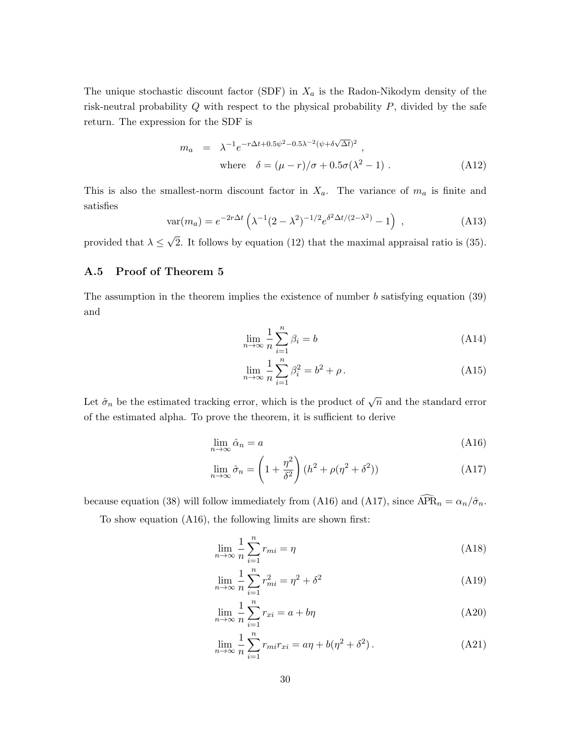The unique stochastic discount factor (SDF) in $X_a$ is the Radon-Nikodym density of the risk-neutral probability $Q$ with respect to the physical probability $P$, divided by the safe return. The expression for the SDF is

$$
\begin{aligned}
m_a &= \lambda^{-1} e^{-r\Delta t + 0.5\psi^2 - 0.5\lambda^{-2}(\psi + \delta\sqrt{\Delta t})^2} \ , \\
&\quad \text{where} \quad \delta = (\mu - r)/\sigma + 0.5\sigma(\lambda^2 - 1) \ . 
\end{aligned} \tag{A12}
$$

This is also the smallest-norm discount factor in $X_a$. The variance of $m_a$ is finite and satisfies

$$
\text{var}(m_a) = e^{-2r\Delta t} \left( \lambda^{-1}(2 - \lambda^2)^{-1/2} e^{\delta^2 \Delta t/(2-\lambda^2)} - 1 \right) \ , \tag{A13}
$$

provided that $\lambda \leq \sqrt{2}$. It follows by equation (12) that the maximal appraisal ratio is (35).

## A.5 Proof of Theorem 5

The assumption in the theorem implies the existence of number $b$ satisfying equation (39) and

$$
\lim_{n\to\infty} \frac{1}{n} \sum_{i=1}^{n} \beta_i = b \tag{A14}
$$

$$
\lim_{n\to\infty} \frac{1}{n} \sum_{i=1}^{n} \beta_i^2 = b^2 + \rho \, . \tag{A15}
$$

Let $\hat{\sigma}_n$ be the estimated tracking error, which is the product of $\sqrt{n}$ and the standard error of the estimated alpha. To prove the theorem, it is sufficient to derive

$$
\lim_{n\to\infty} \hat{\alpha}_n = a \tag{A16}
$$

$$
\lim_{n\to\infty} \hat{\sigma}_n = \left(1 + \frac{\eta^2}{\delta^2}\right) (h^2 + \rho(\eta^2 + \delta^2)) \tag{A17}
$$

because equation (38) will follow immediately from (A16) and (A17), since $\widehat{\text{APR}}_n = \alpha_n/\hat{\sigma}_n$.

To show equation (A16), the following limits are shown first:

$$
\lim_{n\to\infty} \frac{1}{n} \sum_{i=1}^{n} r_{mi} = \eta \tag{A18}
$$

$$
\lim_{n\to\infty} \frac{1}{n} \sum_{i=1}^{n} r_{mi}^2 = \eta^2 + \delta^2 \tag{A19}
$$

$$
\lim_{n\to\infty} \frac{1}{n} \sum_{i=1}^{n} r_{xi} = a + b\eta \tag{A20}
$$

$$
\lim_{n\to\infty} \frac{1}{n} \sum_{i=1}^{n} r_{mi} r_{xi} = a\eta + b(\eta^2 + \delta^2) \, . \tag{A21}
$$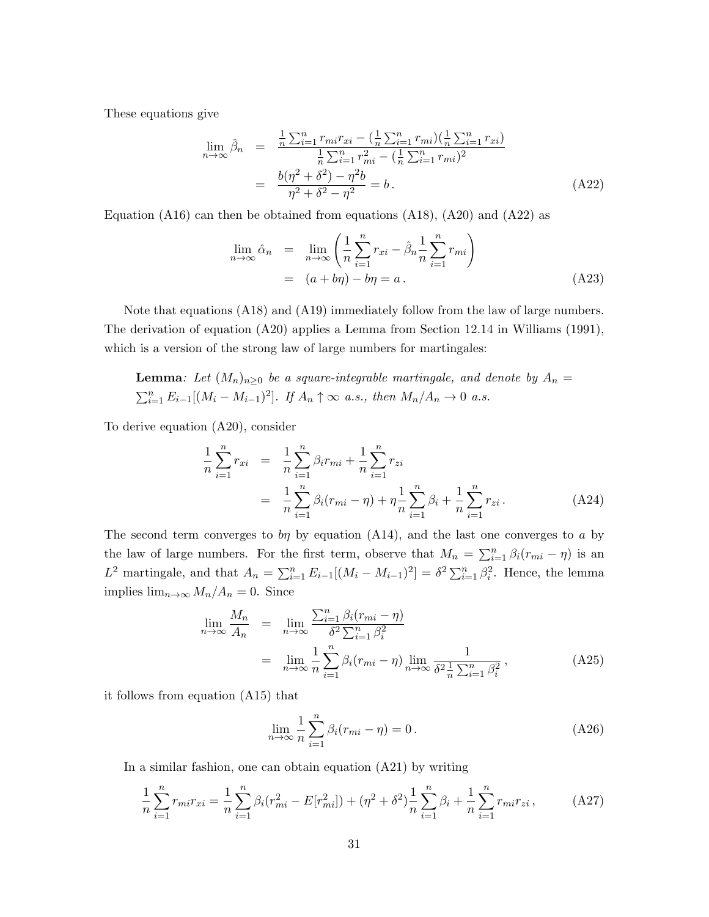These equations give

$$
\begin{aligned}
\lim_{n\to\infty} \hat{\beta}_n &= \frac{\frac{1}{n}\sum_{i=1}^n r_{mi}r_{xi} - (\frac{1}{n}\sum_{i=1}^n r_{mi})(\frac{1}{n}\sum_{i=1}^n r_{xi})}{\frac{1}{n}\sum_{i=1}^n r_{mi}^2 - (\frac{1}{n}\sum_{i=1}^n r_{mi})^2} \\
&= \frac{b(\eta^2+\delta^2) - \eta^2 b}{\eta^2+\delta^2-\eta^2} = b\,. \qquad \text{(A22)}
\end{aligned}
$$

Equation (A16) can then be obtained from equations (A18), (A20) and (A22) as

$$
\begin{aligned}
\lim_{n\to\infty} \hat{\alpha}_n &= \lim_{n\to\infty}\left(\frac{1}{n}\sum_{i=1}^n r_{xi} - \hat{\beta}_n \frac{1}{n}\sum_{i=1}^n r_{mi}\right) \\
&= (a+b\eta) - b\eta = a\,. \qquad \text{(A23)}
\end{aligned}
$$

Note that equations (A18) and (A19) immediately follow from the law of large numbers. The derivation of equation (A20) applies a Lemma from Section 12.14 in Williams (1991), which is a version of the strong law of large numbers for martingales:

> **Lemma**: *Let $(M_n)_{n\geq 0}$ be a square-integrable martingale, and denote by $A_n = \sum_{i=1}^n E_{i-1}[(M_i - M_{i-1})^2]$. If $A_n \uparrow \infty$ a.s., then $M_n/A_n \to 0$ a.s.*

To derive equation (A20), consider

$$
\begin{aligned}
\frac{1}{n}\sum_{i=1}^n r_{xi} &= \frac{1}{n}\sum_{i=1}^n \beta_i r_{mi} + \frac{1}{n}\sum_{i=1}^n r_{zi} \\
&= \frac{1}{n}\sum_{i=1}^n \beta_i (r_{mi} - \eta) + \eta\frac{1}{n}\sum_{i=1}^n \beta_i + \frac{1}{n}\sum_{i=1}^n r_{zi}\,. \qquad \text{(A24)}
\end{aligned}
$$

The second term converges to $b\eta$ by equation (A14), and the last one converges to $a$ by the law of large numbers. For the first term, observe that $M_n = \sum_{i=1}^n \beta_i(r_{mi} - \eta)$ is an $L^2$ martingale, and that $A_n = \sum_{i=1}^n E_{i-1}[(M_i - M_{i-1})^2] = \delta^2 \sum_{i=1}^n \beta_i^2$. Hence, the lemma implies $\lim_{n\to\infty} M_n/A_n = 0$. Since

$$
\begin{aligned}
\lim_{n\to\infty} \frac{M_n}{A_n} &= \lim_{n\to\infty} \frac{\sum_{i=1}^n \beta_i(r_{mi}-\eta)}{\delta^2\sum_{i=1}^n \beta_i^2} \\
&= \lim_{n\to\infty} \frac{1}{n}\sum_{i=1}^n \beta_i(r_{mi}-\eta) \lim_{n\to\infty} \frac{1}{\delta^2 \frac{1}{n}\sum_{i=1}^n \beta_i^2}\,, \qquad \text{(A25)}
\end{aligned}
$$

it follows from equation (A15) that

$$
\lim_{n\to\infty} \frac{1}{n}\sum_{i=1}^n \beta_i(r_{mi}-\eta) = 0\,. \qquad \text{(A26)}
$$

In a similar fashion, one can obtain equation (A21) by writing

$$
\frac{1}{n}\sum_{i=1}^n r_{mi}r_{xi} = \frac{1}{n}\sum_{i=1}^n \beta_i(r_{mi}^2 - E[r_{mi}^2]) + (\eta^2+\delta^2)\frac{1}{n}\sum_{i=1}^n \beta_i + \frac{1}{n}\sum_{i=1}^n r_{mi}r_{zi}\,, \qquad \text{(A27)}
$$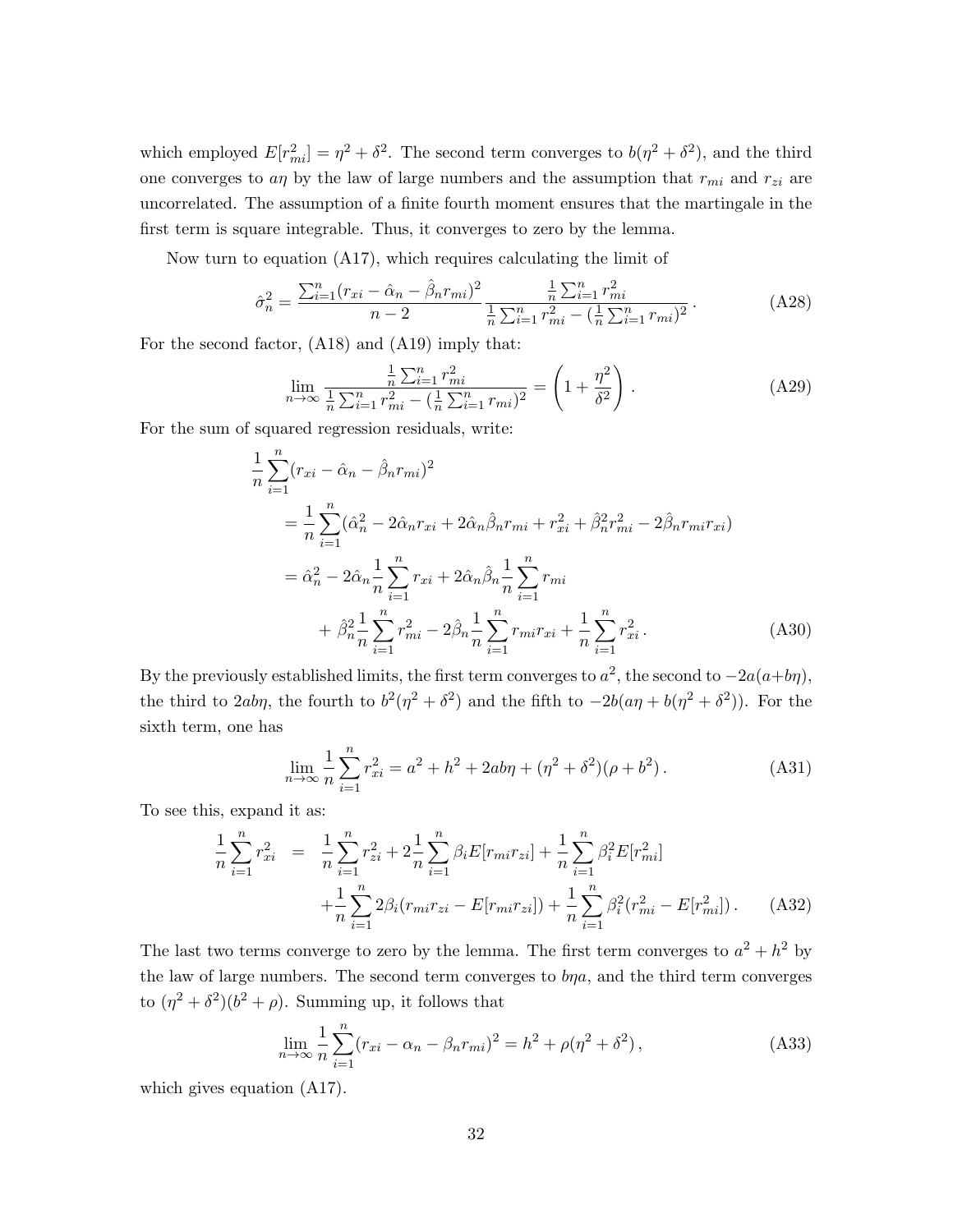which employed $E[r_{mi}^2] = \eta^2 + \delta^2$. The second term converges to $b(\eta^2 + \delta^2)$, and the third one converges to $a\eta$ by the law of large numbers and the assumption that $r_{mi}$ and $r_{zi}$ are uncorrelated. The assumption of a finite fourth moment ensures that the martingale in the first term is square integrable. Thus, it converges to zero by the lemma.

Now turn to equation (A17), which requires calculating the limit of

$$\hat{\sigma}_n^2 = \frac{\sum_{i=1}^n (r_{xi} - \hat{\alpha}_n - \hat{\beta}_n r_{mi})^2}{n-2} \frac{\frac{1}{n}\sum_{i=1}^n r_{mi}^2}{\frac{1}{n}\sum_{i=1}^n r_{mi}^2 - (\frac{1}{n}\sum_{i=1}^n r_{mi})^2} \,. \tag{A28}$$

For the second factor, (A18) and (A19) imply that:

$$\lim_{n\to\infty} \frac{\frac{1}{n}\sum_{i=1}^n r_{mi}^2}{\frac{1}{n}\sum_{i=1}^n r_{mi}^2 - (\frac{1}{n}\sum_{i=1}^n r_{mi})^2} = \left(1 + \frac{\eta^2}{\delta^2}\right) . \tag{A29}$$

For the sum of squared regression residuals, write:

$$\begin{aligned}
&\frac{1}{n}\sum_{i=1}^n (r_{xi} - \hat{\alpha}_n - \hat{\beta}_n r_{mi})^2 \\
&\quad = \frac{1}{n}\sum_{i=1}^n (\hat{\alpha}_n^2 - 2\hat{\alpha}_n r_{xi} + 2\hat{\alpha}_n\hat{\beta}_n r_{mi} + r_{xi}^2 + \hat{\beta}_n^2 r_{mi}^2 - 2\hat{\beta}_n r_{mi} r_{xi}) \\
&\quad = \hat{\alpha}_n^2 - 2\hat{\alpha}_n \frac{1}{n}\sum_{i=1}^n r_{xi} + 2\hat{\alpha}_n\hat{\beta}_n \frac{1}{n}\sum_{i=1}^n r_{mi} \\
&\qquad + \hat{\beta}_n^2 \frac{1}{n}\sum_{i=1}^n r_{mi}^2 - 2\hat{\beta}_n \frac{1}{n}\sum_{i=1}^n r_{mi} r_{xi} + \frac{1}{n}\sum_{i=1}^n r_{xi}^2 \,.
\end{aligned} \tag{A30}$$

By the previously established limits, the first term converges to $a^2$, the second to $-2a(a+b\eta)$, the third to $2ab\eta$, the fourth to $b^2(\eta^2 + \delta^2)$ and the fifth to $-2b(a\eta + b(\eta^2 + \delta^2))$. For the sixth term, one has

$$\lim_{n\to\infty} \frac{1}{n}\sum_{i=1}^n r_{xi}^2 = a^2 + h^2 + 2ab\eta + (\eta^2 + \delta^2)(\rho + b^2) \,. \tag{A31}$$

To see this, expand it as:

$$\begin{aligned}
\frac{1}{n}\sum_{i=1}^n r_{xi}^2 \quad = \quad & \frac{1}{n}\sum_{i=1}^n r_{zi}^2 + 2\frac{1}{n}\sum_{i=1}^n \beta_i E[r_{mi} r_{zi}] + \frac{1}{n}\sum_{i=1}^n \beta_i^2 E[r_{mi}^2] \\
& + \frac{1}{n}\sum_{i=1}^n 2\beta_i (r_{mi} r_{zi} - E[r_{mi} r_{zi}]) + \frac{1}{n}\sum_{i=1}^n \beta_i^2 (r_{mi}^2 - E[r_{mi}^2]) \,.
\end{aligned} \tag{A32}$$

The last two terms converge to zero by the lemma. The first term converges to $a^2 + h^2$ by the law of large numbers. The second term converges to $b\eta a$, and the third term converges to $(\eta^2 + \delta^2)(b^2 + \rho)$. Summing up, it follows that

$$\lim_{n\to\infty} \frac{1}{n}\sum_{i=1}^n (r_{xi} - \alpha_n - \beta_n r_{mi})^2 = h^2 + \rho(\eta^2 + \delta^2) \,, \tag{A33}$$

which gives equation (A17).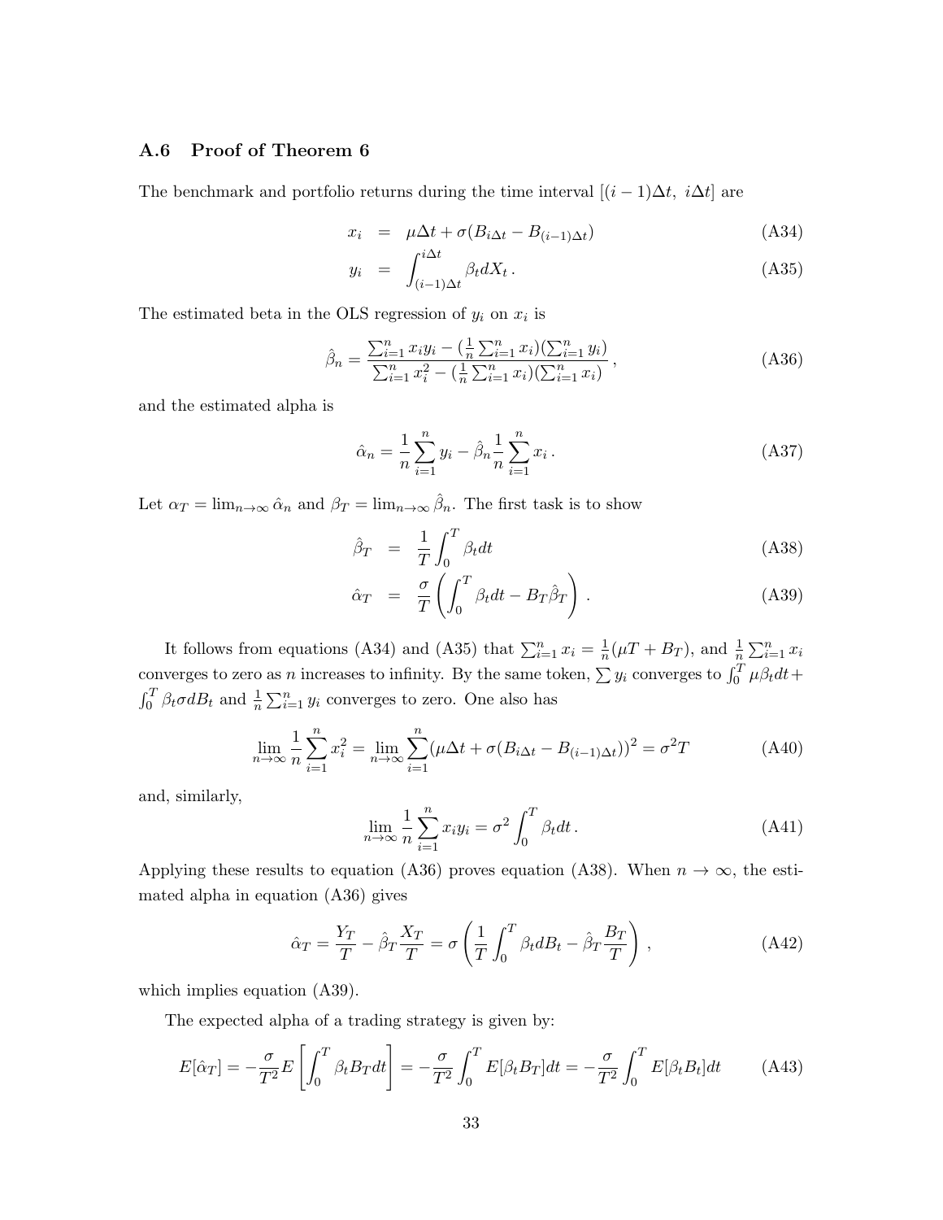### A.6 Proof of Theorem 6

The benchmark and portfolio returns during the time interval $[(i-1)\Delta t,\ i\Delta t]$ are

$$
\begin{aligned}
x_i &= \mu\Delta t + \sigma(B_{i\Delta t} - B_{(i-1)\Delta t}) && \text{(A34)}\\
y_i &= \int_{(i-1)\Delta t}^{i\Delta t} \beta_t dX_t \,. && \text{(A35)}
\end{aligned}
$$

The estimated beta in the OLS regression of $y_i$ on $x_i$ is

$$
\hat{\beta}_n = \frac{\sum_{i=1}^n x_i y_i - (\frac{1}{n}\sum_{i=1}^n x_i)(\sum_{i=1}^n y_i)}{\sum_{i=1}^n x_i^2 - (\frac{1}{n}\sum_{i=1}^n x_i)(\sum_{i=1}^n x_i)}\,, \tag{A36}
$$

and the estimated alpha is

$$
\hat{\alpha}_n = \frac{1}{n}\sum_{i=1}^n y_i - \hat{\beta}_n \frac{1}{n}\sum_{i=1}^n x_i \,. \tag{A37}
$$

Let $\alpha_T = \lim_{n\to\infty} \hat{\alpha}_n$ and $\beta_T = \lim_{n\to\infty} \hat{\beta}_n$. The first task is to show

$$
\begin{aligned}
\hat{\beta}_T &= \frac{1}{T}\int_0^T \beta_t dt && \text{(A38)}\\
\hat{\alpha}_T &= \frac{\sigma}{T}\left(\int_0^T \beta_t dt - B_T \hat{\beta}_T\right) . && \text{(A39)}
\end{aligned}
$$

It follows from equations (A34) and (A35) that $\sum_{i=1}^n x_i = \frac{1}{n}(\mu T + B_T)$, and $\frac{1}{n}\sum_{i=1}^n x_i$ converges to zero as $n$ increases to infinity. By the same token, $\sum y_i$ converges to $\int_0^T \mu\beta_t dt + \int_0^T \beta_t \sigma dB_t$ and $\frac{1}{n}\sum_{i=1}^n y_i$ converges to zero. One also has

$$
\lim_{n\to\infty} \frac{1}{n}\sum_{i=1}^n x_i^2 = \lim_{n\to\infty} \sum_{i=1}^n (\mu\Delta t + \sigma(B_{i\Delta t} - B_{(i-1)\Delta t}))^2 = \sigma^2 T \tag{A40}
$$

and, similarly,

$$
\lim_{n\to\infty} \frac{1}{n}\sum_{i=1}^n x_i y_i = \sigma^2 \int_0^T \beta_t dt \,. \tag{A41}
$$

Applying these results to equation (A36) proves equation (A38). When $n \to \infty$, the estimated alpha in equation (A36) gives

$$
\hat{\alpha}_T = \frac{Y_T}{T} - \hat{\beta}_T \frac{X_T}{T} = \sigma\left(\frac{1}{T}\int_0^T \beta_t dB_t - \hat{\beta}_T \frac{B_T}{T}\right) , \tag{A42}
$$

which implies equation (A39).

The expected alpha of a trading strategy is given by:

$$
E[\hat{\alpha}_T] = -\frac{\sigma}{T^2} E\left[\int_0^T \beta_t B_T dt\right] = -\frac{\sigma}{T^2}\int_0^T E[\beta_t B_T] dt = -\frac{\sigma}{T^2}\int_0^T E[\beta_t B_t] dt \tag{A43}
$$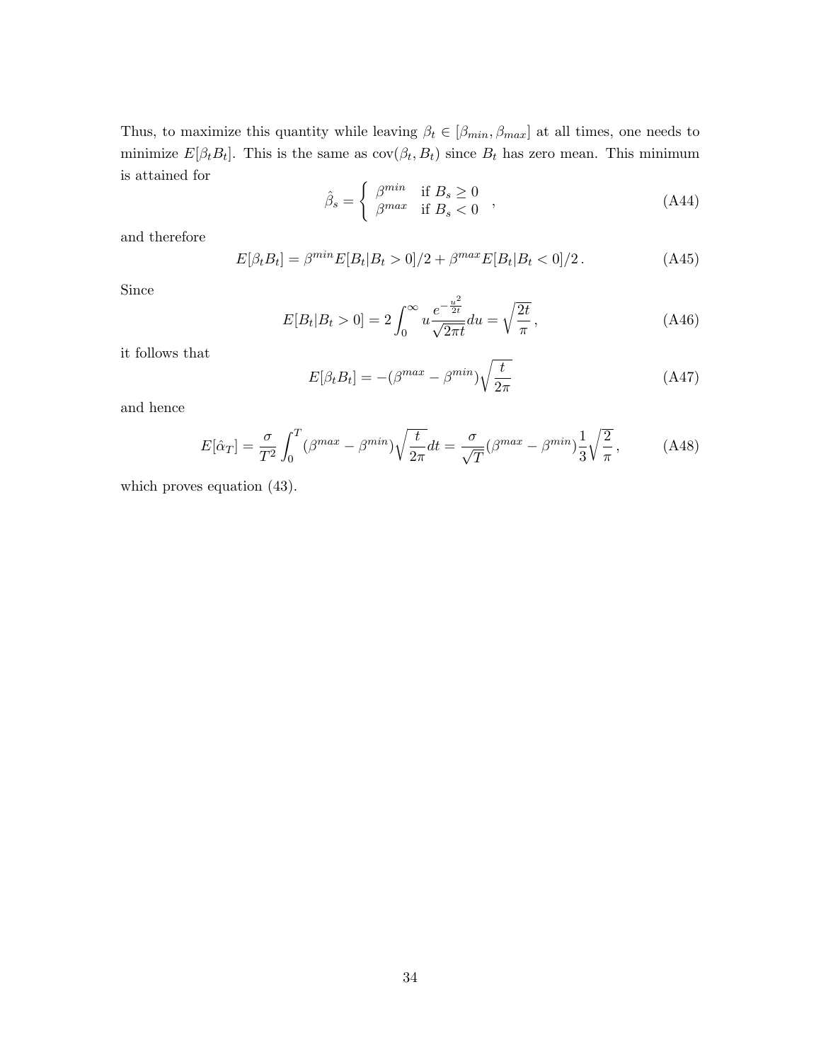Thus, to maximize this quantity while leaving $\beta_t \in [\beta_{min}, \beta_{max}]$ at all times, one needs to minimize $E[\beta_t B_t]$. This is the same as $\text{cov}(\beta_t, B_t)$ since $B_t$ has zero mean. This minimum is attained for

$$\hat{\beta}_s = \begin{cases} \beta^{min} & \text{if } B_s \geq 0 \\ \beta^{max} & \text{if } B_s < 0 \end{cases} , \tag{A44}$$

and therefore

$$E[\beta_t B_t] = \beta^{min} E[B_t | B_t > 0]/2 + \beta^{max} E[B_t | B_t < 0]/2 \,. \tag{A45}$$

Since

$$E[B_t | B_t > 0] = 2 \int_0^\infty u \frac{e^{-\frac{u^2}{2t}}}{\sqrt{2\pi t}} du = \sqrt{\frac{2t}{\pi}} \,, \tag{A46}$$

it follows that

$$E[\beta_t B_t] = -(\beta^{max} - \beta^{min}) \sqrt{\frac{t}{2\pi}} \tag{A47}$$

and hence

$$E[\hat{\alpha}_T] = \frac{\sigma}{T^2} \int_0^T (\beta^{max} - \beta^{min}) \sqrt{\frac{t}{2\pi}} dt = \frac{\sigma}{\sqrt{T}} (\beta^{max} - \beta^{min}) \frac{1}{3} \sqrt{\frac{2}{\pi}} \,, \tag{A48}$$

which proves equation (43).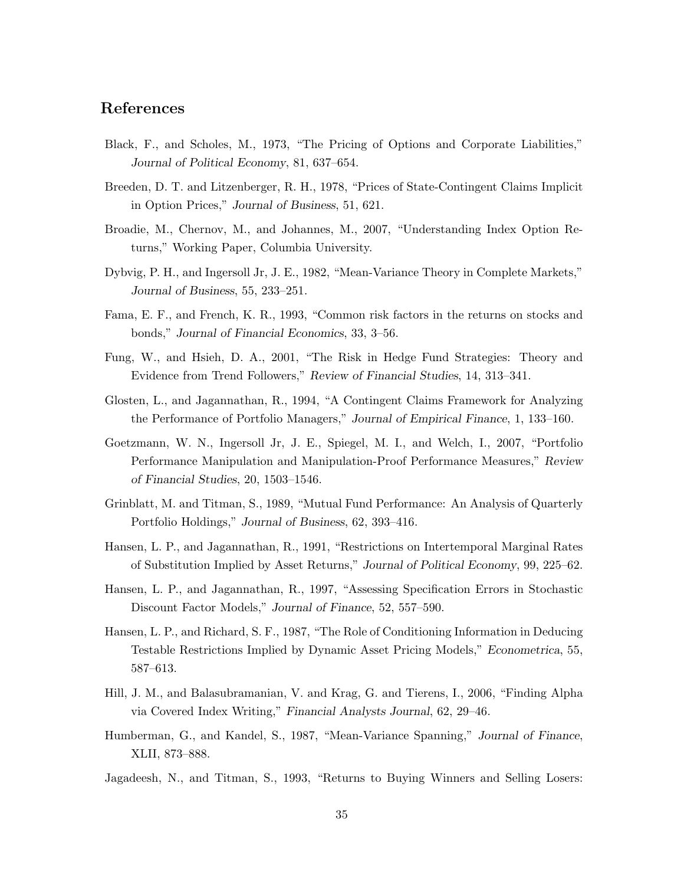## References

Black, F., and Scholes, M., 1973, "The Pricing of Options and Corporate Liabilities," *Journal of Political Economy*, 81, 637–654.

Breeden, D. T. and Litzenberger, R. H., 1978, "Prices of State-Contingent Claims Implicit in Option Prices," *Journal of Business*, 51, 621.

Broadie, M., Chernov, M., and Johannes, M., 2007, "Understanding Index Option Returns," Working Paper, Columbia University.

Dybvig, P. H., and Ingersoll Jr, J. E., 1982, "Mean-Variance Theory in Complete Markets," *Journal of Business*, 55, 233–251.

Fama, E. F., and French, K. R., 1993, "Common risk factors in the returns on stocks and bonds," *Journal of Financial Economics*, 33, 3–56.

Fung, W., and Hsieh, D. A., 2001, "The Risk in Hedge Fund Strategies: Theory and Evidence from Trend Followers," *Review of Financial Studies*, 14, 313–341.

Glosten, L., and Jagannathan, R., 1994, "A Contingent Claims Framework for Analyzing the Performance of Portfolio Managers," *Journal of Empirical Finance*, 1, 133–160.

Goetzmann, W. N., Ingersoll Jr, J. E., Spiegel, M. I., and Welch, I., 2007, "Portfolio Performance Manipulation and Manipulation-Proof Performance Measures," *Review of Financial Studies*, 20, 1503–1546.

Grinblatt, M. and Titman, S., 1989, "Mutual Fund Performance: An Analysis of Quarterly Portfolio Holdings," *Journal of Business*, 62, 393–416.

Hansen, L. P., and Jagannathan, R., 1991, "Restrictions on Intertemporal Marginal Rates of Substitution Implied by Asset Returns," *Journal of Political Economy*, 99, 225–62.

Hansen, L. P., and Jagannathan, R., 1997, "Assessing Specification Errors in Stochastic Discount Factor Models," *Journal of Finance*, 52, 557–590.

Hansen, L. P., and Richard, S. F., 1987, "The Role of Conditioning Information in Deducing Testable Restrictions Implied by Dynamic Asset Pricing Models," *Econometrica*, 55, 587–613.

Hill, J. M., and Balasubramanian, V. and Krag, G. and Tierens, I., 2006, "Finding Alpha via Covered Index Writing," *Financial Analysts Journal*, 62, 29–46.

Humberman, G., and Kandel, S., 1987, "Mean-Variance Spanning," *Journal of Finance*, XLII, 873–888.

Jagadeesh, N., and Titman, S., 1993, "Returns to Buying Winners and Selling Losers: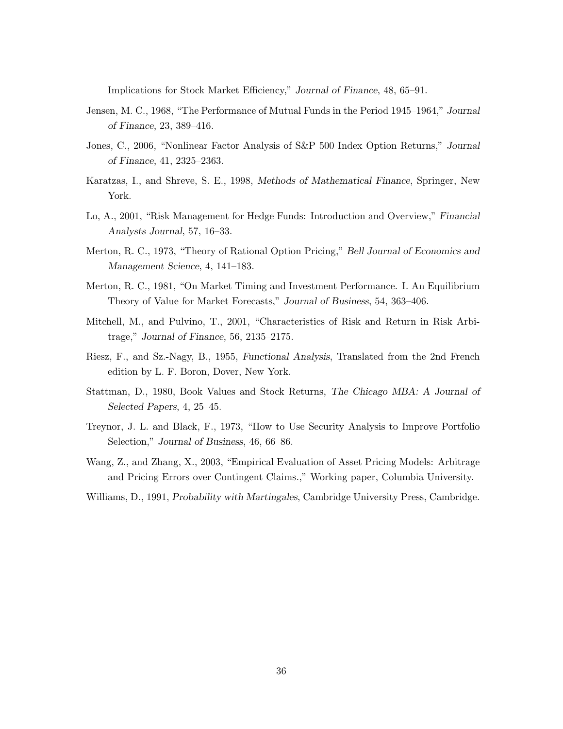Implications for Stock Market Efficiency," *Journal of Finance*, 48, 65–91.

Jensen, M. C., 1968, "The Performance of Mutual Funds in the Period 1945–1964," *Journal of Finance*, 23, 389–416.

Jones, C., 2006, "Nonlinear Factor Analysis of S&P 500 Index Option Returns," *Journal of Finance*, 41, 2325–2363.

Karatzas, I., and Shreve, S. E., 1998, *Methods of Mathematical Finance*, Springer, New York.

Lo, A., 2001, "Risk Management for Hedge Funds: Introduction and Overview," *Financial Analysts Journal*, 57, 16–33.

Merton, R. C., 1973, "Theory of Rational Option Pricing," *Bell Journal of Economics and Management Science*, 4, 141–183.

Merton, R. C., 1981, "On Market Timing and Investment Performance. I. An Equilibrium Theory of Value for Market Forecasts," *Journal of Business*, 54, 363–406.

Mitchell, M., and Pulvino, T., 2001, "Characteristics of Risk and Return in Risk Arbitrage," *Journal of Finance*, 56, 2135–2175.

Riesz, F., and Sz.-Nagy, B., 1955, *Functional Analysis*, Translated from the 2nd French edition by L. F. Boron, Dover, New York.

Stattman, D., 1980, Book Values and Stock Returns, *The Chicago MBA: A Journal of Selected Papers*, 4, 25–45.

Treynor, J. L. and Black, F., 1973, "How to Use Security Analysis to Improve Portfolio Selection," *Journal of Business*, 46, 66–86.

Wang, Z., and Zhang, X., 2003, "Empirical Evaluation of Asset Pricing Models: Arbitrage and Pricing Errors over Contingent Claims.," Working paper, Columbia University.

Williams, D., 1991, *Probability with Martingales*, Cambridge University Press, Cambridge.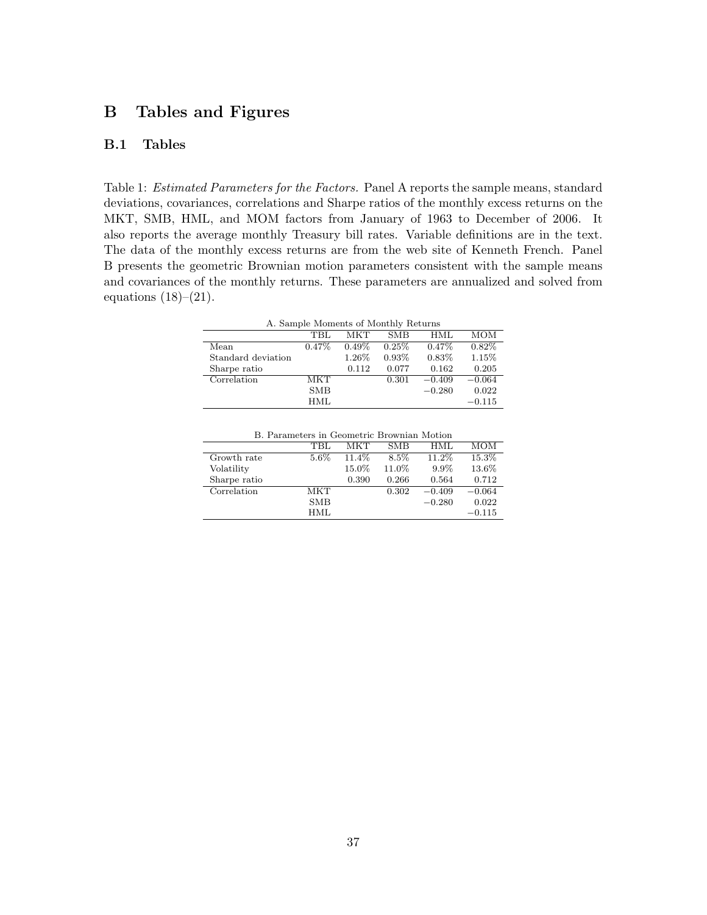# B Tables and Figures

## B.1 Tables

Table 1: *Estimated Parameters for the Factors.* Panel A reports the sample means, standard deviations, covariances, correlations and Sharpe ratios of the monthly excess returns on the MKT, SMB, HML, and MOM factors from January of 1963 to December of 2006. It also reports the average monthly Treasury bill rates. Variable definitions are in the text. The data of the monthly excess returns are from the web site of Kenneth French. Panel B presents the geometric Brownian motion parameters consistent with the sample means and covariances of the monthly returns. These parameters are annualized and solved from equations (18)–(21).

A. Sample Moments of Monthly Returns

| | TBL | MKT | SMB | HML | MOM |
|---|---|---|---|---|---|
| Mean | 0.47% | 0.49% | 0.25% | 0.47% | 0.82% |
| Standard deviation | | 1.26% | 0.93% | 0.83% | 1.15% |
| Sharpe ratio | | 0.112 | 0.077 | 0.162 | 0.205 |
| Correlation | MKT | | 0.301 | −0.409 | −0.064 |
| | SMB | | | −0.280 | 0.022 |
| | HML | | | | −0.115 |

B. Parameters in Geometric Brownian Motion

| | TBL | MKT | SMB | HML | MOM |
|---|---|---|---|---|---|
| Growth rate | 5.6% | 11.4% | 8.5% | 11.2% | 15.3% |
| Volatility | | 15.0% | 11.0% | 9.9% | 13.6% |
| Sharpe ratio | | 0.390 | 0.266 | 0.564 | 0.712 |
| Correlation | MKT | | 0.302 | −0.409 | −0.064 |
| | SMB | | | −0.280 | 0.022 |
| | HML | | | | −0.115 |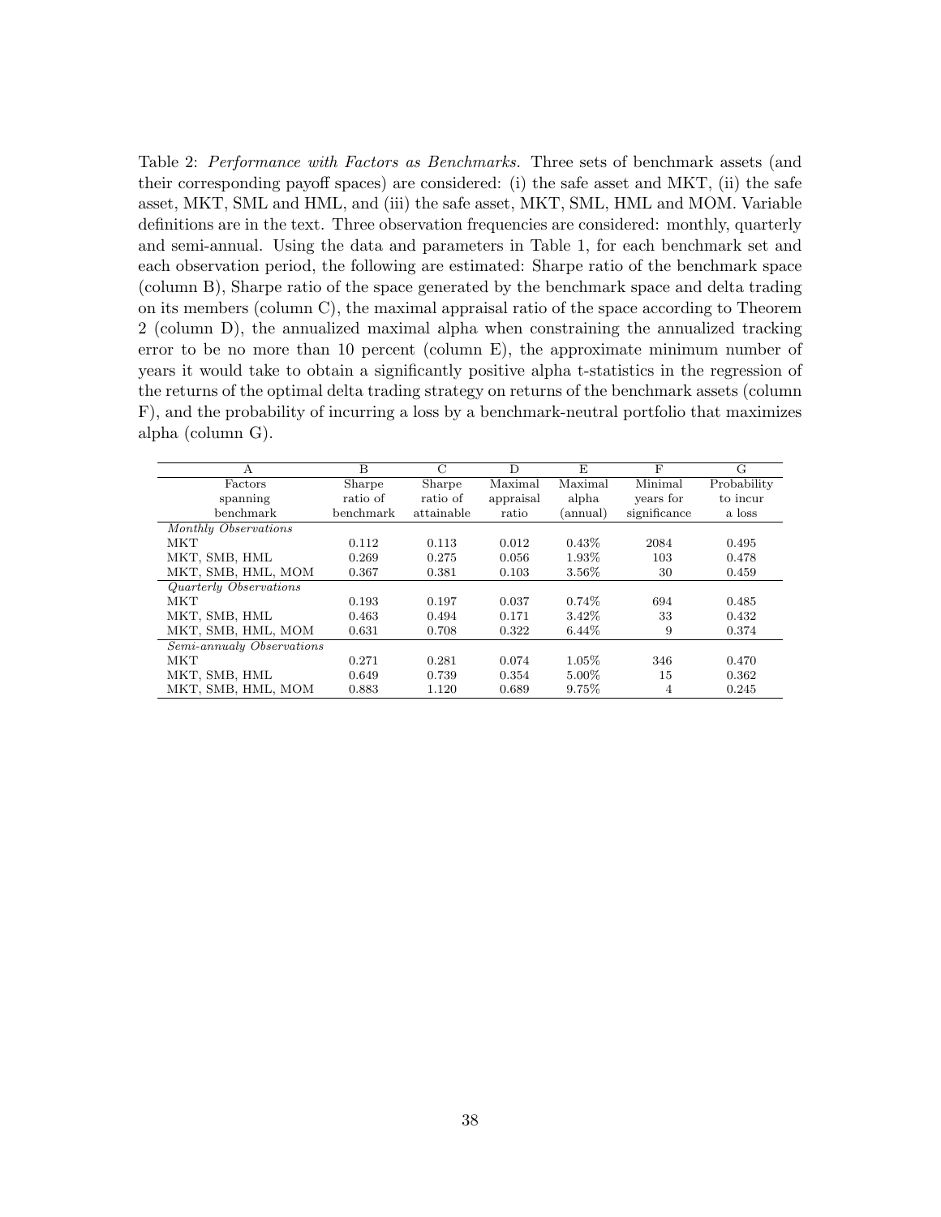Table 2: *Performance with Factors as Benchmarks.* Three sets of benchmark assets (and their corresponding payoff spaces) are considered: (i) the safe asset and MKT, (ii) the safe asset, MKT, SML and HML, and (iii) the safe asset, MKT, SML, HML and MOM. Variable definitions are in the text. Three observation frequencies are considered: monthly, quarterly and semi-annual. Using the data and parameters in Table 1, for each benchmark set and each observation period, the following are estimated: Sharpe ratio of the benchmark space (column B), Sharpe ratio of the space generated by the benchmark space and delta trading on its members (column C), the maximal appraisal ratio of the space according to Theorem 2 (column D), the annualized maximal alpha when constraining the annualized tracking error to be no more than 10 percent (column E), the approximate minimum number of years it would take to obtain a significantly positive alpha t-statistics in the regression of the returns of the optimal delta trading strategy on returns of the benchmark assets (column F), and the probability of incurring a loss by a benchmark-neutral portfolio that maximizes alpha (column G).

| A | B | C | D | E | F | G |
|---|---|---|---|---|---|---|
| Factors spanning benchmark | Sharpe ratio of benchmark | Sharpe ratio of attainable | Maximal appraisal ratio | Maximal alpha (annual) | Minimal years for significance | Probability to incur a loss |
| *Monthly Observations* | | | | | | |
| MKT | 0.112 | 0.113 | 0.012 | 0.43% | 2084 | 0.495 |
| MKT, SMB, HML | 0.269 | 0.275 | 0.056 | 1.93% | 103 | 0.478 |
| MKT, SMB, HML, MOM | 0.367 | 0.381 | 0.103 | 3.56% | 30 | 0.459 |
| *Quarterly Observations* | | | | | | |
| MKT | 0.193 | 0.197 | 0.037 | 0.74% | 694 | 0.485 |
| MKT, SMB, HML | 0.463 | 0.494 | 0.171 | 3.42% | 33 | 0.432 |
| MKT, SMB, HML, MOM | 0.631 | 0.708 | 0.322 | 6.44% | 9 | 0.374 |
| *Semi-annualy Observations* | | | | | | |
| MKT | 0.271 | 0.281 | 0.074 | 1.05% | 346 | 0.470 |
| MKT, SMB, HML | 0.649 | 0.739 | 0.354 | 5.00% | 15 | 0.362 |
| MKT, SMB, HML, MOM | 0.883 | 1.120 | 0.689 | 9.75% | 4 | 0.245 |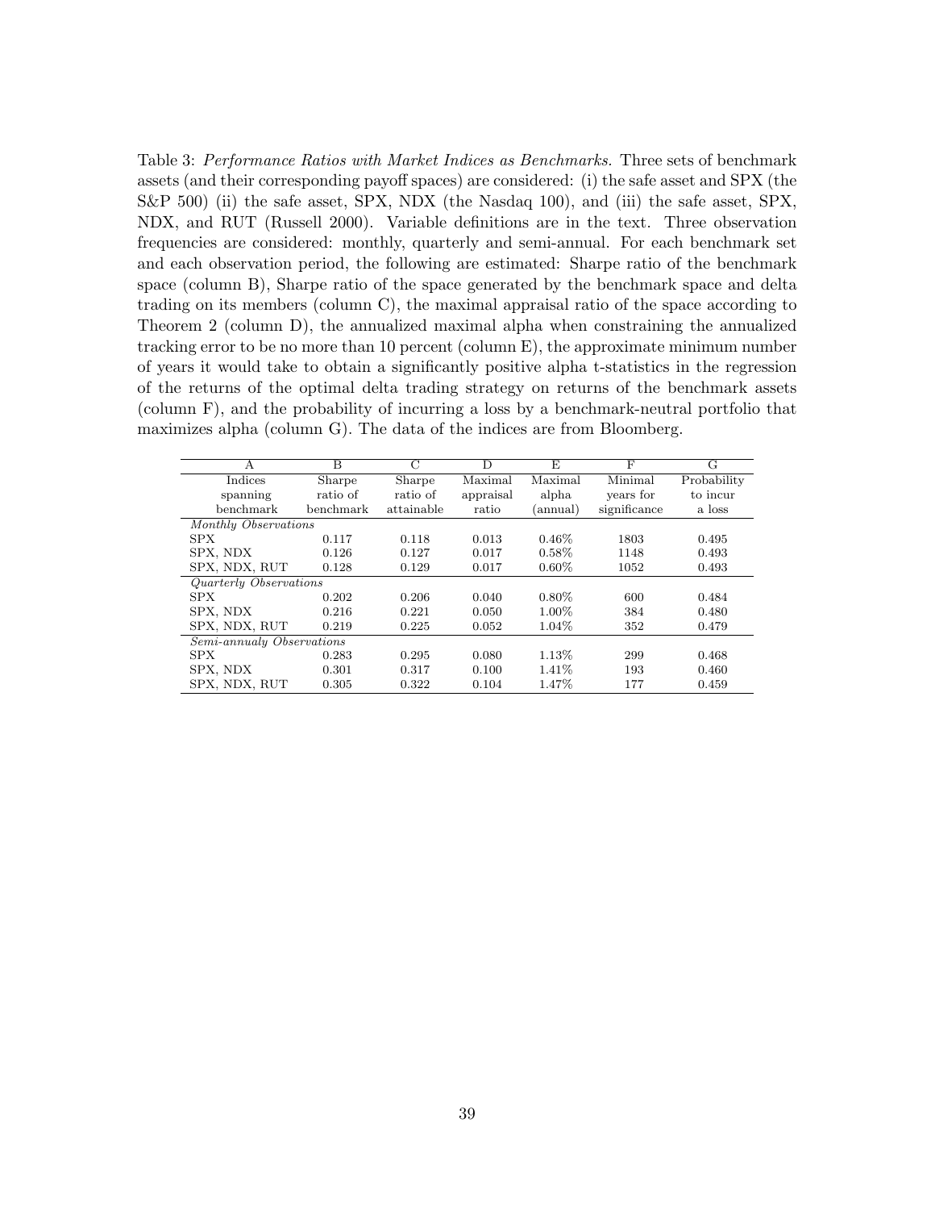Table 3: *Performance Ratios with Market Indices as Benchmarks.* Three sets of benchmark assets (and their corresponding payoff spaces) are considered: (i) the safe asset and SPX (the S&P 500) (ii) the safe asset, SPX, NDX (the Nasdaq 100), and (iii) the safe asset, SPX, NDX, and RUT (Russell 2000). Variable definitions are in the text. Three observation frequencies are considered: monthly, quarterly and semi-annual. For each benchmark set and each observation period, the following are estimated: Sharpe ratio of the benchmark space (column B), Sharpe ratio of the space generated by the benchmark space and delta trading on its members (column C), the maximal appraisal ratio of the space according to Theorem 2 (column D), the annualized maximal alpha when constraining the annualized tracking error to be no more than 10 percent (column E), the approximate minimum number of years it would take to obtain a significantly positive alpha t-statistics in the regression of the returns of the optimal delta trading strategy on returns of the benchmark assets (column F), and the probability of incurring a loss by a benchmark-neutral portfolio that maximizes alpha (column G). The data of the indices are from Bloomberg.

| A | B | C | D | E | F | G |
|---|---|---|---|---|---|---|
| Indices spanning benchmark | Sharpe ratio of benchmark | Sharpe ratio of attainable | Maximal appraisal ratio | Maximal alpha (annual) | Minimal years for significance | Probability to incur a loss |
| *Monthly Observations* | | | | | | |
| SPX | 0.117 | 0.118 | 0.013 | 0.46% | 1803 | 0.495 |
| SPX, NDX | 0.126 | 0.127 | 0.017 | 0.58% | 1148 | 0.493 |
| SPX, NDX, RUT | 0.128 | 0.129 | 0.017 | 0.60% | 1052 | 0.493 |
| *Quarterly Observations* | | | | | | |
| SPX | 0.202 | 0.206 | 0.040 | 0.80% | 600 | 0.484 |
| SPX, NDX | 0.216 | 0.221 | 0.050 | 1.00% | 384 | 0.480 |
| SPX, NDX, RUT | 0.219 | 0.225 | 0.052 | 1.04% | 352 | 0.479 |
| *Semi-annualy Observations* | | | | | | |
| SPX | 0.283 | 0.295 | 0.080 | 1.13% | 299 | 0.468 |
| SPX, NDX | 0.301 | 0.317 | 0.100 | 1.41% | 193 | 0.460 |
| SPX, NDX, RUT | 0.305 | 0.322 | 0.104 | 1.47% | 177 | 0.459 |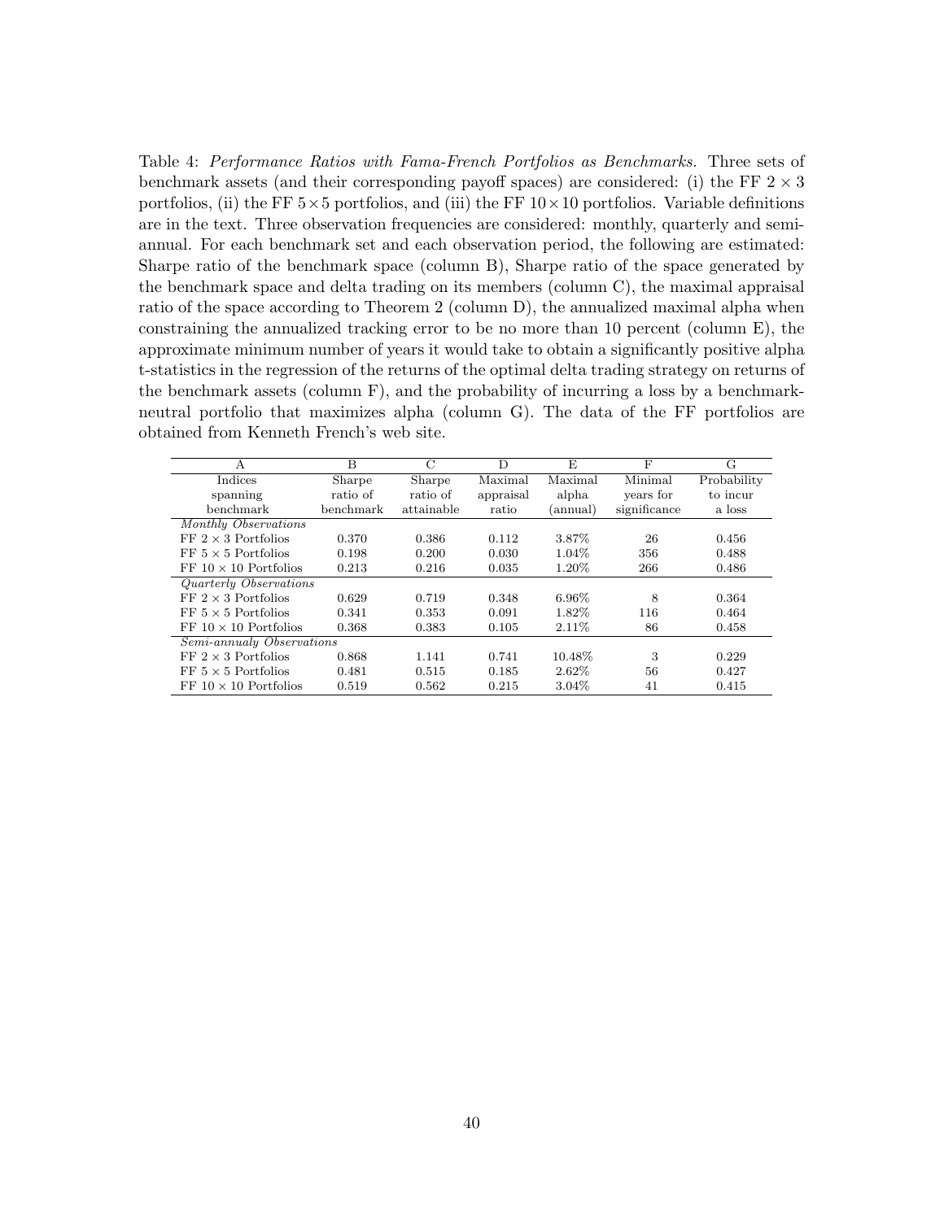Table 4: *Performance Ratios with Fama-French Portfolios as Benchmarks.* Three sets of benchmark assets (and their corresponding payoff spaces) are considered: (i) the FF $2 \times 3$ portfolios, (ii) the FF $5 \times 5$ portfolios, and (iii) the FF $10 \times 10$ portfolios. Variable definitions are in the text. Three observation frequencies are considered: monthly, quarterly and semi-annual. For each benchmark set and each observation period, the following are estimated: Sharpe ratio of the benchmark space (column B), Sharpe ratio of the space generated by the benchmark space and delta trading on its members (column C), the maximal appraisal ratio of the space according to Theorem 2 (column D), the annualized maximal alpha when constraining the annualized tracking error to be no more than 10 percent (column E), the approximate minimum number of years it would take to obtain a significantly positive alpha t-statistics in the regression of the returns of the optimal delta trading strategy on returns of the benchmark assets (column F), and the probability of incurring a loss by a benchmark-neutral portfolio that maximizes alpha (column G). The data of the FF portfolios are obtained from Kenneth French's web site.

| A | B | C | D | E | F | G |
|---|---|---|---|---|---|---|
| Indices spanning benchmark | Sharpe ratio of benchmark | Sharpe ratio of attainable | Maximal appraisal ratio | Maximal alpha (annual) | Minimal years for significance | Probability to incur a loss |
| *Monthly Observations* | | | | | | |
| FF $2 \times 3$ Portfolios | 0.370 | 0.386 | 0.112 | 3.87% | 26 | 0.456 |
| FF $5 \times 5$ Portfolios | 0.198 | 0.200 | 0.030 | 1.04% | 356 | 0.488 |
| FF $10 \times 10$ Portfolios | 0.213 | 0.216 | 0.035 | 1.20% | 266 | 0.486 |
| *Quarterly Observations* | | | | | | |
| FF $2 \times 3$ Portfolios | 0.629 | 0.719 | 0.348 | 6.96% | 8 | 0.364 |
| FF $5 \times 5$ Portfolios | 0.341 | 0.353 | 0.091 | 1.82% | 116 | 0.464 |
| FF $10 \times 10$ Portfolios | 0.368 | 0.383 | 0.105 | 2.11% | 86 | 0.458 |
| *Semi-annualy Observations* | | | | | | |
| FF $2 \times 3$ Portfolios | 0.868 | 1.141 | 0.741 | 10.48% | 3 | 0.229 |
| FF $5 \times 5$ Portfolios | 0.481 | 0.515 | 0.185 | 2.62% | 56 | 0.427 |
| FF $10 \times 10$ Portfolios | 0.519 | 0.562 | 0.215 | 3.04% | 41 | 0.415 |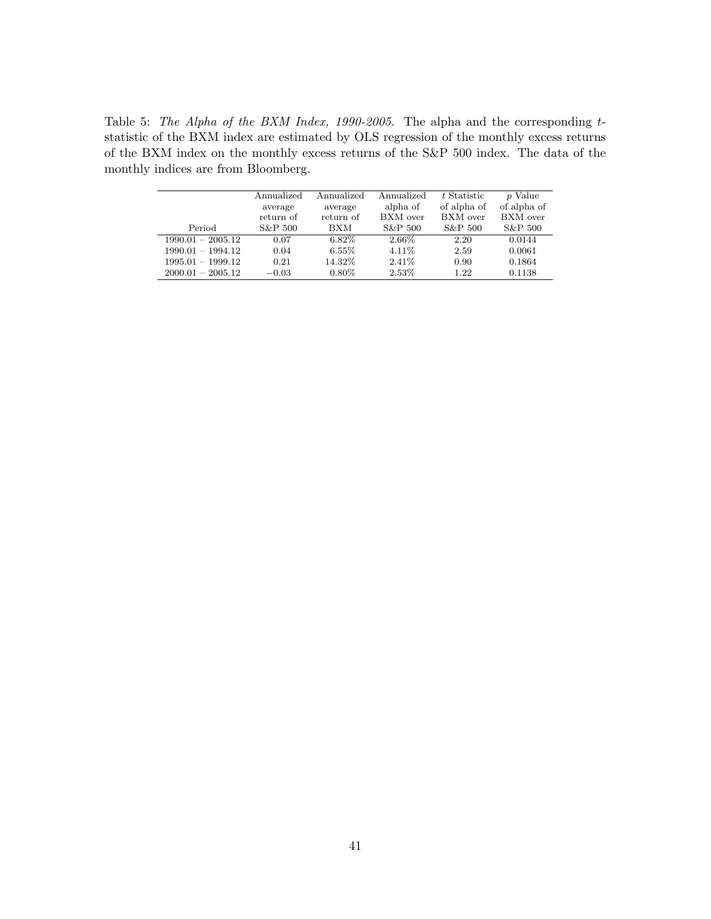Table 5: *The Alpha of the BXM Index, 1990-2005.* The alpha and the corresponding $t$-statistic of the BXM index are estimated by OLS regression of the monthly excess returns of the BXM index on the monthly excess returns of the S&P 500 index. The data of the monthly indices are from Bloomberg.

| Period | Annualized average return of S&P 500 | Annualized average return of BXM | Annualized alpha of BXM over S&P 500 | $t$ Statistic of alpha of BXM over S&P 500 | $p$ Value of alpha of BXM over S&P 500 |
|---|---|---|---|---|---|
| 1990.01 − 2005.12 | 0.07 | 6.82% | 2.66% | 2.20 | 0.0144 |
| 1990.01 − 1994.12 | 0.04 | 6.55% | 4.11% | 2.59 | 0.0061 |
| 1995.01 − 1999.12 | 0.21 | 14.32% | 2.41% | 0.90 | 0.1864 |
| 2000.01 − 2005.12 | −0.03 | 0.80% | 2.53% | 1.22 | 0.1138 |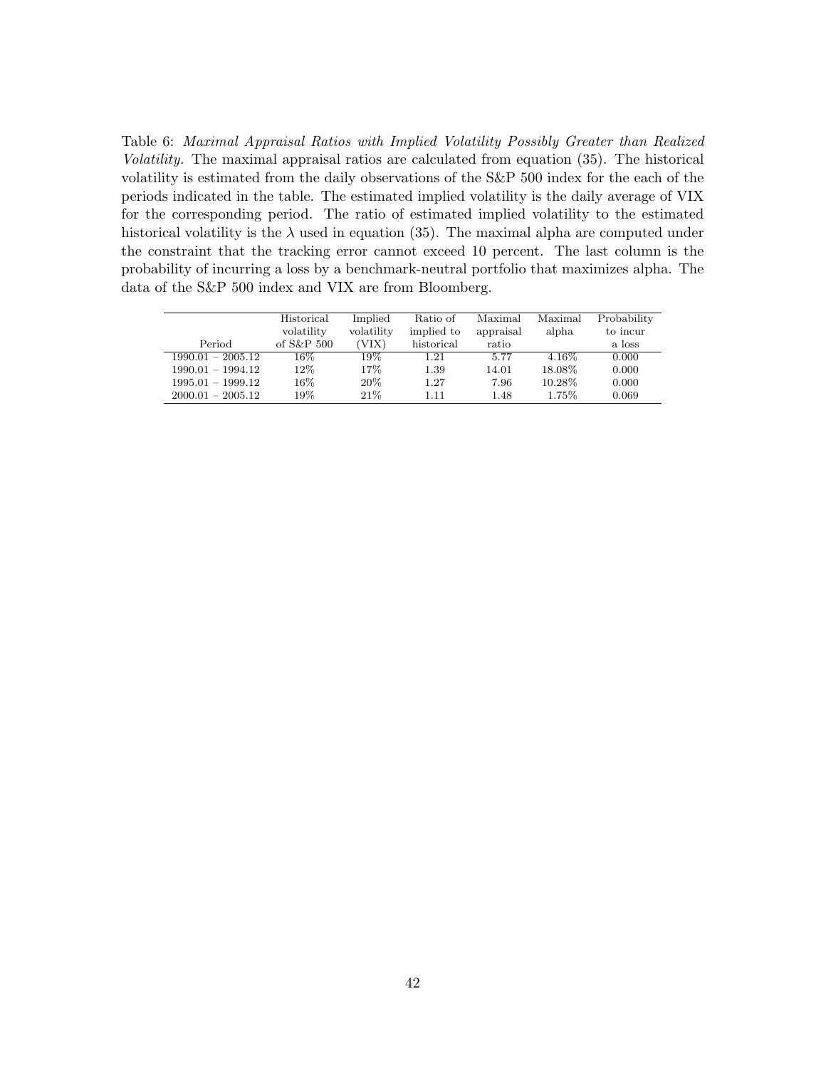Table 6: *Maximal Appraisal Ratios with Implied Volatility Possibly Greater than Realized Volatility.* The maximal appraisal ratios are calculated from equation (35). The historical volatility is estimated from the daily observations of the S&P 500 index for the each of the periods indicated in the table. The estimated implied volatility is the daily average of VIX for the corresponding period. The ratio of estimated implied volatility to the estimated historical volatility is the $\lambda$ used in equation (35). The maximal alpha are computed under the constraint that the tracking error cannot exceed 10 percent. The last column is the probability of incurring a loss by a benchmark-neutral portfolio that maximizes alpha. The data of the S&P 500 index and VIX are from Bloomberg.

| Period | Historical volatility of S&P 500 | Implied volatility (VIX) | Ratio of implied to historical | Maximal appraisal ratio | Maximal alpha | Probability to incur a loss |
|---|---|---|---|---|---|---|
| 1990.01 – 2005.12 | 16% | 19% | 1.21 | 5.77 | 4.16% | 0.000 |
| 1990.01 – 1994.12 | 12% | 17% | 1.39 | 14.01 | 18.08% | 0.000 |
| 1995.01 – 1999.12 | 16% | 20% | 1.27 | 7.96 | 10.28% | 0.000 |
| 2000.01 – 2005.12 | 19% | 21% | 1.11 | 1.48 | 1.75% | 0.069 |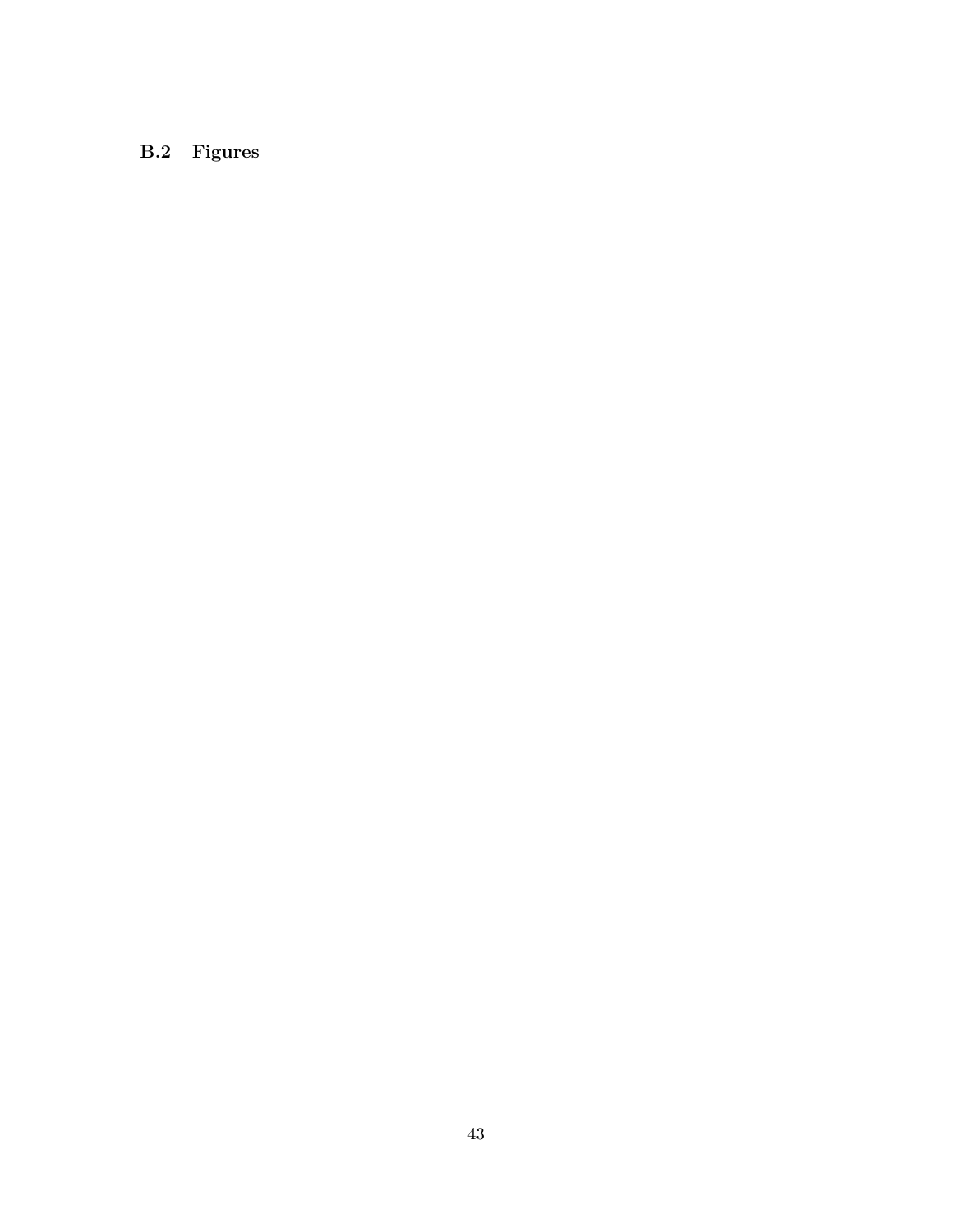### B.2 Figures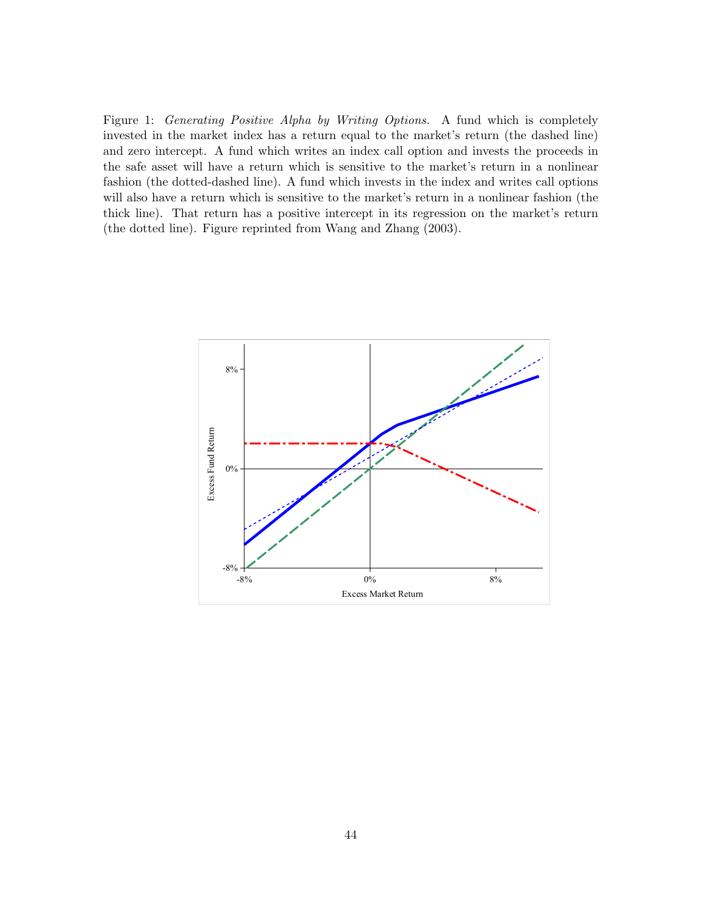Figure 1: *Generating Positive Alpha by Writing Options.* A fund which is completely invested in the market index has a return equal to the market's return (the dashed line) and zero intercept. A fund which writes an index call option and invests the proceeds in the safe asset will have a return which is sensitive to the market's return in a nonlinear fashion (the dotted-dashed line). A fund which invests in the index and writes call options will also have a return which is sensitive to the market's return in a nonlinear fashion (the thick line). That return has a positive intercept in its regression on the market's return (the dotted line). Figure reprinted from Wang and Zhang (2003).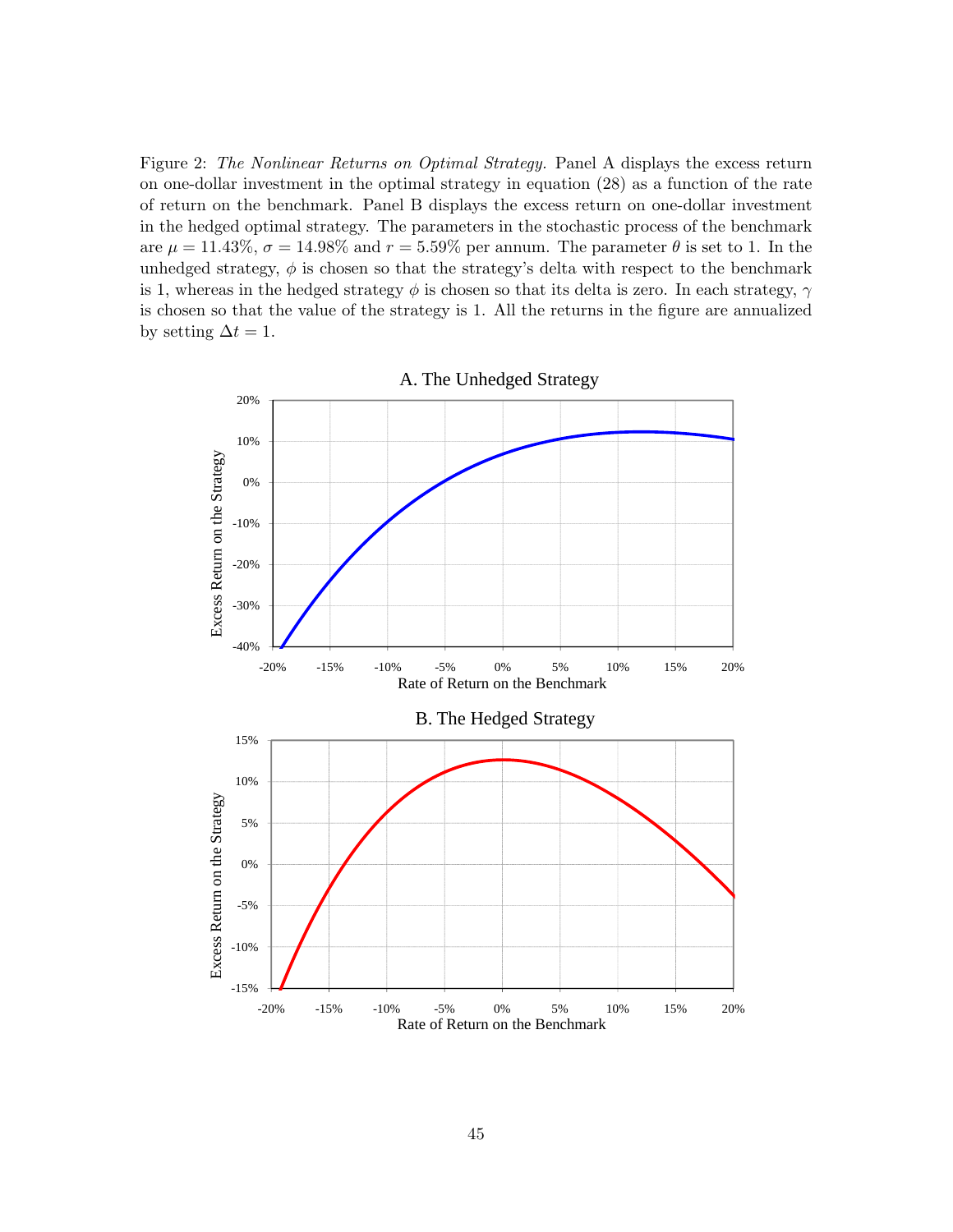Figure 2: *The Nonlinear Returns on Optimal Strategy.* Panel A displays the excess return on one-dollar investment in the optimal strategy in equation (28) as a function of the rate of return on the benchmark. Panel B displays the excess return on one-dollar investment in the hedged optimal strategy. The parameters in the stochastic process of the benchmark are $\mu = 11.43\%$, $\sigma = 14.98\%$ and $r = 5.59\%$ per annum. The parameter $\theta$ is set to 1. In the unhedged strategy, $\phi$ is chosen so that the strategy's delta with respect to the benchmark is 1, whereas in the hedged strategy $\phi$ is chosen so that its delta is zero. In each strategy, $\gamma$ is chosen so that the value of the strategy is 1. All the returns in the figure are annualized by setting $\Delta t = 1$.

A. The Unhedged Strategy

B. The Hedged Strategy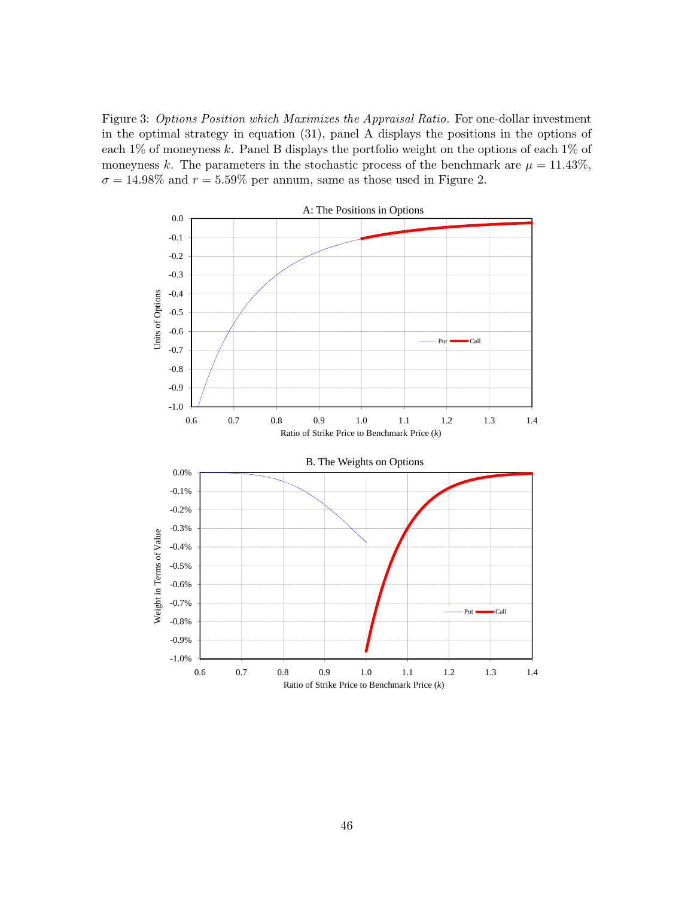Figure 3: *Options Position which Maximizes the Appraisal Ratio.* For one-dollar investment in the optimal strategy in equation (31), panel A displays the positions in the options of each 1% of moneyness $k$. Panel B displays the portfolio weight on the options of each 1% of moneyness $k$. The parameters in the stochastic process of the benchmark are $\mu = 11.43\%$, $\sigma = 14.98\%$ and $r = 5.59\%$ per annum, same as those used in Figure 2.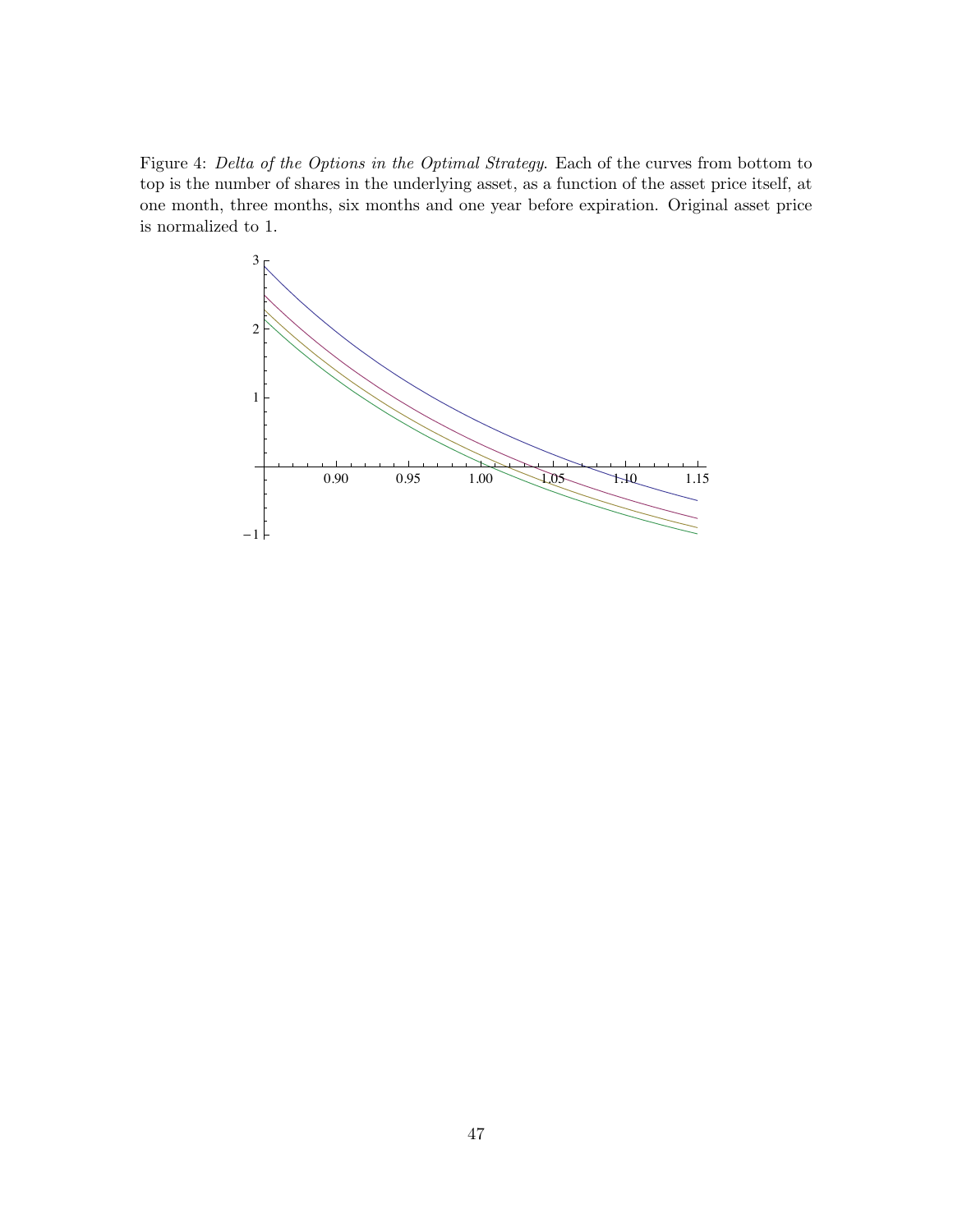Figure 4: *Delta of the Options in the Optimal Strategy*. Each of the curves from bottom to top is the number of shares in the underlying asset, as a function of the asset price itself, at one month, three months, six months and one year before expiration. Original asset price is normalized to 1.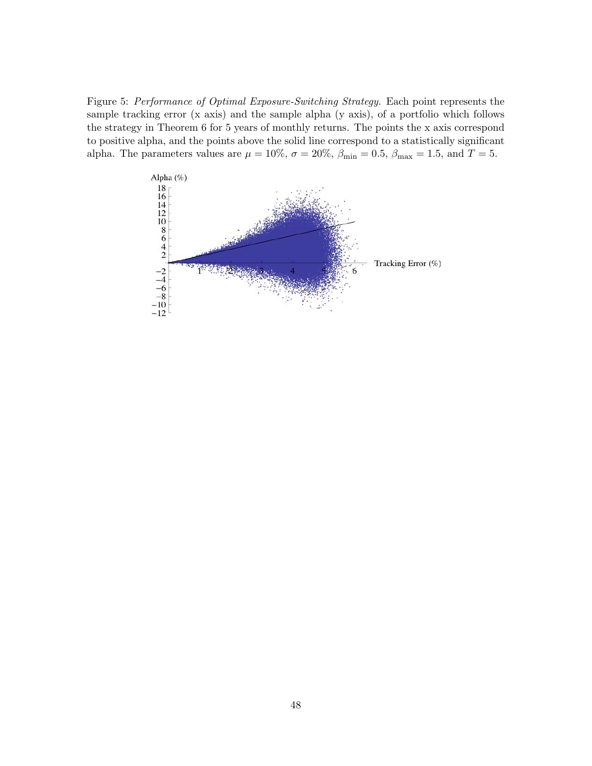Figure 5: *Performance of Optimal Exposure-Switching Strategy.* Each point represents the sample tracking error (x axis) and the sample alpha (y axis), of a portfolio which follows the strategy in Theorem 6 for 5 years of monthly returns. The points the x axis correspond to positive alpha, and the points above the solid line correspond to a statistically significant alpha. The parameters values are $\mu = 10\%$, $\sigma = 20\%$, $\beta_{\min} = 0.5$, $\beta_{\max} = 1.5$, and $T = 5$.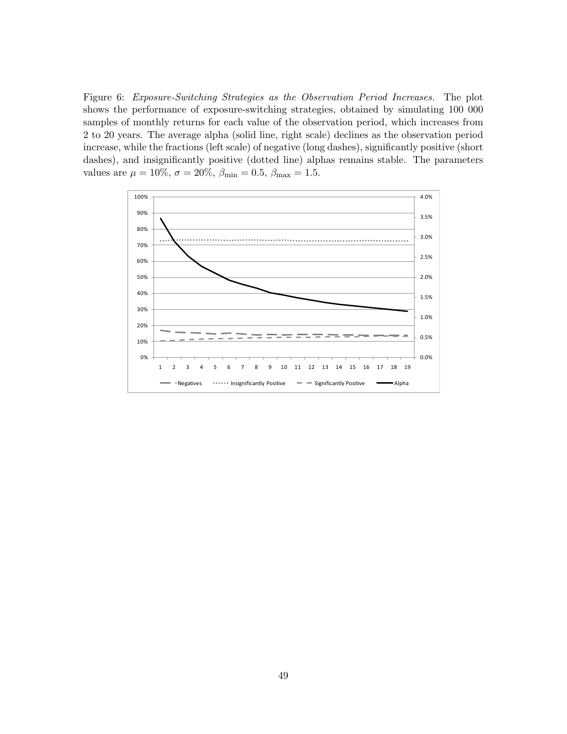Figure 6: *Exposure-Switching Strategies as the Observation Period Increases.* The plot shows the performance of exposure-switching strategies, obtained by simulating 100 000 samples of monthly returns for each value of the observation period, which increases from 2 to 20 years. The average alpha (solid line, right scale) declines as the observation period increase, while the fractions (left scale) of negative (long dashes), significantly positive (short dashes), and insignificantly positive (dotted line) alphas remains stable. The parameters values are $\mu = 10\%$, $\sigma = 20\%$, $\beta_{\min} = 0.5$, $\beta_{\max} = 1.5$.

100%
90%
80%
70%
60%
50%
40%
30%
20%
10%
0%

4.0%
3.5%
3.0%
2.5%
2.0%
1.5%
1.0%
0.5%
0.0%

1 2 3 4 5 6 7 8 9 10 11 12 13 14 15 16 17 18 19

Negatives
Insignificantly Positive
Significantly Positive
Alpha